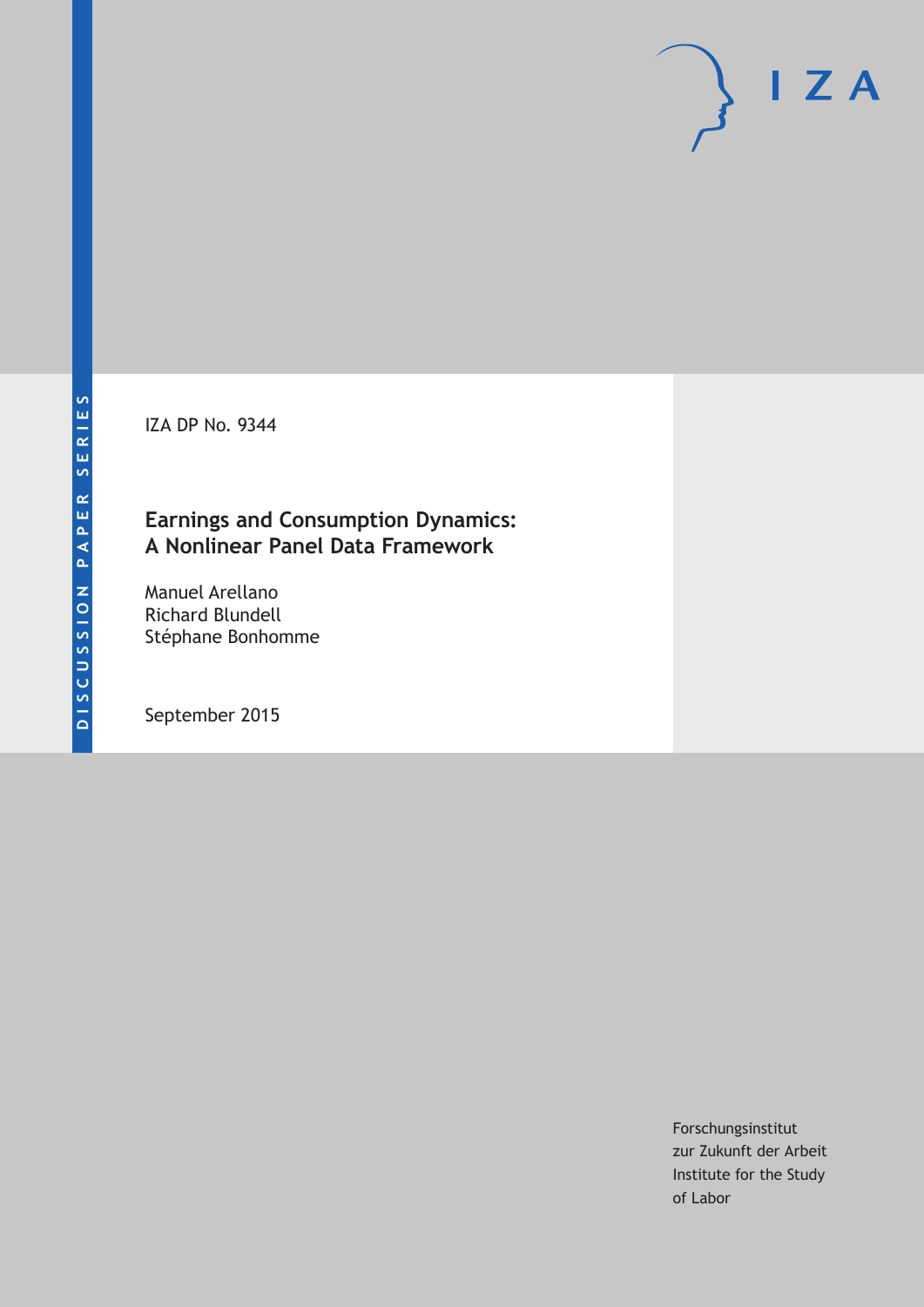DISCUSSION PAPER SERIES

IZA

IZA DP No. 9344

# Earnings and Consumption Dynamics: A Nonlinear Panel Data Framework

Manuel Arellano
Richard Blundell
Stéphane Bonhomme

September 2015

Forschungsinstitut
zur Zukunft der Arbeit
Institute for the Study
of Labor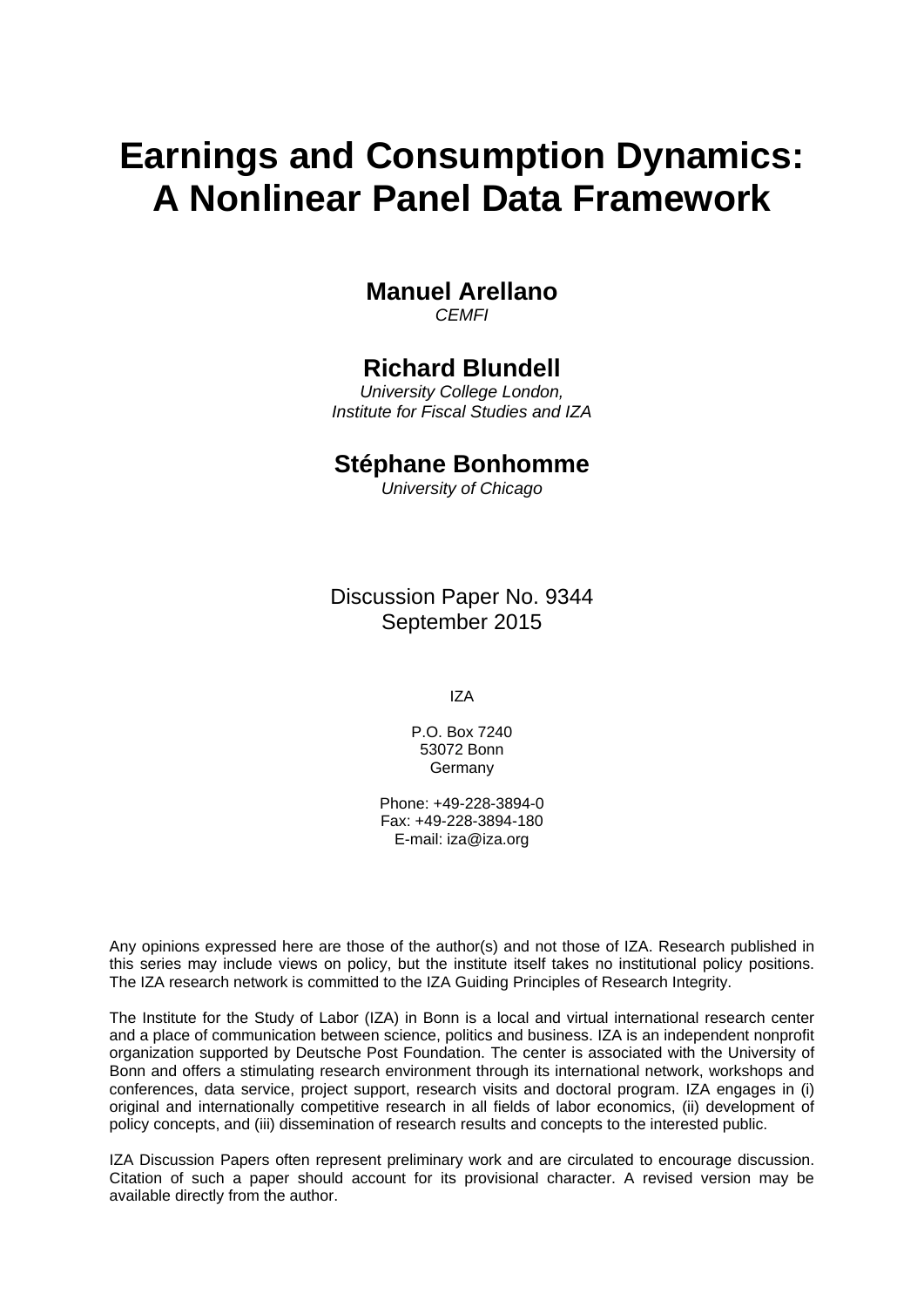# Earnings and Consumption Dynamics: A Nonlinear Panel Data Framework

**Manuel Arellano**
*CEMFI*

**Richard Blundell**
*University College London, Institute for Fiscal Studies and IZA*

**Stéphane Bonhomme**
*University of Chicago*

Discussion Paper No. 9344
September 2015

IZA

P.O. Box 7240
53072 Bonn
Germany

Phone: +49-228-3894-0
Fax: +49-228-3894-180
E-mail: iza@iza.org

Any opinions expressed here are those of the author(s) and not those of IZA. Research published in this series may include views on policy, but the institute itself takes no institutional policy positions. The IZA research network is committed to the IZA Guiding Principles of Research Integrity.

The Institute for the Study of Labor (IZA) in Bonn is a local and virtual international research center and a place of communication between science, politics and business. IZA is an independent nonprofit organization supported by Deutsche Post Foundation. The center is associated with the University of Bonn and offers a stimulating research environment through its international network, workshops and conferences, data service, project support, research visits and doctoral program. IZA engages in (i) original and internationally competitive research in all fields of labor economics, (ii) development of policy concepts, and (iii) dissemination of research results and concepts to the interested public.

IZA Discussion Papers often represent preliminary work and are circulated to encourage discussion. Citation of such a paper should account for its provisional character. A revised version may be available directly from the author.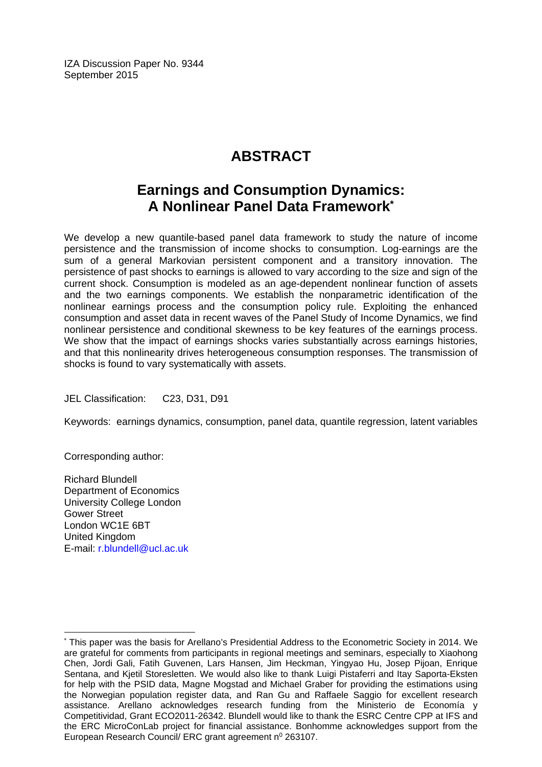IZA Discussion Paper No. 9344
September 2015

# ABSTRACT

## Earnings and Consumption Dynamics: A Nonlinear Panel Data Framework*

We develop a new quantile-based panel data framework to study the nature of income persistence and the transmission of income shocks to consumption. Log-earnings are the sum of a general Markovian persistent component and a transitory innovation. The persistence of past shocks to earnings is allowed to vary according to the size and sign of the current shock. Consumption is modeled as an age-dependent nonlinear function of assets and the two earnings components. We establish the nonparametric identification of the nonlinear earnings process and the consumption policy rule. Exploiting the enhanced consumption and asset data in recent waves of the Panel Study of Income Dynamics, we find nonlinear persistence and conditional skewness to be key features of the earnings process. We show that the impact of earnings shocks varies substantially across earnings histories, and that this nonlinearity drives heterogeneous consumption responses. The transmission of shocks is found to vary systematically with assets.

JEL Classification: C23, D31, D91

Keywords: earnings dynamics, consumption, panel data, quantile regression, latent variables

Corresponding author:

Richard Blundell
Department of Economics
University College London
Gower Street
London WC1E 6BT
United Kingdom
E-mail: r.blundell@ucl.ac.uk

---

* This paper was the basis for Arellano's Presidential Address to the Econometric Society in 2014. We are grateful for comments from participants in regional meetings and seminars, especially to Xiaohong Chen, Jordi Gali, Fatih Guvenen, Lars Hansen, Jim Heckman, Yingyao Hu, Josep Pijoan, Enrique Sentana, and Kjetil Storesletten. We would also like to thank Luigi Pistaferri and Itay Saporta-Eksten for help with the PSID data, Magne Mogstad and Michael Graber for providing the estimations using the Norwegian population register data, and Ran Gu and Raffaele Saggio for excellent research assistance. Arellano acknowledges research funding from the Ministerio de Economía y Competitividad, Grant ECO2011-26342. Blundell would like to thank the ESRC Centre CPP at IFS and the ERC MicroConLab project for financial assistance. Bonhomme acknowledges support from the European Research Council/ ERC grant agreement n[0] 263107.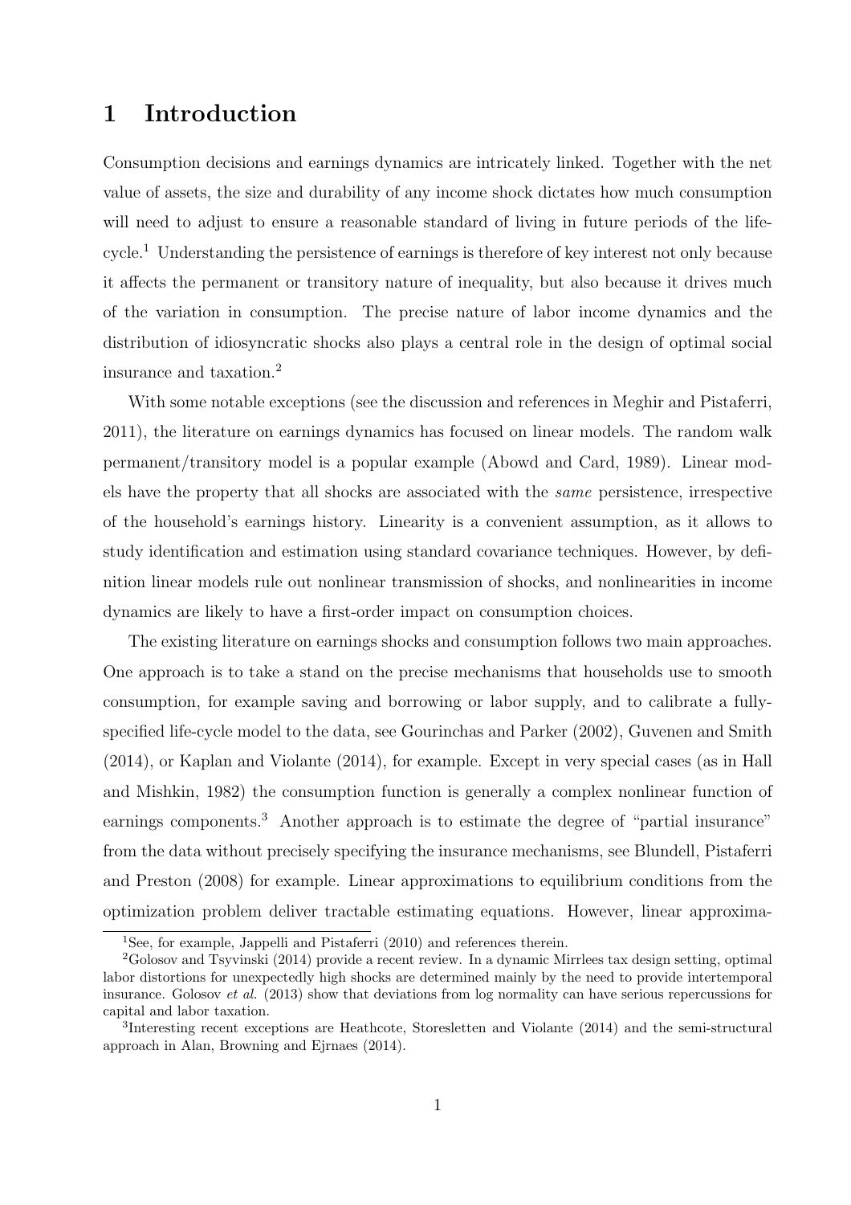# 1 Introduction

Consumption decisions and earnings dynamics are intricately linked. Together with the net value of assets, the size and durability of any income shock dictates how much consumption will need to adjust to ensure a reasonable standard of living in future periods of the life-cycle.[1] Understanding the persistence of earnings is therefore of key interest not only because it affects the permanent or transitory nature of inequality, but also because it drives much of the variation in consumption. The precise nature of labor income dynamics and the distribution of idiosyncratic shocks also plays a central role in the design of optimal social insurance and taxation.[2]

With some notable exceptions (see the discussion and references in Meghir and Pistaferri, 2011), the literature on earnings dynamics has focused on linear models. The random walk permanent/transitory model is a popular example (Abowd and Card, 1989). Linear models have the property that all shocks are associated with the *same* persistence, irrespective of the household's earnings history. Linearity is a convenient assumption, as it allows to study identification and estimation using standard covariance techniques. However, by definition linear models rule out nonlinear transmission of shocks, and nonlinearities in income dynamics are likely to have a first-order impact on consumption choices.

The existing literature on earnings shocks and consumption follows two main approaches. One approach is to take a stand on the precise mechanisms that households use to smooth consumption, for example saving and borrowing or labor supply, and to calibrate a fully-specified life-cycle model to the data, see Gourinchas and Parker (2002), Guvenen and Smith (2014), or Kaplan and Violante (2014), for example. Except in very special cases (as in Hall and Mishkin, 1982) the consumption function is generally a complex nonlinear function of earnings components.[3] Another approach is to estimate the degree of "partial insurance" from the data without precisely specifying the insurance mechanisms, see Blundell, Pistaferri and Preston (2008) for example. Linear approximations to equilibrium conditions from the optimization problem deliver tractable estimating equations. However, linear approxima-

[1] See, for example, Jappelli and Pistaferri (2010) and references therein.

[2] Golosov and Tsyvinski (2014) provide a recent review. In a dynamic Mirrlees tax design setting, optimal labor distortions for unexpectedly high shocks are determined mainly by the need to provide intertemporal insurance. Golosov *et al.* (2013) show that deviations from log normality can have serious repercussions for capital and labor taxation.

[3] Interesting recent exceptions are Heathcote, Storesletten and Violante (2014) and the semi-structural approach in Alan, Browning and Ejrnaes (2014).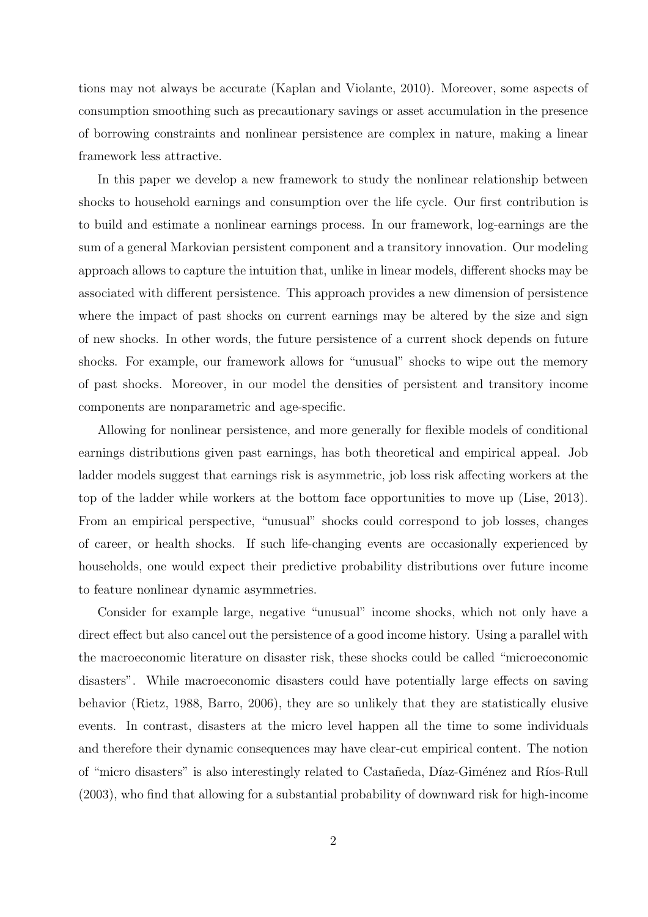tions may not always be accurate (Kaplan and Violante, 2010). Moreover, some aspects of consumption smoothing such as precautionary savings or asset accumulation in the presence of borrowing constraints and nonlinear persistence are complex in nature, making a linear framework less attractive.

In this paper we develop a new framework to study the nonlinear relationship between shocks to household earnings and consumption over the life cycle. Our first contribution is to build and estimate a nonlinear earnings process. In our framework, log-earnings are the sum of a general Markovian persistent component and a transitory innovation. Our modeling approach allows to capture the intuition that, unlike in linear models, different shocks may be associated with different persistence. This approach provides a new dimension of persistence where the impact of past shocks on current earnings may be altered by the size and sign of new shocks. In other words, the future persistence of a current shock depends on future shocks. For example, our framework allows for "unusual" shocks to wipe out the memory of past shocks. Moreover, in our model the densities of persistent and transitory income components are nonparametric and age-specific.

Allowing for nonlinear persistence, and more generally for flexible models of conditional earnings distributions given past earnings, has both theoretical and empirical appeal. Job ladder models suggest that earnings risk is asymmetric, job loss risk affecting workers at the top of the ladder while workers at the bottom face opportunities to move up (Lise, 2013). From an empirical perspective, "unusual" shocks could correspond to job losses, changes of career, or health shocks. If such life-changing events are occasionally experienced by households, one would expect their predictive probability distributions over future income to feature nonlinear dynamic asymmetries.

Consider for example large, negative "unusual" income shocks, which not only have a direct effect but also cancel out the persistence of a good income history. Using a parallel with the macroeconomic literature on disaster risk, these shocks could be called "microeconomic disasters". While macroeconomic disasters could have potentially large effects on saving behavior (Rietz, 1988, Barro, 2006), they are so unlikely that they are statistically elusive events. In contrast, disasters at the micro level happen all the time to some individuals and therefore their dynamic consequences may have clear-cut empirical content. The notion of "micro disasters" is also interestingly related to Castañeda, Díaz-Giménez and Ríos-Rull (2003), who find that allowing for a substantial probability of downward risk for high-income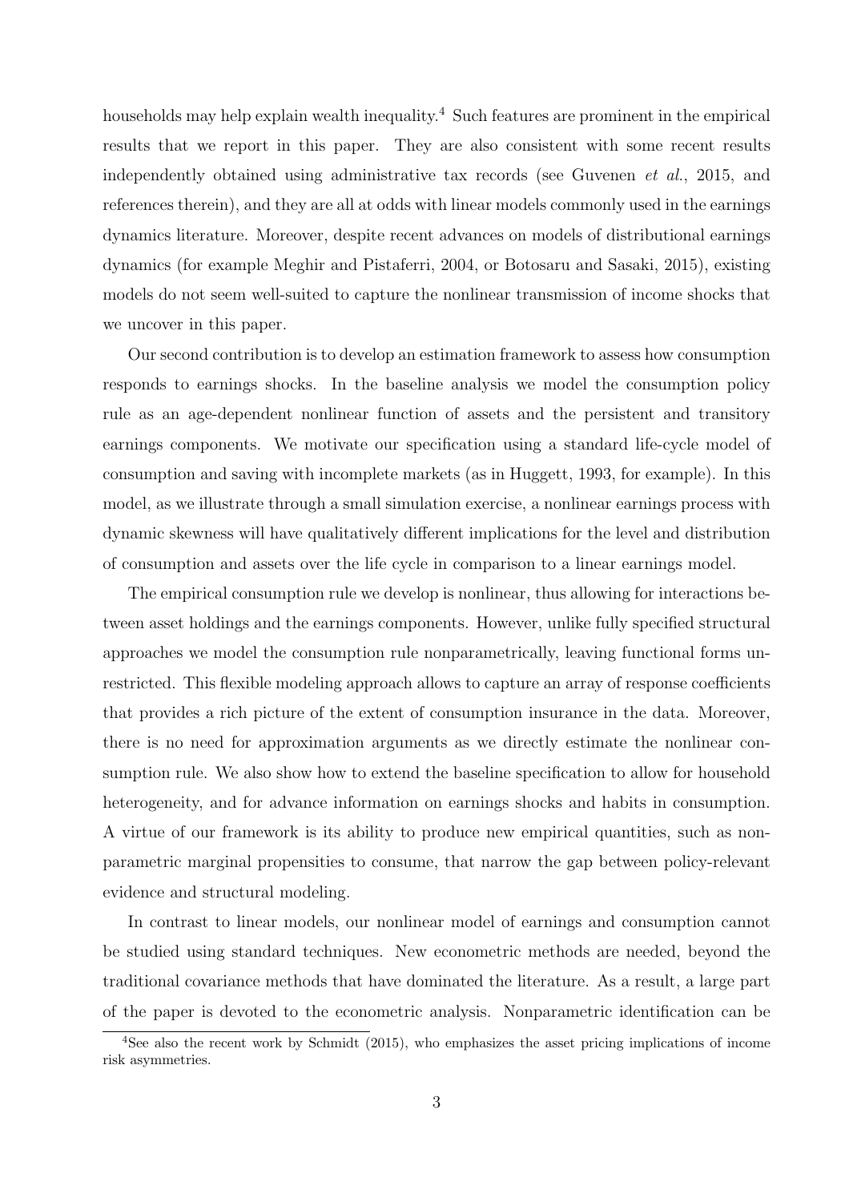households may help explain wealth inequality.[4] Such features are prominent in the empirical results that we report in this paper. They are also consistent with some recent results independently obtained using administrative tax records (see Guvenen *et al.*, 2015, and references therein), and they are all at odds with linear models commonly used in the earnings dynamics literature. Moreover, despite recent advances on models of distributional earnings dynamics (for example Meghir and Pistaferri, 2004, or Botosaru and Sasaki, 2015), existing models do not seem well-suited to capture the nonlinear transmission of income shocks that we uncover in this paper.

Our second contribution is to develop an estimation framework to assess how consumption responds to earnings shocks. In the baseline analysis we model the consumption policy rule as an age-dependent nonlinear function of assets and the persistent and transitory earnings components. We motivate our specification using a standard life-cycle model of consumption and saving with incomplete markets (as in Huggett, 1993, for example). In this model, as we illustrate through a small simulation exercise, a nonlinear earnings process with dynamic skewness will have qualitatively different implications for the level and distribution of consumption and assets over the life cycle in comparison to a linear earnings model.

The empirical consumption rule we develop is nonlinear, thus allowing for interactions between asset holdings and the earnings components. However, unlike fully specified structural approaches we model the consumption rule nonparametrically, leaving functional forms unrestricted. This flexible modeling approach allows to capture an array of response coefficients that provides a rich picture of the extent of consumption insurance in the data. Moreover, there is no need for approximation arguments as we directly estimate the nonlinear consumption rule. We also show how to extend the baseline specification to allow for household heterogeneity, and for advance information on earnings shocks and habits in consumption. A virtue of our framework is its ability to produce new empirical quantities, such as nonparametric marginal propensities to consume, that narrow the gap between policy-relevant evidence and structural modeling.

In contrast to linear models, our nonlinear model of earnings and consumption cannot be studied using standard techniques. New econometric methods are needed, beyond the traditional covariance methods that have dominated the literature. As a result, a large part of the paper is devoted to the econometric analysis. Nonparametric identification can be

[4] See also the recent work by Schmidt (2015), who emphasizes the asset pricing implications of income risk asymmetries.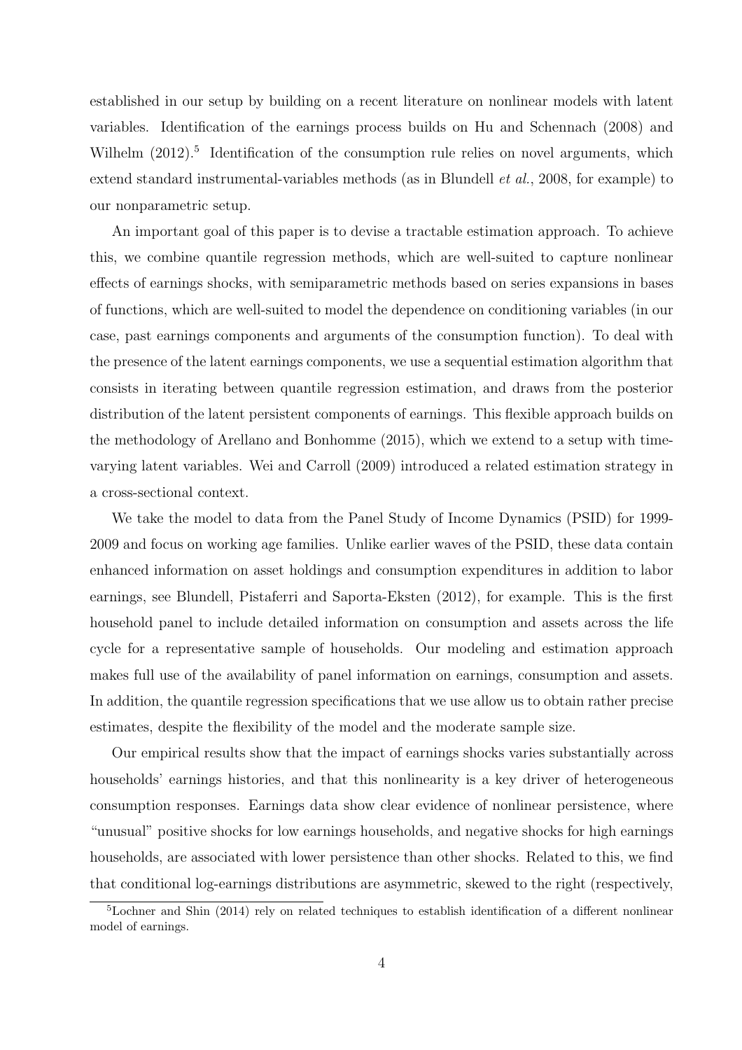established in our setup by building on a recent literature on nonlinear models with latent variables. Identification of the earnings process builds on Hu and Schennach (2008) and Wilhelm (2012).[5] Identification of the consumption rule relies on novel arguments, which extend standard instrumental-variables methods (as in Blundell *et al.*, 2008, for example) to our nonparametric setup.

An important goal of this paper is to devise a tractable estimation approach. To achieve this, we combine quantile regression methods, which are well-suited to capture nonlinear effects of earnings shocks, with semiparametric methods based on series expansions in bases of functions, which are well-suited to model the dependence on conditioning variables (in our case, past earnings components and arguments of the consumption function). To deal with the presence of the latent earnings components, we use a sequential estimation algorithm that consists in iterating between quantile regression estimation, and draws from the posterior distribution of the latent persistent components of earnings. This flexible approach builds on the methodology of Arellano and Bonhomme (2015), which we extend to a setup with time-varying latent variables. Wei and Carroll (2009) introduced a related estimation strategy in a cross-sectional context.

We take the model to data from the Panel Study of Income Dynamics (PSID) for 1999-2009 and focus on working age families. Unlike earlier waves of the PSID, these data contain enhanced information on asset holdings and consumption expenditures in addition to labor earnings, see Blundell, Pistaferri and Saporta-Eksten (2012), for example. This is the first household panel to include detailed information on consumption and assets across the life cycle for a representative sample of households. Our modeling and estimation approach makes full use of the availability of panel information on earnings, consumption and assets. In addition, the quantile regression specifications that we use allow us to obtain rather precise estimates, despite the flexibility of the model and the moderate sample size.

Our empirical results show that the impact of earnings shocks varies substantially across households' earnings histories, and that this nonlinearity is a key driver of heterogeneous consumption responses. Earnings data show clear evidence of nonlinear persistence, where "unusual" positive shocks for low earnings households, and negative shocks for high earnings households, are associated with lower persistence than other shocks. Related to this, we find that conditional log-earnings distributions are asymmetric, skewed to the right (respectively,

[5] Lochner and Shin (2014) rely on related techniques to establish identification of a different nonlinear model of earnings.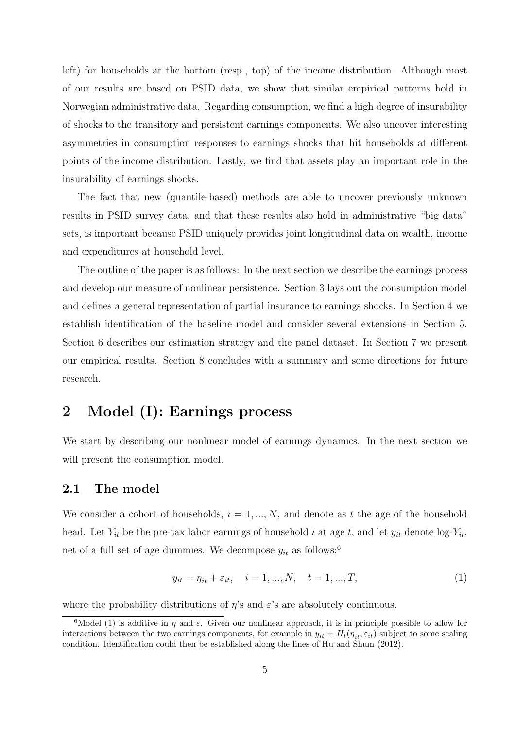left) for households at the bottom (resp., top) of the income distribution. Although most of our results are based on PSID data, we show that similar empirical patterns hold in Norwegian administrative data. Regarding consumption, we find a high degree of insurability of shocks to the transitory and persistent earnings components. We also uncover interesting asymmetries in consumption responses to earnings shocks that hit households at different points of the income distribution. Lastly, we find that assets play an important role in the insurability of earnings shocks.

The fact that new (quantile-based) methods are able to uncover previously unknown results in PSID survey data, and that these results also hold in administrative "big data" sets, is important because PSID uniquely provides joint longitudinal data on wealth, income and expenditures at household level.

The outline of the paper is as follows: In the next section we describe the earnings process and develop our measure of nonlinear persistence. Section 3 lays out the consumption model and defines a general representation of partial insurance to earnings shocks. In Section 4 we establish identification of the baseline model and consider several extensions in Section 5. Section 6 describes our estimation strategy and the panel dataset. In Section 7 we present our empirical results. Section 8 concludes with a summary and some directions for future research.

# 2 Model (I): Earnings process

We start by describing our nonlinear model of earnings dynamics. In the next section we will present the consumption model.

## 2.1 The model

We consider a cohort of households, $i = 1, ..., N$, and denote as $t$ the age of the household head. Let $Y_{it}$ be the pre-tax labor earnings of household $i$ at age $t$, and let $y_{it}$ denote log-$Y_{it}$, net of a full set of age dummies. We decompose $y_{it}$ as follows:[6]

$$y_{it} = \eta_{it} + \varepsilon_{it}, \quad i = 1, ..., N, \quad t = 1, ..., T, \tag{1}$$

where the probability distributions of $\eta$'s and $\varepsilon$'s are absolutely continuous.

[6] Model (1) is additive in $\eta$ and $\varepsilon$. Given our nonlinear approach, it is in principle possible to allow for interactions between the two earnings components, for example in $y_{it} = H_t(\eta_{it}, \varepsilon_{it})$ subject to some scaling condition. Identification could then be established along the lines of Hu and Shum (2012).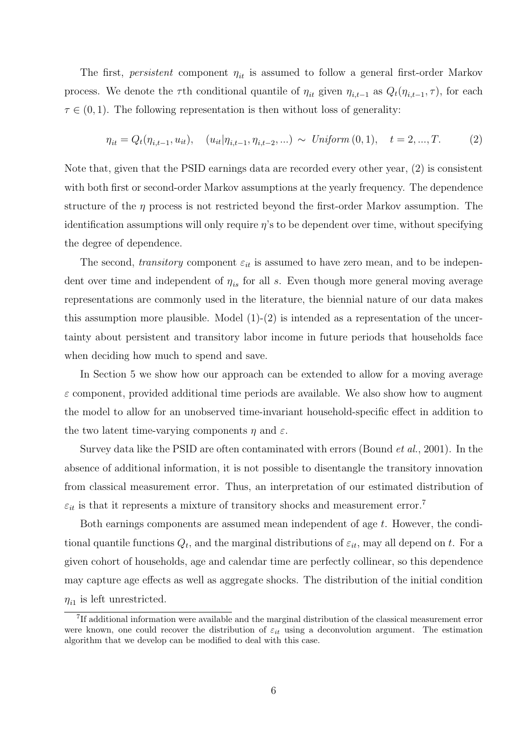The first, *persistent* component $\eta_{it}$ is assumed to follow a general first-order Markov process. We denote the $\tau$th conditional quantile of $\eta_{it}$ given $\eta_{i,t-1}$ as $Q_t(\eta_{i,t-1}, \tau)$, for each $\tau \in (0,1)$. The following representation is then without loss of generality:

$$\eta_{it} = Q_t(\eta_{i,t-1}, u_{it}), \quad (u_{it}|\eta_{i,t-1}, \eta_{i,t-2}, ...) \sim \textit{Uniform}\,(0,1), \quad t = 2, ..., T. \tag{2}$$

Note that, given that the PSID earnings data are recorded every other year, (2) is consistent with both first or second-order Markov assumptions at the yearly frequency. The dependence structure of the $\eta$ process is not restricted beyond the first-order Markov assumption. The identification assumptions will only require $\eta$'s to be dependent over time, without specifying the degree of dependence.

The second, *transitory* component $\varepsilon_{it}$ is assumed to have zero mean, and to be independent over time and independent of $\eta_{is}$ for all $s$. Even though more general moving average representations are commonly used in the literature, the biennial nature of our data makes this assumption more plausible. Model (1)-(2) is intended as a representation of the uncertainty about persistent and transitory labor income in future periods that households face when deciding how much to spend and save.

In Section 5 we show how our approach can be extended to allow for a moving average $\varepsilon$ component, provided additional time periods are available. We also show how to augment the model to allow for an unobserved time-invariant household-specific effect in addition to the two latent time-varying components $\eta$ and $\varepsilon$.

Survey data like the PSID are often contaminated with errors (Bound *et al.*, 2001). In the absence of additional information, it is not possible to disentangle the transitory innovation from classical measurement error. Thus, an interpretation of our estimated distribution of $\varepsilon_{it}$ is that it represents a mixture of transitory shocks and measurement error.[7]

Both earnings components are assumed mean independent of age $t$. However, the conditional quantile functions $Q_t$, and the marginal distributions of $\varepsilon_{it}$, may all depend on $t$. For a given cohort of households, age and calendar time are perfectly collinear, so this dependence may capture age effects as well as aggregate shocks. The distribution of the initial condition $\eta_{i1}$ is left unrestricted.

[7] If additional information were available and the marginal distribution of the classical measurement error were known, one could recover the distribution of $\varepsilon_{it}$ using a deconvolution argument. The estimation algorithm that we develop can be modified to deal with this case.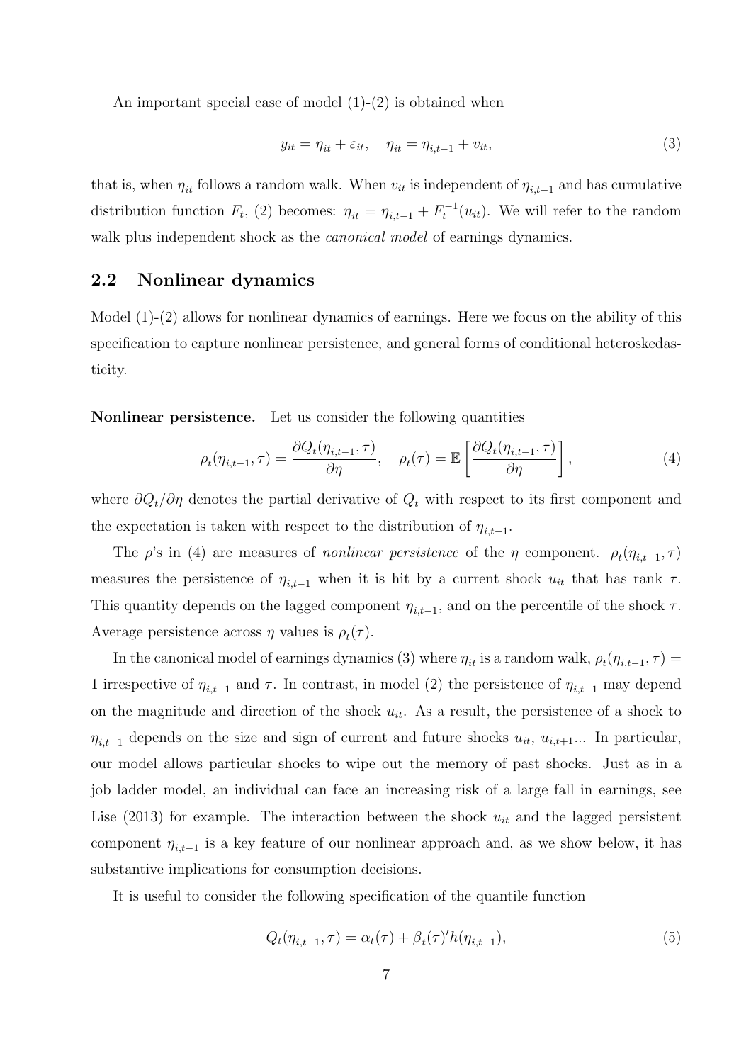An important special case of model (1)-(2) is obtained when

$$y_{it} = \eta_{it} + \varepsilon_{it}, \quad \eta_{it} = \eta_{i,t-1} + v_{it}, \tag{3}$$

that is, when $\eta_{it}$ follows a random walk. When $v_{it}$ is independent of $\eta_{i,t-1}$ and has cumulative distribution function $F_t$, (2) becomes: $\eta_{it} = \eta_{i,t-1} + F_t^{-1}(u_{it})$. We will refer to the random walk plus independent shock as the *canonical model* of earnings dynamics.

## 2.2 Nonlinear dynamics

Model (1)-(2) allows for nonlinear dynamics of earnings. Here we focus on the ability of this specification to capture nonlinear persistence, and general forms of conditional heteroskedasticity.

**Nonlinear persistence.** Let us consider the following quantities

$$\rho_t(\eta_{i,t-1}, \tau) = \frac{\partial Q_t(\eta_{i,t-1}, \tau)}{\partial \eta}, \quad \rho_t(\tau) = \mathbb{E}\left[\frac{\partial Q_t(\eta_{i,t-1}, \tau)}{\partial \eta}\right], \tag{4}$$

where $\partial Q_t / \partial \eta$ denotes the partial derivative of $Q_t$ with respect to its first component and the expectation is taken with respect to the distribution of $\eta_{i,t-1}$.

The $\rho$'s in (4) are measures of *nonlinear persistence* of the $\eta$ component. $\rho_t(\eta_{i,t-1}, \tau)$ measures the persistence of $\eta_{i,t-1}$ when it is hit by a current shock $u_{it}$ that has rank $\tau$. This quantity depends on the lagged component $\eta_{i,t-1}$, and on the percentile of the shock $\tau$. Average persistence across $\eta$ values is $\rho_t(\tau)$.

In the canonical model of earnings dynamics (3) where $\eta_{it}$ is a random walk, $\rho_t(\eta_{i,t-1}, \tau) = 1$ irrespective of $\eta_{i,t-1}$ and $\tau$. In contrast, in model (2) the persistence of $\eta_{i,t-1}$ may depend on the magnitude and direction of the shock $u_{it}$. As a result, the persistence of a shock to $\eta_{i,t-1}$ depends on the size and sign of current and future shocks $u_{it}$, $u_{i,t+1}$... In particular, our model allows particular shocks to wipe out the memory of past shocks. Just as in a job ladder model, an individual can face an increasing risk of a large fall in earnings, see Lise (2013) for example. The interaction between the shock $u_{it}$ and the lagged persistent component $\eta_{i,t-1}$ is a key feature of our nonlinear approach and, as we show below, it has substantive implications for consumption decisions.

It is useful to consider the following specification of the quantile function

$$Q_t(\eta_{i,t-1}, \tau) = \alpha_t(\tau) + \beta_t(\tau)' h(\eta_{i,t-1}), \tag{5}$$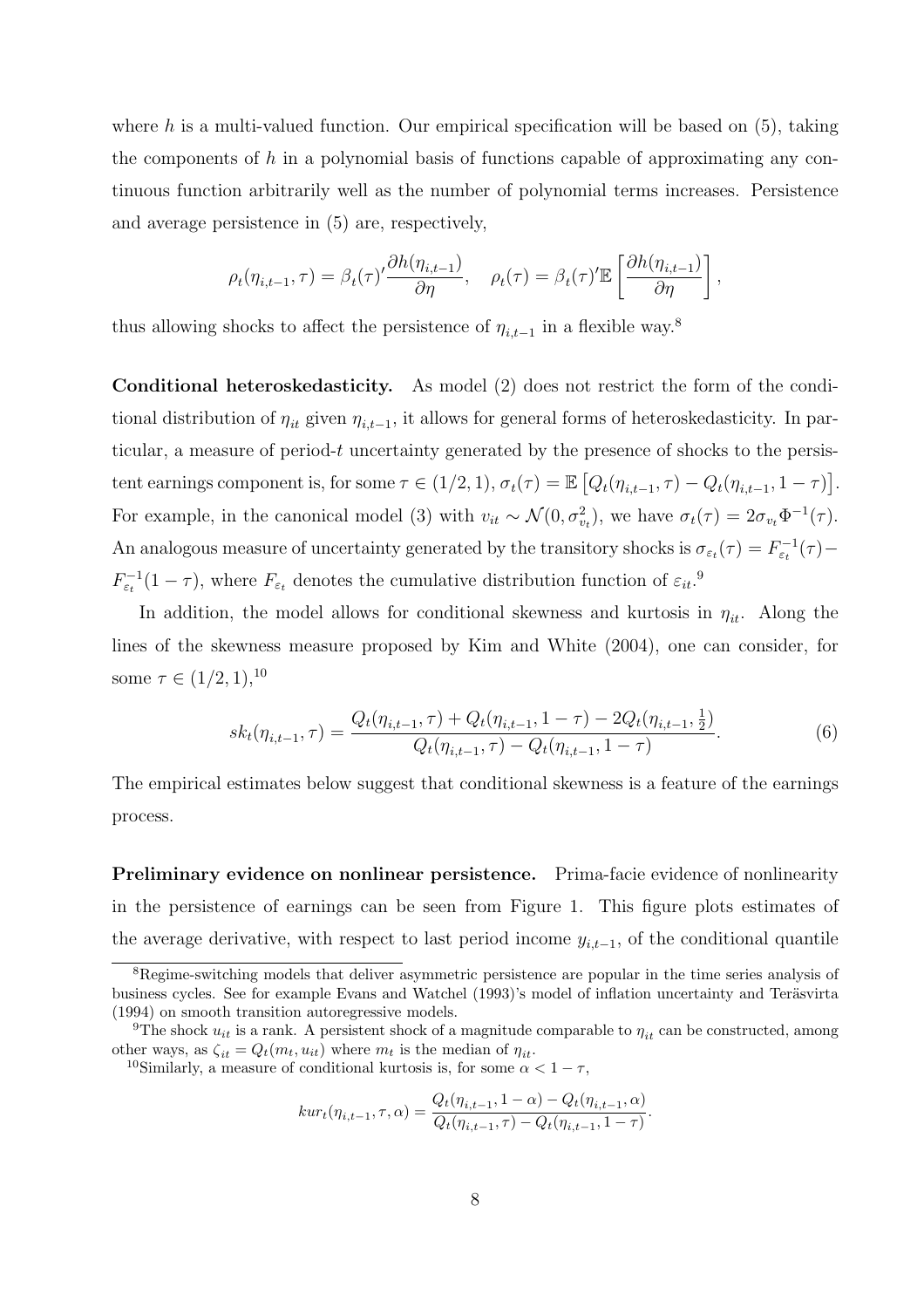where $h$ is a multi-valued function. Our empirical specification will be based on (5), taking the components of $h$ in a polynomial basis of functions capable of approximating any continuous function arbitrarily well as the number of polynomial terms increases. Persistence and average persistence in (5) are, respectively,

$$\rho_t(\eta_{i,t-1}, \tau) = \beta_t(\tau)' \frac{\partial h(\eta_{i,t-1})}{\partial \eta}, \quad \rho_t(\tau) = \beta_t(\tau)' \mathbb{E}\left[\frac{\partial h(\eta_{i,t-1})}{\partial \eta}\right],$$

thus allowing shocks to affect the persistence of $\eta_{i,t-1}$ in a flexible way.[8]

**Conditional heteroskedasticity.** As model (2) does not restrict the form of the conditional distribution of $\eta_{it}$ given $\eta_{i,t-1}$, it allows for general forms of heteroskedasticity. In particular, a measure of period-$t$ uncertainty generated by the presence of shocks to the persistent earnings component is, for some $\tau \in (1/2, 1)$, $\sigma_t(\tau) = \mathbb{E}\left[Q_t(\eta_{i,t-1}, \tau) - Q_t(\eta_{i,t-1}, 1-\tau)\right]$. For example, in the canonical model (3) with $v_{it} \sim \mathcal{N}(0, \sigma_{v_t}^2)$, we have $\sigma_t(\tau) = 2\sigma_{v_t}\Phi^{-1}(\tau)$. An analogous measure of uncertainty generated by the transitory shocks is $\sigma_{\varepsilon_t}(\tau) = F_{\varepsilon_t}^{-1}(\tau) - F_{\varepsilon_t}^{-1}(1-\tau)$, where $F_{\varepsilon_t}$ denotes the cumulative distribution function of $\varepsilon_{it}$.[9]

In addition, the model allows for conditional skewness and kurtosis in $\eta_{it}$. Along the lines of the skewness measure proposed by Kim and White (2004), one can consider, for some $\tau \in (1/2, 1)$,[10]

$$sk_t(\eta_{i,t-1}, \tau) = \frac{Q_t(\eta_{i,t-1}, \tau) + Q_t(\eta_{i,t-1}, 1-\tau) - 2Q_t(\eta_{i,t-1}, \frac{1}{2})}{Q_t(\eta_{i,t-1}, \tau) - Q_t(\eta_{i,t-1}, 1-\tau)}. \tag{6}$$

The empirical estimates below suggest that conditional skewness is a feature of the earnings process.

**Preliminary evidence on nonlinear persistence.** Prima-facie evidence of nonlinearity in the persistence of earnings can be seen from Figure 1. This figure plots estimates of the average derivative, with respect to last period income $y_{i,t-1}$, of the conditional quantile

---

[8] Regime-switching models that deliver asymmetric persistence are popular in the time series analysis of business cycles. See for example Evans and Watchel (1993)'s model of inflation uncertainty and Teräsvirta (1994) on smooth transition autoregressive models.

[9] The shock $u_{it}$ is a rank. A persistent shock of a magnitude comparable to $\eta_{it}$ can be constructed, among other ways, as $\zeta_{it} = Q_t(m_t, u_{it})$ where $m_t$ is the median of $\eta_{it}$.

[10] Similarly, a measure of conditional kurtosis is, for some $\alpha < 1 - \tau$,

$$kur_t(\eta_{i,t-1}, \tau, \alpha) = \frac{Q_t(\eta_{i,t-1}, 1-\alpha) - Q_t(\eta_{i,t-1}, \alpha)}{Q_t(\eta_{i,t-1}, \tau) - Q_t(\eta_{i,t-1}, 1-\tau)}.$$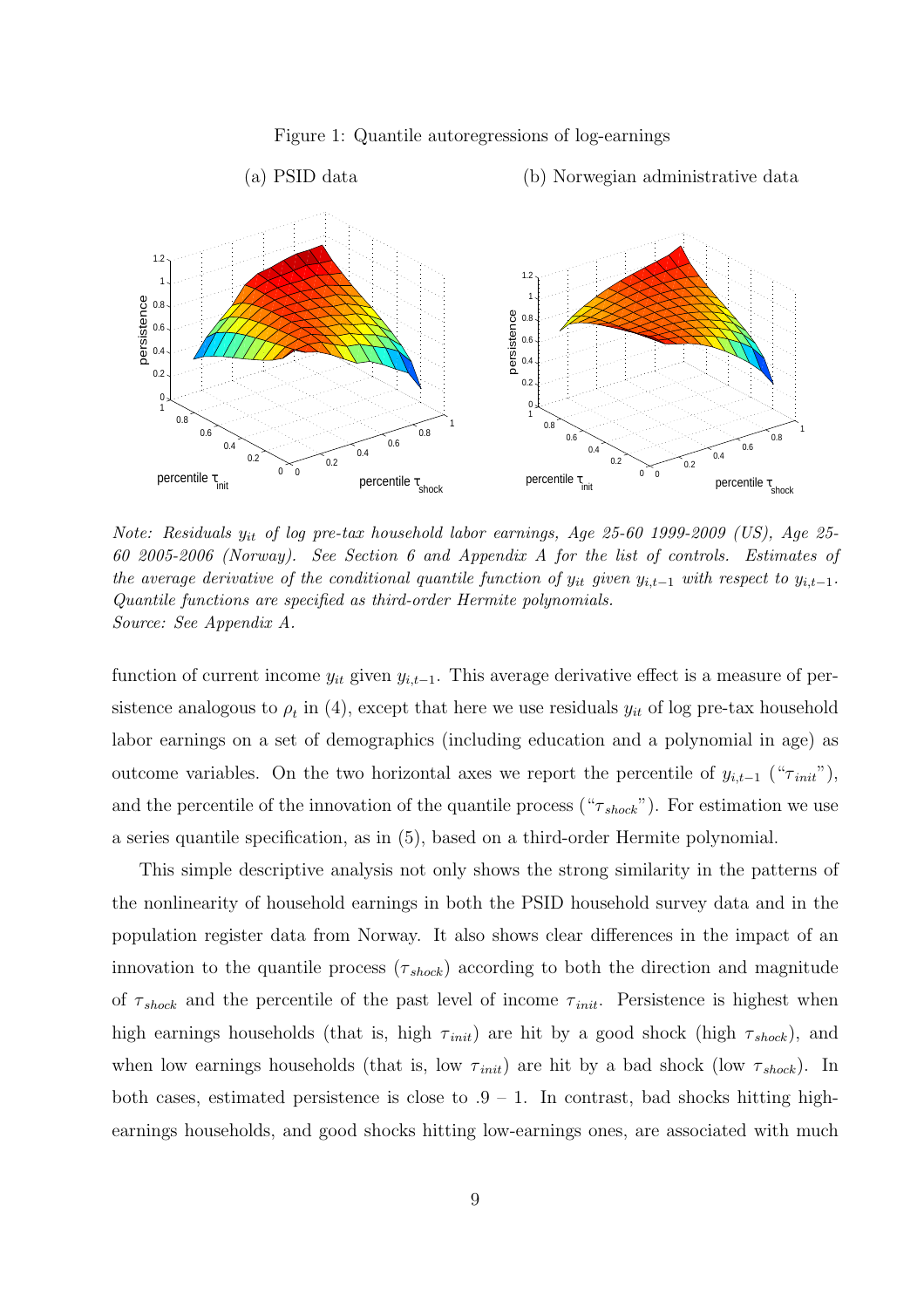Figure 1: Quantile autoregressions of log-earnings

(a) PSID data (b) Norwegian administrative data

*Note: Residuals $y_{it}$ of log pre-tax household labor earnings, Age 25-60 1999-2009 (US), Age 25-60 2005-2006 (Norway). See Section 6 and Appendix A for the list of controls. Estimates of the average derivative of the conditional quantile function of $y_{it}$ given $y_{i,t-1}$ with respect to $y_{i,t-1}$. Quantile functions are specified as third-order Hermite polynomials.*
*Source: See Appendix A.*

function of current income $y_{it}$ given $y_{i,t-1}$. This average derivative effect is a measure of persistence analogous to $\rho_t$ in (4), except that here we use residuals $y_{it}$ of log pre-tax household labor earnings on a set of demographics (including education and a polynomial in age) as outcome variables. On the two horizontal axes we report the percentile of $y_{i,t-1}$ ("$\tau_{init}$"), and the percentile of the innovation of the quantile process ("$\tau_{shock}$"). For estimation we use a series quantile specification, as in (5), based on a third-order Hermite polynomial.

This simple descriptive analysis not only shows the strong similarity in the patterns of the nonlinearity of household earnings in both the PSID household survey data and in the population register data from Norway. It also shows clear differences in the impact of an innovation to the quantile process ($\tau_{shock}$) according to both the direction and magnitude of $\tau_{shock}$ and the percentile of the past level of income $\tau_{init}$. Persistence is highest when high earnings households (that is, high $\tau_{init}$) are hit by a good shock (high $\tau_{shock}$), and when low earnings households (that is, low $\tau_{init}$) are hit by a bad shock (low $\tau_{shock}$). In both cases, estimated persistence is close to $.9 - 1$. In contrast, bad shocks hitting high-earnings households, and good shocks hitting low-earnings ones, are associated with much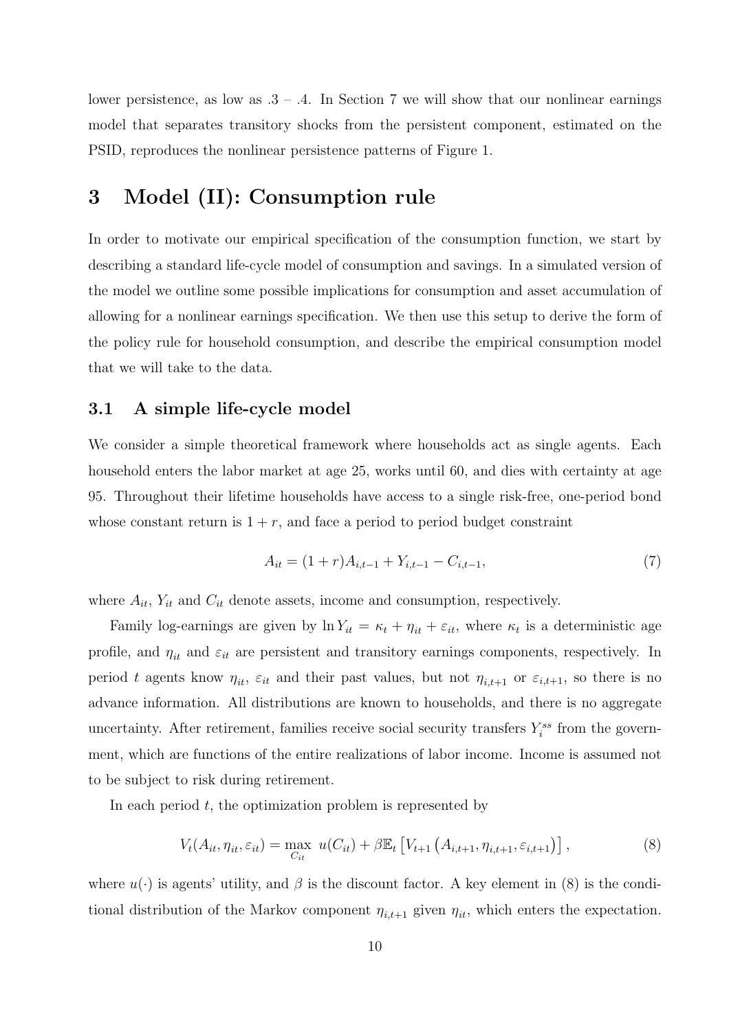lower persistence, as low as .3 – .4. In Section 7 we will show that our nonlinear earnings model that separates transitory shocks from the persistent component, estimated on the PSID, reproduces the nonlinear persistence patterns of Figure 1.

# 3 Model (II): Consumption rule

In order to motivate our empirical specification of the consumption function, we start by describing a standard life-cycle model of consumption and savings. In a simulated version of the model we outline some possible implications for consumption and asset accumulation of allowing for a nonlinear earnings specification. We then use this setup to derive the form of the policy rule for household consumption, and describe the empirical consumption model that we will take to the data.

## 3.1 A simple life-cycle model

We consider a simple theoretical framework where households act as single agents. Each household enters the labor market at age 25, works until 60, and dies with certainty at age 95. Throughout their lifetime households have access to a single risk-free, one-period bond whose constant return is $1 + r$, and face a period to period budget constraint

$$A_{it} = (1 + r)A_{i,t-1} + Y_{i,t-1} - C_{i,t-1}, \tag{7}$$

where $A_{it}$, $Y_{it}$ and $C_{it}$ denote assets, income and consumption, respectively.

Family log-earnings are given by $\ln Y_{it} = \kappa_t + \eta_{it} + \varepsilon_{it}$, where $\kappa_t$ is a deterministic age profile, and $\eta_{it}$ and $\varepsilon_{it}$ are persistent and transitory earnings components, respectively. In period $t$ agents know $\eta_{it}$, $\varepsilon_{it}$ and their past values, but not $\eta_{i,t+1}$ or $\varepsilon_{i,t+1}$, so there is no advance information. All distributions are known to households, and there is no aggregate uncertainty. After retirement, families receive social security transfers $Y_i^{ss}$ from the government, which are functions of the entire realizations of labor income. Income is assumed not to be subject to risk during retirement.

In each period $t$, the optimization problem is represented by

$$V_t(A_{it}, \eta_{it}, \varepsilon_{it}) = \max_{C_{it}} \; u(C_{it}) + \beta \mathbb{E}_t \left[ V_{t+1} \left( A_{i,t+1}, \eta_{i,t+1}, \varepsilon_{i,t+1} \right) \right], \tag{8}$$

where $u(\cdot)$ is agents' utility, and $\beta$ is the discount factor. A key element in (8) is the conditional distribution of the Markov component $\eta_{i,t+1}$ given $\eta_{it}$, which enters the expectation.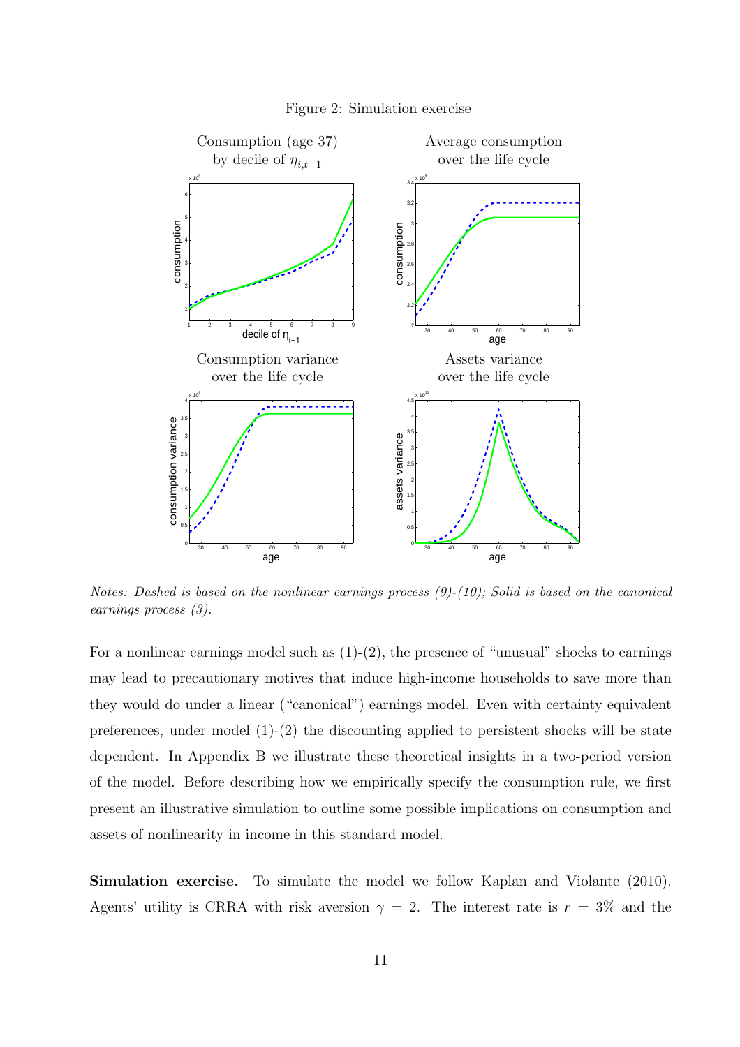Figure 2: Simulation exercise

*Notes: Dashed is based on the nonlinear earnings process (9)-(10); Solid is based on the canonical earnings process (3).*

For a nonlinear earnings model such as (1)-(2), the presence of "unusual" shocks to earnings may lead to precautionary motives that induce high-income households to save more than they would do under a linear ("canonical") earnings model. Even with certainty equivalent preferences, under model (1)-(2) the discounting applied to persistent shocks will be state dependent. In Appendix B we illustrate these theoretical insights in a two-period version of the model. Before describing how we empirically specify the consumption rule, we first present an illustrative simulation to outline some possible implications on consumption and assets of nonlinearity in income in this standard model.

**Simulation exercise.** To simulate the model we follow Kaplan and Violante (2010). Agents' utility is CRRA with risk aversion $\gamma = 2$. The interest rate is $r = 3\%$ and the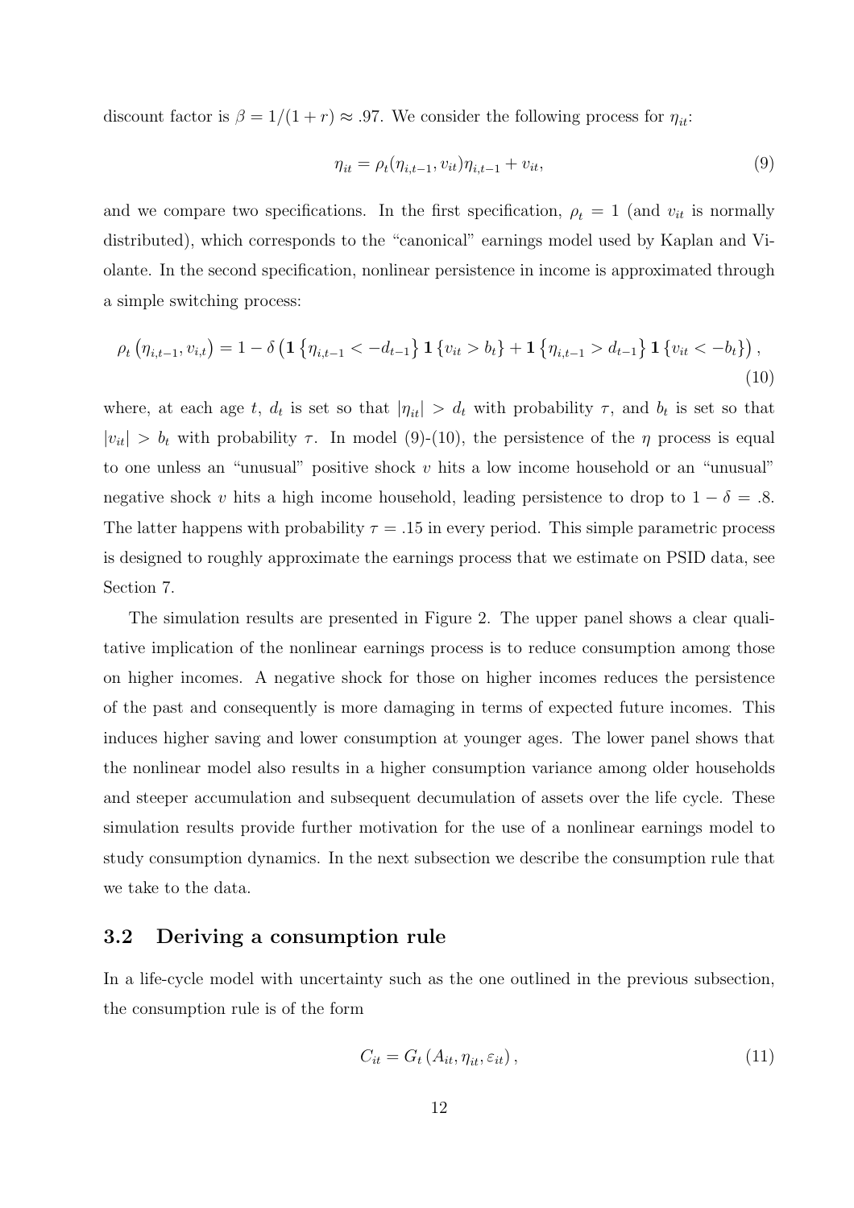discount factor is $\beta = 1/(1+r) \approx .97$. We consider the following process for $\eta_{it}$:

$$\eta_{it} = \rho_t(\eta_{i,t-1}, v_{it})\eta_{i,t-1} + v_{it}, \tag{9}$$

and we compare two specifications. In the first specification, $\rho_t = 1$ (and $v_{it}$ is normally distributed), which corresponds to the "canonical" earnings model used by Kaplan and Violante. In the second specification, nonlinear persistence in income is approximated through a simple switching process:

$$\rho_t\left(\eta_{i,t-1}, v_{i,t}\right) = 1 - \delta\left(\mathbf{1}\left\{\eta_{i,t-1} < -d_{t-1}\right\}\mathbf{1}\left\{v_{it} > b_t\right\} + \mathbf{1}\left\{\eta_{i,t-1} > d_{t-1}\right\}\mathbf{1}\left\{v_{it} < -b_t\right\}\right), \tag{10}$$

where, at each age $t$, $d_t$ is set so that $|\eta_{it}| > d_t$ with probability $\tau$, and $b_t$ is set so that $|v_{it}| > b_t$ with probability $\tau$. In model (9)-(10), the persistence of the $\eta$ process is equal to one unless an "unusual" positive shock $v$ hits a low income household or an "unusual" negative shock $v$ hits a high income household, leading persistence to drop to $1 - \delta = .8$. The latter happens with probability $\tau = .15$ in every period. This simple parametric process is designed to roughly approximate the earnings process that we estimate on PSID data, see Section 7.

The simulation results are presented in Figure 2. The upper panel shows a clear qualitative implication of the nonlinear earnings process is to reduce consumption among those on higher incomes. A negative shock for those on higher incomes reduces the persistence of the past and consequently is more damaging in terms of expected future incomes. This induces higher saving and lower consumption at younger ages. The lower panel shows that the nonlinear model also results in a higher consumption variance among older households and steeper accumulation and subsequent decumulation of assets over the life cycle. These simulation results provide further motivation for the use of a nonlinear earnings model to study consumption dynamics. In the next subsection we describe the consumption rule that we take to the data.

### 3.2 Deriving a consumption rule

In a life-cycle model with uncertainty such as the one outlined in the previous subsection, the consumption rule is of the form

$$C_{it} = G_t\left(A_{it}, \eta_{it}, \varepsilon_{it}\right), \tag{11}$$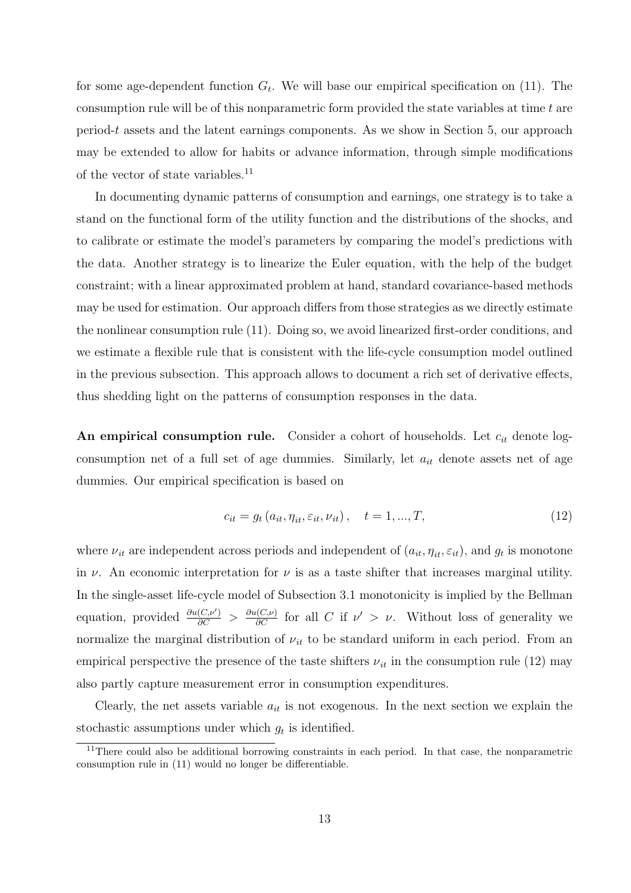for some age-dependent function $G_t$. We will base our empirical specification on (11). The consumption rule will be of this nonparametric form provided the state variables at time $t$ are period-$t$ assets and the latent earnings components. As we show in Section 5, our approach may be extended to allow for habits or advance information, through simple modifications of the vector of state variables.[11]

In documenting dynamic patterns of consumption and earnings, one strategy is to take a stand on the functional form of the utility function and the distributions of the shocks, and to calibrate or estimate the model's parameters by comparing the model's predictions with the data. Another strategy is to linearize the Euler equation, with the help of the budget constraint; with a linear approximated problem at hand, standard covariance-based methods may be used for estimation. Our approach differs from those strategies as we directly estimate the nonlinear consumption rule (11). Doing so, we avoid linearized first-order conditions, and we estimate a flexible rule that is consistent with the life-cycle consumption model outlined in the previous subsection. This approach allows to document a rich set of derivative effects, thus shedding light on the patterns of consumption responses in the data.

**An empirical consumption rule.** Consider a cohort of households. Let $c_{it}$ denote log-consumption net of a full set of age dummies. Similarly, let $a_{it}$ denote assets net of age dummies. Our empirical specification is based on

$$c_{it} = g_t\left(a_{it}, \eta_{it}, \varepsilon_{it}, \nu_{it}\right), \quad t = 1, ..., T, \tag{12}$$

where $\nu_{it}$ are independent across periods and independent of $(a_{it}, \eta_{it}, \varepsilon_{it})$, and $g_t$ is monotone in $\nu$. An economic interpretation for $\nu$ is as a taste shifter that increases marginal utility. In the single-asset life-cycle model of Subsection 3.1 monotonicity is implied by the Bellman equation, provided $\frac{\partial u(C,\nu')}{\partial C} > \frac{\partial u(C,\nu)}{\partial C}$ for all $C$ if $\nu' > \nu$. Without loss of generality we normalize the marginal distribution of $\nu_{it}$ to be standard uniform in each period. From an empirical perspective the presence of the taste shifters $\nu_{it}$ in the consumption rule (12) may also partly capture measurement error in consumption expenditures.

Clearly, the net assets variable $a_{it}$ is not exogenous. In the next section we explain the stochastic assumptions under which $g_t$ is identified.

[11] There could also be additional borrowing constraints in each period. In that case, the nonparametric consumption rule in (11) would no longer be differentiable.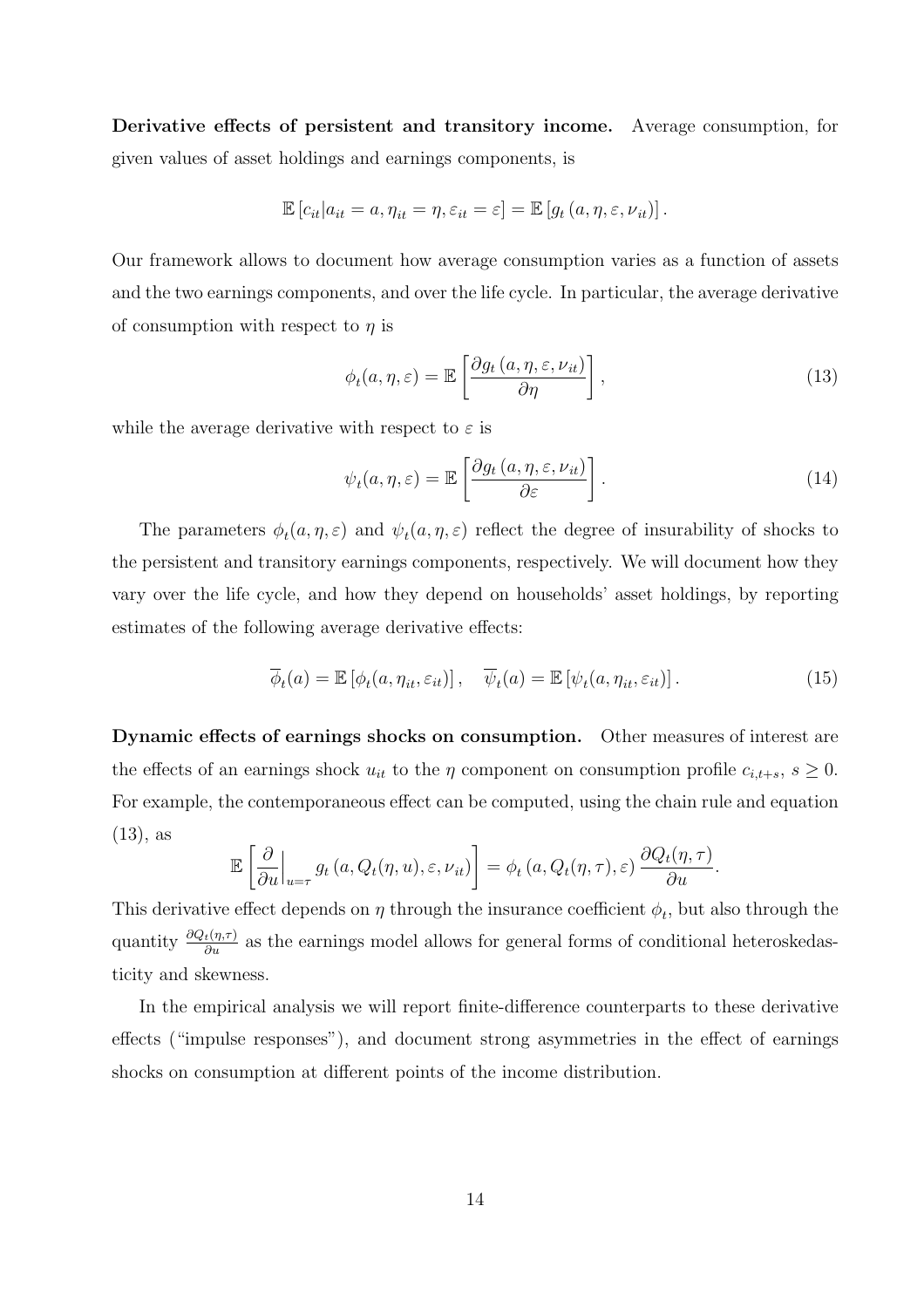**Derivative effects of persistent and transitory income.** Average consumption, for given values of asset holdings and earnings components, is

$$\mathbb{E}\left[c_{it}|a_{it}=a,\eta_{it}=\eta,\varepsilon_{it}=\varepsilon\right]=\mathbb{E}\left[g_t\left(a,\eta,\varepsilon,\nu_{it}\right)\right].$$

Our framework allows to document how average consumption varies as a function of assets and the two earnings components, and over the life cycle. In particular, the average derivative of consumption with respect to $\eta$ is

$$\phi_t(a,\eta,\varepsilon)=\mathbb{E}\left[\frac{\partial g_t\left(a,\eta,\varepsilon,\nu_{it}\right)}{\partial \eta}\right], \tag{13}$$

while the average derivative with respect to $\varepsilon$ is

$$\psi_t(a,\eta,\varepsilon)=\mathbb{E}\left[\frac{\partial g_t\left(a,\eta,\varepsilon,\nu_{it}\right)}{\partial \varepsilon}\right]. \tag{14}$$

The parameters $\phi_t(a,\eta,\varepsilon)$ and $\psi_t(a,\eta,\varepsilon)$ reflect the degree of insurability of shocks to the persistent and transitory earnings components, respectively. We will document how they vary over the life cycle, and how they depend on households' asset holdings, by reporting estimates of the following average derivative effects:

$$\overline{\phi}_t(a)=\mathbb{E}\left[\phi_t(a,\eta_{it},\varepsilon_{it})\right],\quad \overline{\psi}_t(a)=\mathbb{E}\left[\psi_t(a,\eta_{it},\varepsilon_{it})\right]. \tag{15}$$

**Dynamic effects of earnings shocks on consumption.** Other measures of interest are the effects of an earnings shock $u_{it}$ to the $\eta$ component on consumption profile $c_{i,t+s}$, $s\geq 0$. For example, the contemporaneous effect can be computed, using the chain rule and equation (13), as

$$\mathbb{E}\left[\frac{\partial}{\partial u}\Big|_{u=\tau} g_t\left(a,Q_t(\eta,u),\varepsilon,\nu_{it}\right)\right]=\phi_t\left(a,Q_t(\eta,\tau),\varepsilon\right)\frac{\partial Q_t(\eta,\tau)}{\partial u}.$$

This derivative effect depends on $\eta$ through the insurance coefficient $\phi_t$, but also through the quantity $\frac{\partial Q_t(\eta,\tau)}{\partial u}$ as the earnings model allows for general forms of conditional heteroskedasticity and skewness.

In the empirical analysis we will report finite-difference counterparts to these derivative effects ("impulse responses"), and document strong asymmetries in the effect of earnings shocks on consumption at different points of the income distribution.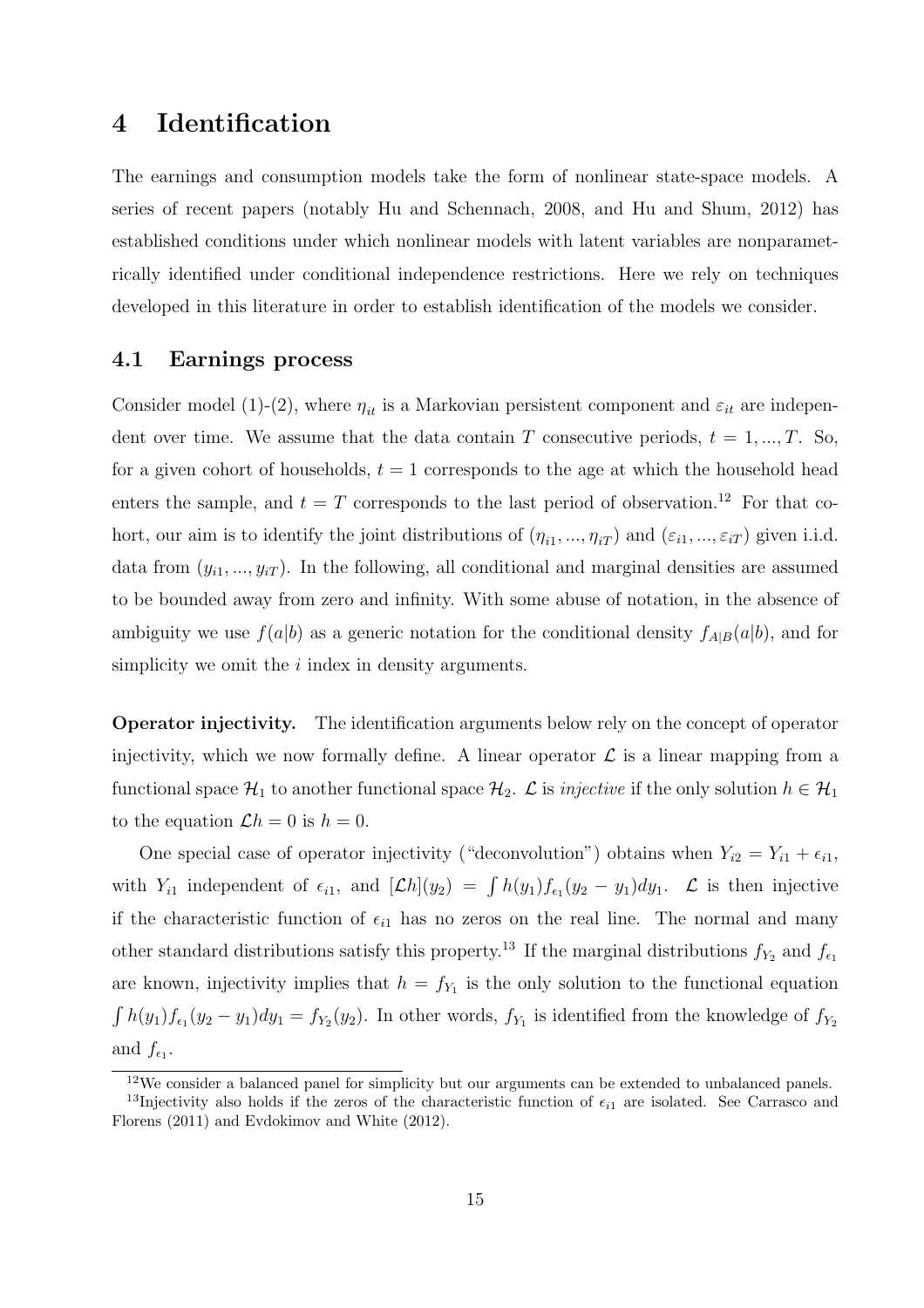# 4 Identification

The earnings and consumption models take the form of nonlinear state-space models. A series of recent papers (notably Hu and Schennach, 2008, and Hu and Shum, 2012) has established conditions under which nonlinear models with latent variables are nonparametrically identified under conditional independence restrictions. Here we rely on techniques developed in this literature in order to establish identification of the models we consider.

## 4.1 Earnings process

Consider model (1)-(2), where $\eta_{it}$ is a Markovian persistent component and $\varepsilon_{it}$ are independent over time. We assume that the data contain $T$ consecutive periods, $t = 1, ..., T$. So, for a given cohort of households, $t = 1$ corresponds to the age at which the household head enters the sample, and $t = T$ corresponds to the last period of observation.[12] For that cohort, our aim is to identify the joint distributions of $(\eta_{i1}, ..., \eta_{iT})$ and $(\varepsilon_{i1}, ..., \varepsilon_{iT})$ given i.i.d. data from $(y_{i1}, ..., y_{iT})$. In the following, all conditional and marginal densities are assumed to be bounded away from zero and infinity. With some abuse of notation, in the absence of ambiguity we use $f(a|b)$ as a generic notation for the conditional density $f_{A|B}(a|b)$, and for simplicity we omit the $i$ index in density arguments.

**Operator injectivity.** The identification arguments below rely on the concept of operator injectivity, which we now formally define. A linear operator $\mathcal{L}$ is a linear mapping from a functional space $\mathcal{H}_1$ to another functional space $\mathcal{H}_2$. $\mathcal{L}$ is *injective* if the only solution $h \in \mathcal{H}_1$ to the equation $\mathcal{L}h = 0$ is $h = 0$.

One special case of operator injectivity ("deconvolution") obtains when $Y_{i2} = Y_{i1} + \epsilon_{i1}$, with $Y_{i1}$ independent of $\epsilon_{i1}$, and $[\mathcal{L}h](y_2) = \int h(y_1) f_{\epsilon_1}(y_2 - y_1) dy_1$. $\mathcal{L}$ is then injective if the characteristic function of $\epsilon_{i1}$ has no zeros on the real line. The normal and many other standard distributions satisfy this property.[13] If the marginal distributions $f_{Y_2}$ and $f_{\epsilon_1}$ are known, injectivity implies that $h = f_{Y_1}$ is the only solution to the functional equation $\int h(y_1) f_{\epsilon_1}(y_2 - y_1) dy_1 = f_{Y_2}(y_2)$. In other words, $f_{Y_1}$ is identified from the knowledge of $f_{Y_2}$ and $f_{\epsilon_1}$.

[12] We consider a balanced panel for simplicity but our arguments can be extended to unbalanced panels.

[13] Injectivity also holds if the zeros of the characteristic function of $\epsilon_{i1}$ are isolated. See Carrasco and Florens (2011) and Evdokimov and White (2012).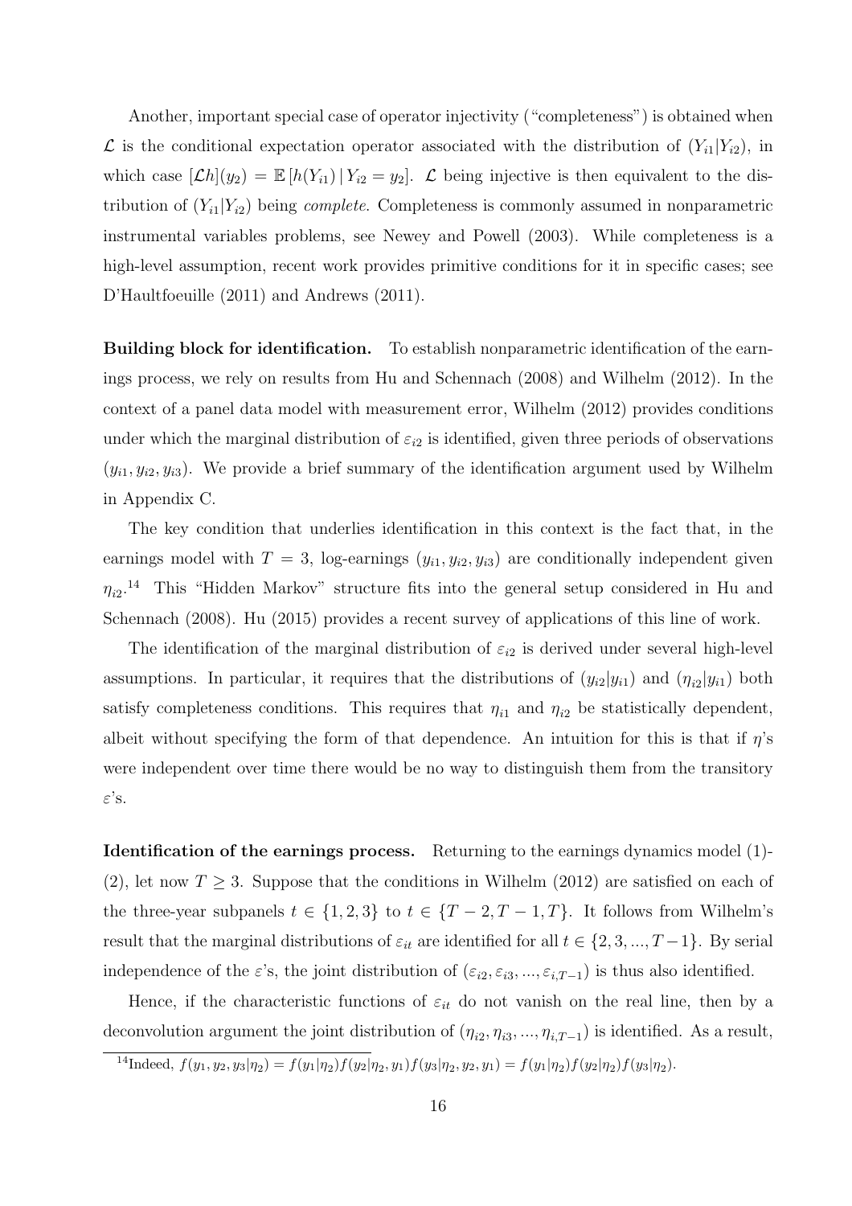Another, important special case of operator injectivity ("completeness") is obtained when $\mathcal{L}$ is the conditional expectation operator associated with the distribution of $(Y_{i1}|Y_{i2})$, in which case $[\mathcal{L}h](y_2) = \mathbb{E}\left[h(Y_{i1})\,|\,Y_{i2} = y_2\right]$. $\mathcal{L}$ being injective is then equivalent to the distribution of $(Y_{i1}|Y_{i2})$ being *complete*. Completeness is commonly assumed in nonparametric instrumental variables problems, see Newey and Powell (2003). While completeness is a high-level assumption, recent work provides primitive conditions for it in specific cases; see D'Haultfoeuille (2011) and Andrews (2011).

**Building block for identification.** To establish nonparametric identification of the earnings process, we rely on results from Hu and Schennach (2008) and Wilhelm (2012). In the context of a panel data model with measurement error, Wilhelm (2012) provides conditions under which the marginal distribution of $\varepsilon_{i2}$ is identified, given three periods of observations $(y_{i1}, y_{i2}, y_{i3})$. We provide a brief summary of the identification argument used by Wilhelm in Appendix C.

The key condition that underlies identification in this context is the fact that, in the earnings model with $T = 3$, log-earnings $(y_{i1}, y_{i2}, y_{i3})$ are conditionally independent given $\eta_{i2}$.[14] This "Hidden Markov" structure fits into the general setup considered in Hu and Schennach (2008). Hu (2015) provides a recent survey of applications of this line of work.

The identification of the marginal distribution of $\varepsilon_{i2}$ is derived under several high-level assumptions. In particular, it requires that the distributions of $(y_{i2}|y_{i1})$ and $(\eta_{i2}|y_{i1})$ both satisfy completeness conditions. This requires that $\eta_{i1}$ and $\eta_{i2}$ be statistically dependent, albeit without specifying the form of that dependence. An intuition for this is that if $\eta$'s were independent over time there would be no way to distinguish them from the transitory $\varepsilon$'s.

**Identification of the earnings process.** Returning to the earnings dynamics model (1)-(2), let now $T \geq 3$. Suppose that the conditions in Wilhelm (2012) are satisfied on each of the three-year subpanels $t \in \{1, 2, 3\}$ to $t \in \{T-2, T-1, T\}$. It follows from Wilhelm's result that the marginal distributions of $\varepsilon_{it}$ are identified for all $t \in \{2, 3, ..., T-1\}$. By serial independence of the $\varepsilon$'s, the joint distribution of $(\varepsilon_{i2}, \varepsilon_{i3}, ..., \varepsilon_{i,T-1})$ is thus also identified.

Hence, if the characteristic functions of $\varepsilon_{it}$ do not vanish on the real line, then by a deconvolution argument the joint distribution of $(\eta_{i2}, \eta_{i3}, ..., \eta_{i,T-1})$ is identified. As a result,

[14] Indeed, $f(y_1, y_2, y_3|\eta_2) = f(y_1|\eta_2)f(y_2|\eta_2, y_1)f(y_3|\eta_2, y_2, y_1) = f(y_1|\eta_2)f(y_2|\eta_2)f(y_3|\eta_2)$.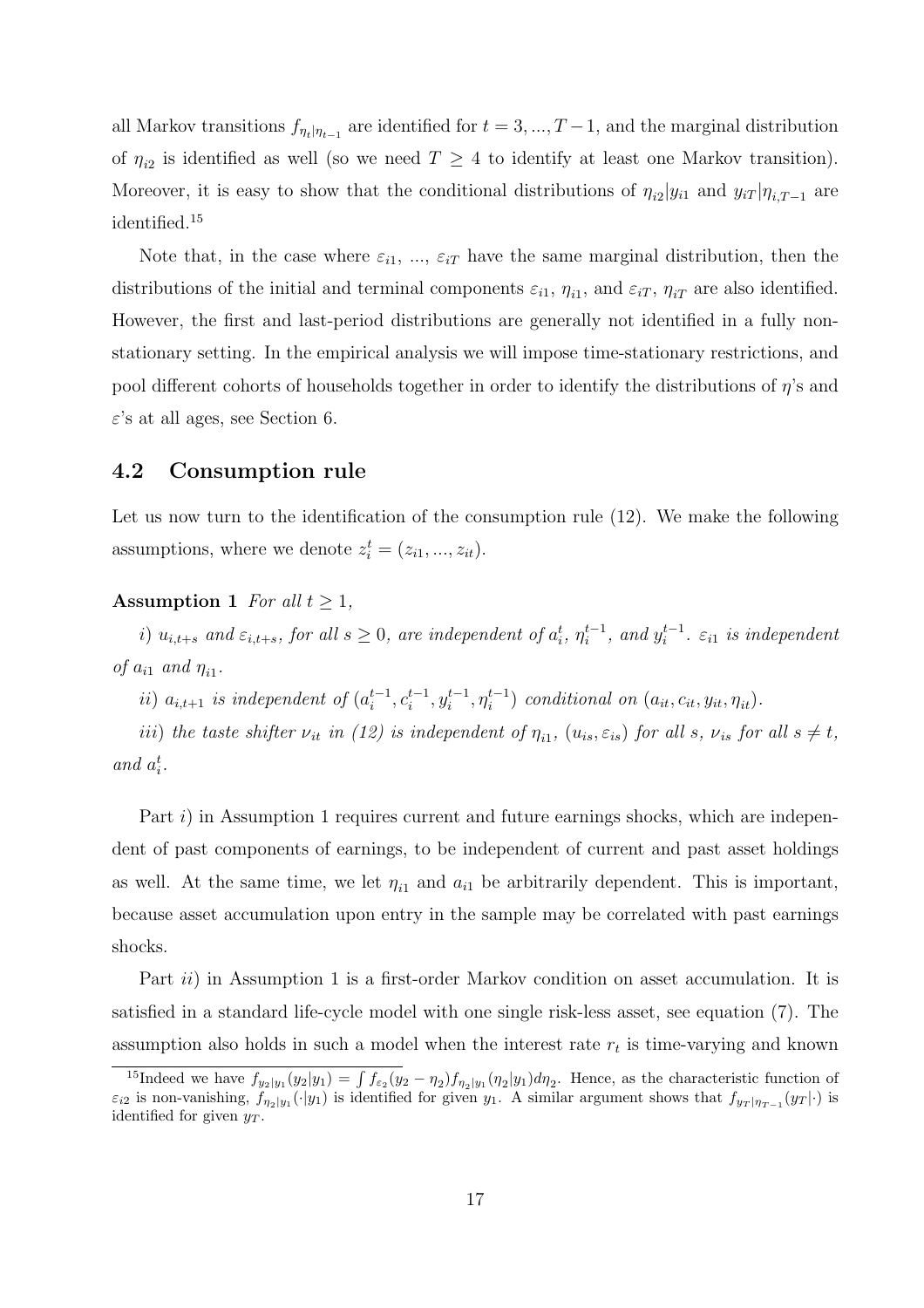all Markov transitions $f_{\eta_t|\eta_{t-1}}$ are identified for $t = 3, ..., T-1$, and the marginal distribution of $\eta_{i2}$ is identified as well (so we need $T \geq 4$ to identify at least one Markov transition). Moreover, it is easy to show that the conditional distributions of $\eta_{i2}|y_{i1}$ and $y_{iT}|\eta_{i,T-1}$ are identified.[15]

Note that, in the case where $\varepsilon_{i1}$, ..., $\varepsilon_{iT}$ have the same marginal distribution, then the distributions of the initial and terminal components $\varepsilon_{i1}$, $\eta_{i1}$, and $\varepsilon_{iT}$, $\eta_{iT}$ are also identified. However, the first and last-period distributions are generally not identified in a fully non-stationary setting. In the empirical analysis we will impose time-stationary restrictions, and pool different cohorts of households together in order to identify the distributions of $\eta$'s and $\varepsilon$'s at all ages, see Section 6.

## 4.2 Consumption rule

Let us now turn to the identification of the consumption rule (12). We make the following assumptions, where we denote $z_i^t = (z_{i1}, ..., z_{it})$.

**Assumption 1** *For all $t \geq 1$,*

*i) $u_{i,t+s}$ and $\varepsilon_{i,t+s}$, for all $s \geq 0$, are independent of $a_i^t$, $\eta_i^{t-1}$, and $y_i^{t-1}$. $\varepsilon_{i1}$ is independent of $a_{i1}$ and $\eta_{i1}$.*

*ii) $a_{i,t+1}$ is independent of $(a_i^{t-1}, c_i^{t-1}, y_i^{t-1}, \eta_i^{t-1})$ conditional on $(a_{it}, c_{it}, y_{it}, \eta_{it})$.*

*iii) the taste shifter $\nu_{it}$ in (12) is independent of $\eta_{i1}$, $(u_{is}, \varepsilon_{is})$ for all $s$, $\nu_{is}$ for all $s \neq t$, and $a_i^t$.*

Part *i)* in Assumption 1 requires current and future earnings shocks, which are independent of past components of earnings, to be independent of current and past asset holdings as well. At the same time, we let $\eta_{i1}$ and $a_{i1}$ be arbitrarily dependent. This is important, because asset accumulation upon entry in the sample may be correlated with past earnings shocks.

Part *ii)* in Assumption 1 is a first-order Markov condition on asset accumulation. It is satisfied in a standard life-cycle model with one single risk-less asset, see equation (7). The assumption also holds in such a model when the interest rate $r_t$ is time-varying and known

[15] Indeed we have $f_{y_2|y_1}(y_2|y_1) = \int f_{\varepsilon_2}(y_2 - \eta_2) f_{\eta_2|y_1}(\eta_2|y_1) d\eta_2$. Hence, as the characteristic function of $\varepsilon_{i2}$ is non-vanishing, $f_{\eta_2|y_1}(\cdot|y_1)$ is identified for given $y_1$. A similar argument shows that $f_{y_T|\eta_{T-1}}(y_T|\cdot)$ is identified for given $y_T$.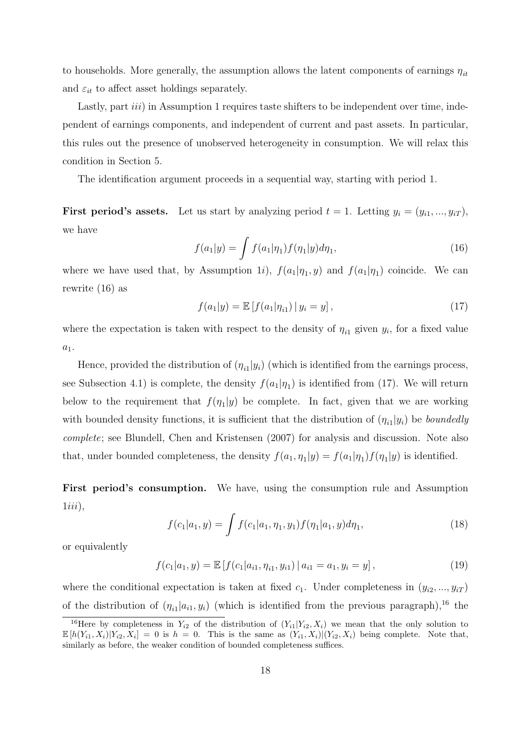to households. More generally, the assumption allows the latent components of earnings $\eta_{it}$ and $\varepsilon_{it}$ to affect asset holdings separately.

Lastly, part *iii*) in Assumption 1 requires taste shifters to be independent over time, independent of earnings components, and independent of current and past assets. In particular, this rules out the presence of unobserved heterogeneity in consumption. We will relax this condition in Section 5.

The identification argument proceeds in a sequential way, starting with period 1.

**First period's assets.** Let us start by analyzing period $t = 1$. Letting $y_i = (y_{i1}, ..., y_{iT})$, we have

$$f(a_1|y) = \int f(a_1|\eta_1) f(\eta_1|y) d\eta_1, \tag{16}$$

where we have used that, by Assumption 1*i*), $f(a_1|\eta_1, y)$ and $f(a_1|\eta_1)$ coincide. We can rewrite (16) as

$$f(a_1|y) = \mathbb{E}\left[f(a_1|\eta_{i1}) \,|\, y_i = y\right], \tag{17}$$

where the expectation is taken with respect to the density of $\eta_{i1}$ given $y_i$, for a fixed value $a_1$.

Hence, provided the distribution of $(\eta_{i1}|y_i)$ (which is identified from the earnings process, see Subsection 4.1) is complete, the density $f(a_1|\eta_1)$ is identified from (17). We will return below to the requirement that $f(\eta_1|y)$ be complete. In fact, given that we are working with bounded density functions, it is sufficient that the distribution of $(\eta_{i1}|y_i)$ be *boundedly complete*; see Blundell, Chen and Kristensen (2007) for analysis and discussion. Note also that, under bounded completeness, the density $f(a_1, \eta_1|y) = f(a_1|\eta_1)f(\eta_1|y)$ is identified.

**First period's consumption.** We have, using the consumption rule and Assumption 1*iii*),

$$f(c_1|a_1, y) = \int f(c_1|a_1, \eta_1, y_1) f(\eta_1|a_1, y) d\eta_1, \tag{18}$$

or equivalently

$$f(c_1|a_1, y) = \mathbb{E}\left[f(c_1|a_{i1}, \eta_{i1}, y_{i1}) \,|\, a_{i1} = a_1, y_i = y\right], \tag{19}$$

where the conditional expectation is taken at fixed $c_1$. Under completeness in $(y_{i2}, ..., y_{iT})$ of the distribution of $(\eta_{i1}|a_{i1}, y_i)$ (which is identified from the previous paragraph),[16] the

[16] Here by completeness in $Y_{i2}$ of the distribution of $(Y_{i1}|Y_{i2}, X_i)$ we mean that the only solution to $\mathbb{E}\left[h(Y_{i1}, X_i)|Y_{i2}, X_i\right] = 0$ is $h = 0$. This is the same as $(Y_{i1}, X_i)|(Y_{i2}, X_i)$ being complete. Note that, similarly as before, the weaker condition of bounded completeness suffices.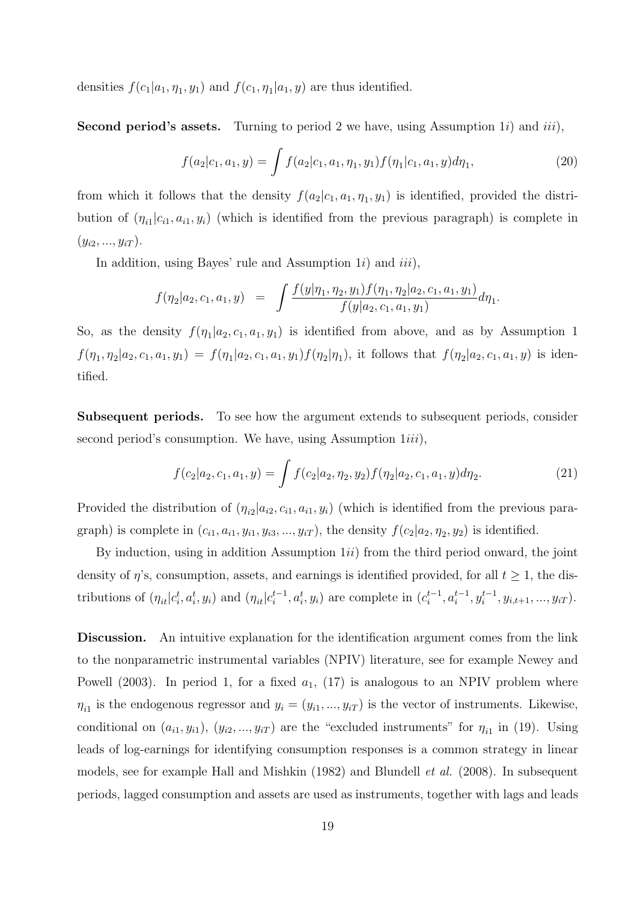densities $f(c_1|a_1, \eta_1, y_1)$ and $f(c_1, \eta_1|a_1, y)$ are thus identified.

**Second period's assets.** Turning to period 2 we have, using Assumption 1*i*) and *iii*),

$$f(a_2|c_1, a_1, y) = \int f(a_2|c_1, a_1, \eta_1, y_1) f(\eta_1|c_1, a_1, y) d\eta_1, \tag{20}$$

from which it follows that the density $f(a_2|c_1, a_1, \eta_1, y_1)$ is identified, provided the distribution of $(\eta_{i1}|c_{i1}, a_{i1}, y_i)$ (which is identified from the previous paragraph) is complete in $(y_{i2}, ..., y_{iT})$.

In addition, using Bayes' rule and Assumption 1*i*) and *iii*),

$$f(\eta_2|a_2, c_1, a_1, y) \;\; = \;\; \int \frac{f(y|\eta_1, \eta_2, y_1) f(\eta_1, \eta_2|a_2, c_1, a_1, y_1)}{f(y|a_2, c_1, a_1, y_1)} d\eta_1.$$

So, as the density $f(\eta_1|a_2, c_1, a_1, y_1)$ is identified from above, and as by Assumption 1 $f(\eta_1, \eta_2|a_2, c_1, a_1, y_1) = f(\eta_1|a_2, c_1, a_1, y_1) f(\eta_2|\eta_1)$, it follows that $f(\eta_2|a_2, c_1, a_1, y)$ is identified.

**Subsequent periods.** To see how the argument extends to subsequent periods, consider second period's consumption. We have, using Assumption 1*iii*),

$$f(c_2|a_2, c_1, a_1, y) = \int f(c_2|a_2, \eta_2, y_2) f(\eta_2|a_2, c_1, a_1, y) d\eta_2. \tag{21}$$

Provided the distribution of $(\eta_{i2}|a_{i2}, c_{i1}, a_{i1}, y_i)$ (which is identified from the previous paragraph) is complete in $(c_{i1}, a_{i1}, y_{i1}, y_{i3}, ..., y_{iT})$, the density $f(c_2|a_2, \eta_2, y_2)$ is identified.

By induction, using in addition Assumption 1*ii*) from the third period onward, the joint density of $\eta$'s, consumption, assets, and earnings is identified provided, for all $t \geq 1$, the distributions of $(\eta_{it}|c_i^t, a_i^t, y_i)$ and $(\eta_{it}|c_i^{t-1}, a_i^t, y_i)$ are complete in $(c_i^{t-1}, a_i^{t-1}, y_i^{t-1}, y_{i,t+1}, ..., y_{iT})$.

**Discussion.** An intuitive explanation for the identification argument comes from the link to the nonparametric instrumental variables (NPIV) literature, see for example Newey and Powell (2003). In period 1, for a fixed $a_1$, (17) is analogous to an NPIV problem where $\eta_{i1}$ is the endogenous regressor and $y_i = (y_{i1}, ..., y_{iT})$ is the vector of instruments. Likewise, conditional on $(a_{i1}, y_{i1})$, $(y_{i2}, ..., y_{iT})$ are the "excluded instruments" for $\eta_{i1}$ in (19). Using leads of log-earnings for identifying consumption responses is a common strategy in linear models, see for example Hall and Mishkin (1982) and Blundell *et al.* (2008). In subsequent periods, lagged consumption and assets are used as instruments, together with lags and leads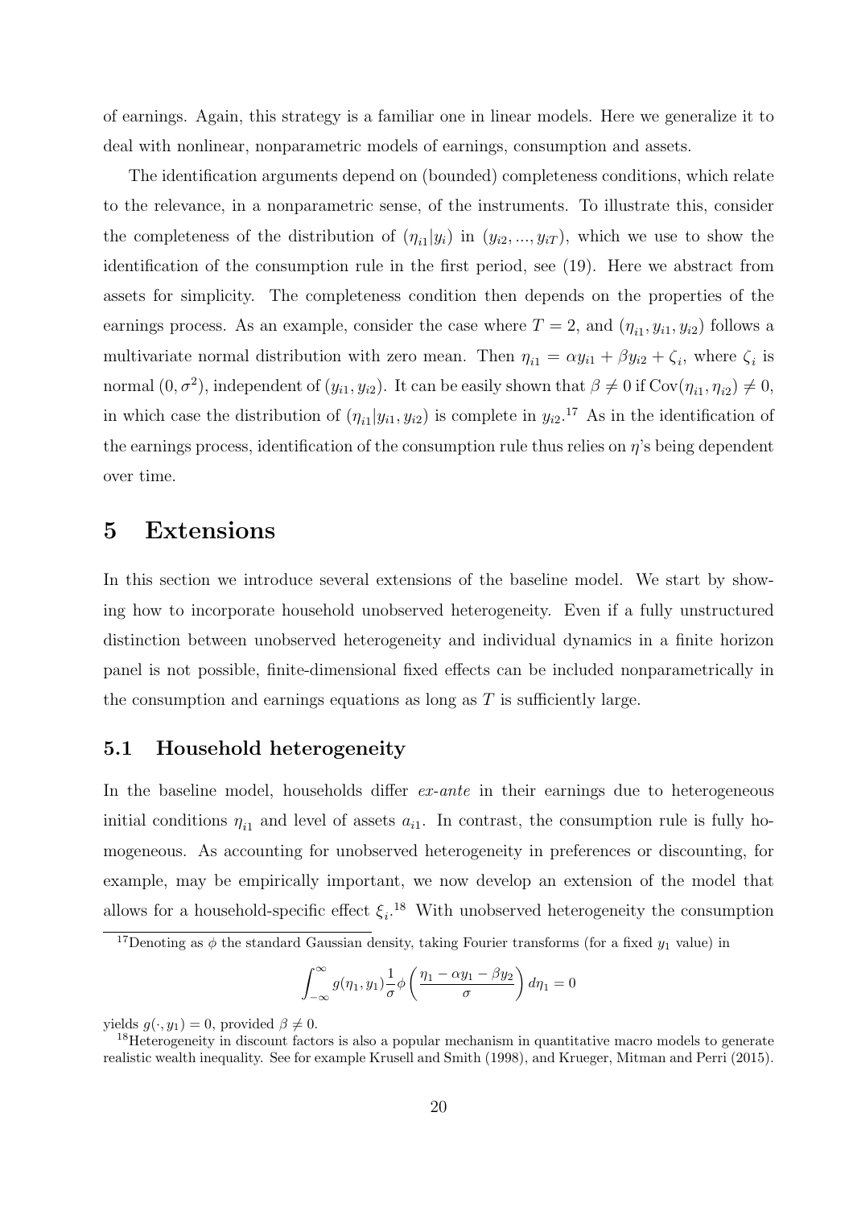of earnings. Again, this strategy is a familiar one in linear models. Here we generalize it to deal with nonlinear, nonparametric models of earnings, consumption and assets.

The identification arguments depend on (bounded) completeness conditions, which relate to the relevance, in a nonparametric sense, of the instruments. To illustrate this, consider the completeness of the distribution of $(\eta_{i1}|y_i)$ in $(y_{i2},...,y_{iT})$, which we use to show the identification of the consumption rule in the first period, see (19). Here we abstract from assets for simplicity. The completeness condition then depends on the properties of the earnings process. As an example, consider the case where $T=2$, and $(\eta_{i1}, y_{i1}, y_{i2})$ follows a multivariate normal distribution with zero mean. Then $\eta_{i1} = \alpha y_{i1} + \beta y_{i2} + \zeta_i$, where $\zeta_i$ is normal $(0, \sigma^2)$, independent of $(y_{i1}, y_{i2})$. It can be easily shown that $\beta \neq 0$ if $\text{Cov}(\eta_{i1}, \eta_{i2}) \neq 0$, in which case the distribution of $(\eta_{i1}|y_{i1}, y_{i2})$ is complete in $y_{i2}$.[17] As in the identification of the earnings process, identification of the consumption rule thus relies on $\eta$'s being dependent over time.

# 5 Extensions

In this section we introduce several extensions of the baseline model. We start by showing how to incorporate household unobserved heterogeneity. Even if a fully unstructured distinction between unobserved heterogeneity and individual dynamics in a finite horizon panel is not possible, finite-dimensional fixed effects can be included nonparametrically in the consumption and earnings equations as long as $T$ is sufficiently large.

## 5.1 Household heterogeneity

In the baseline model, households differ *ex-ante* in their earnings due to heterogeneous initial conditions $\eta_{i1}$ and level of assets $a_{i1}$. In contrast, the consumption rule is fully homogeneous. As accounting for unobserved heterogeneity in preferences or discounting, for example, may be empirically important, we now develop an extension of the model that allows for a household-specific effect $\xi_i$.[18] With unobserved heterogeneity the consumption

---

[17] Denoting as $\phi$ the standard Gaussian density, taking Fourier transforms (for a fixed $y_1$ value) in

$$\int_{-\infty}^{\infty} g(\eta_1, y_1) \frac{1}{\sigma} \phi\left(\frac{\eta_1 - \alpha y_1 - \beta y_2}{\sigma}\right) d\eta_1 = 0$$

yields $g(\cdot, y_1) = 0$, provided $\beta \neq 0$.

[18] Heterogeneity in discount factors is also a popular mechanism in quantitative macro models to generate realistic wealth inequality. See for example Krusell and Smith (1998), and Krueger, Mitman and Perri (2015).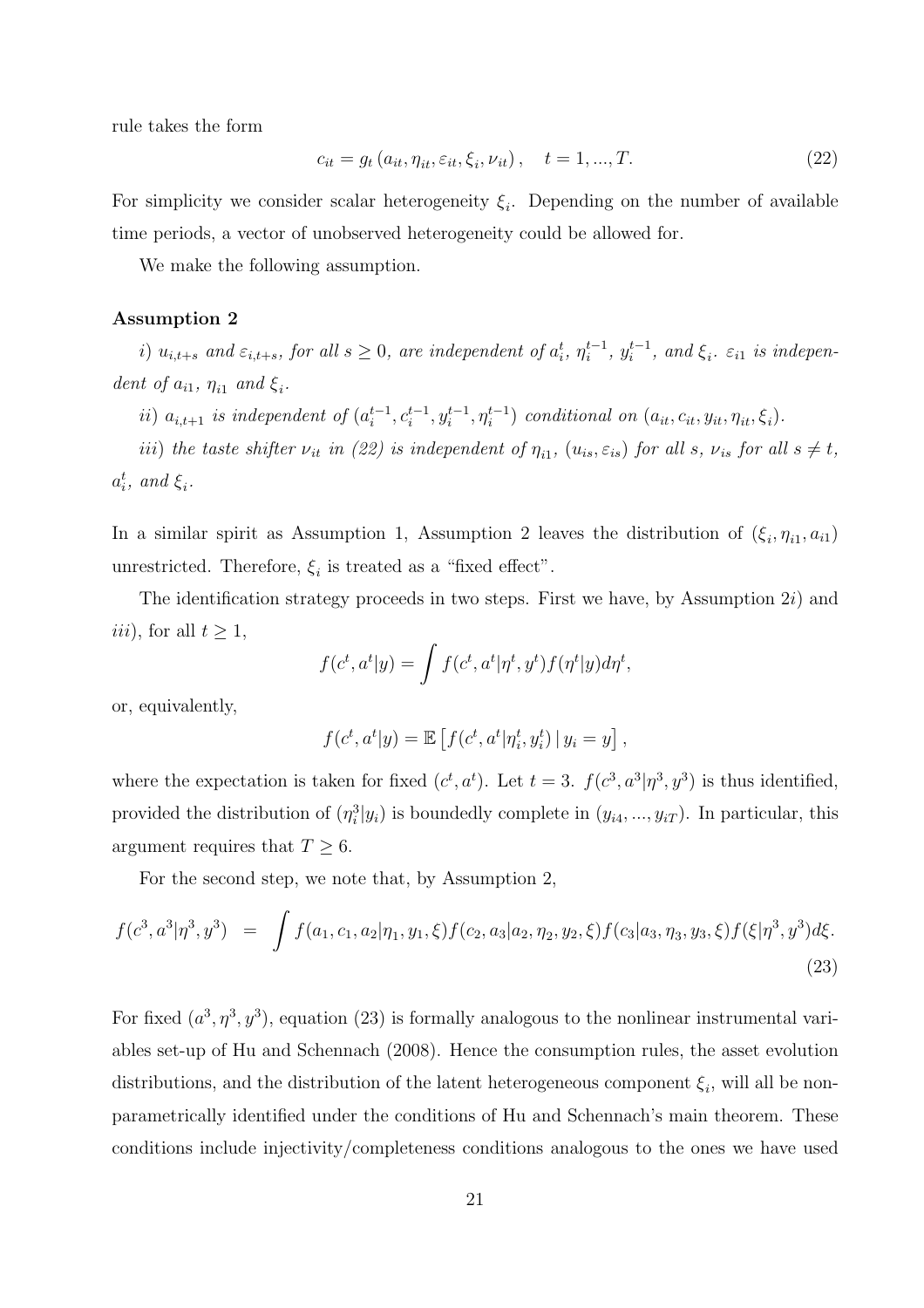rule takes the form

$$c_{it} = g_t\left(a_{it}, \eta_{it}, \varepsilon_{it}, \xi_i, \nu_{it}\right), \quad t = 1, ..., T. \tag{22}$$

For simplicity we consider scalar heterogeneity $\xi_i$. Depending on the number of available time periods, a vector of unobserved heterogeneity could be allowed for.

We make the following assumption.

**Assumption 2**

*i)* $u_{i,t+s}$ *and* $\varepsilon_{i,t+s}$*, for all* $s \geq 0$*, are independent of* $a_i^t$*,* $\eta_i^{t-1}$*,* $y_i^{t-1}$*, and* $\xi_i$*.* $\varepsilon_{i1}$ *is independent of* $a_{i1}$*,* $\eta_{i1}$ *and* $\xi_i$*.*

*ii)* $a_{i,t+1}$ *is independent of* $(a_i^{t-1}, c_i^{t-1}, y_i^{t-1}, \eta_i^{t-1})$ *conditional on* $(a_{it}, c_{it}, y_{it}, \eta_{it}, \xi_i)$*.*

*iii) the taste shifter* $\nu_{it}$ *in (22) is independent of* $\eta_{i1}$*,* $(u_{is}, \varepsilon_{is})$ *for all* $s$*,* $\nu_{is}$ *for all* $s \neq t$*,* $a_i^t$*, and* $\xi_i$*.*

In a similar spirit as Assumption 1, Assumption 2 leaves the distribution of $(\xi_i, \eta_{i1}, a_{i1})$ unrestricted. Therefore, $\xi_i$ is treated as a "fixed effect".

The identification strategy proceeds in two steps. First we have, by Assumption 2*i*) and *iii*), for all $t \geq 1$,

$$f(c^t, a^t|y) = \int f(c^t, a^t|\eta^t, y^t) f(\eta^t|y) d\eta^t,$$

or, equivalently,

$$f(c^t, a^t|y) = \mathbb{E}\left[f(c^t, a^t|\eta_i^t, y_i^t)\,|\, y_i = y\right],$$

where the expectation is taken for fixed $(c^t, a^t)$. Let $t = 3$. $f(c^3, a^3|\eta^3, y^3)$ is thus identified, provided the distribution of $(\eta_i^3|y_i)$ is boundedly complete in $(y_{i4}, ..., y_{iT})$. In particular, this argument requires that $T \geq 6$.

For the second step, we note that, by Assumption 2,

$$f(c^3, a^3|\eta^3, y^3) \;\; = \;\; \int f(a_1, c_1, a_2|\eta_1, y_1, \xi) f(c_2, a_3|a_2, \eta_2, y_2, \xi) f(c_3|a_3, \eta_3, y_3, \xi) f(\xi|\eta^3, y^3) d\xi. \tag{23}$$

For fixed $(a^3, \eta^3, y^3)$, equation (23) is formally analogous to the nonlinear instrumental variables set-up of Hu and Schennach (2008). Hence the consumption rules, the asset evolution distributions, and the distribution of the latent heterogeneous component $\xi_i$, will all be nonparametrically identified under the conditions of Hu and Schennach's main theorem. These conditions include injectivity/completeness conditions analogous to the ones we have used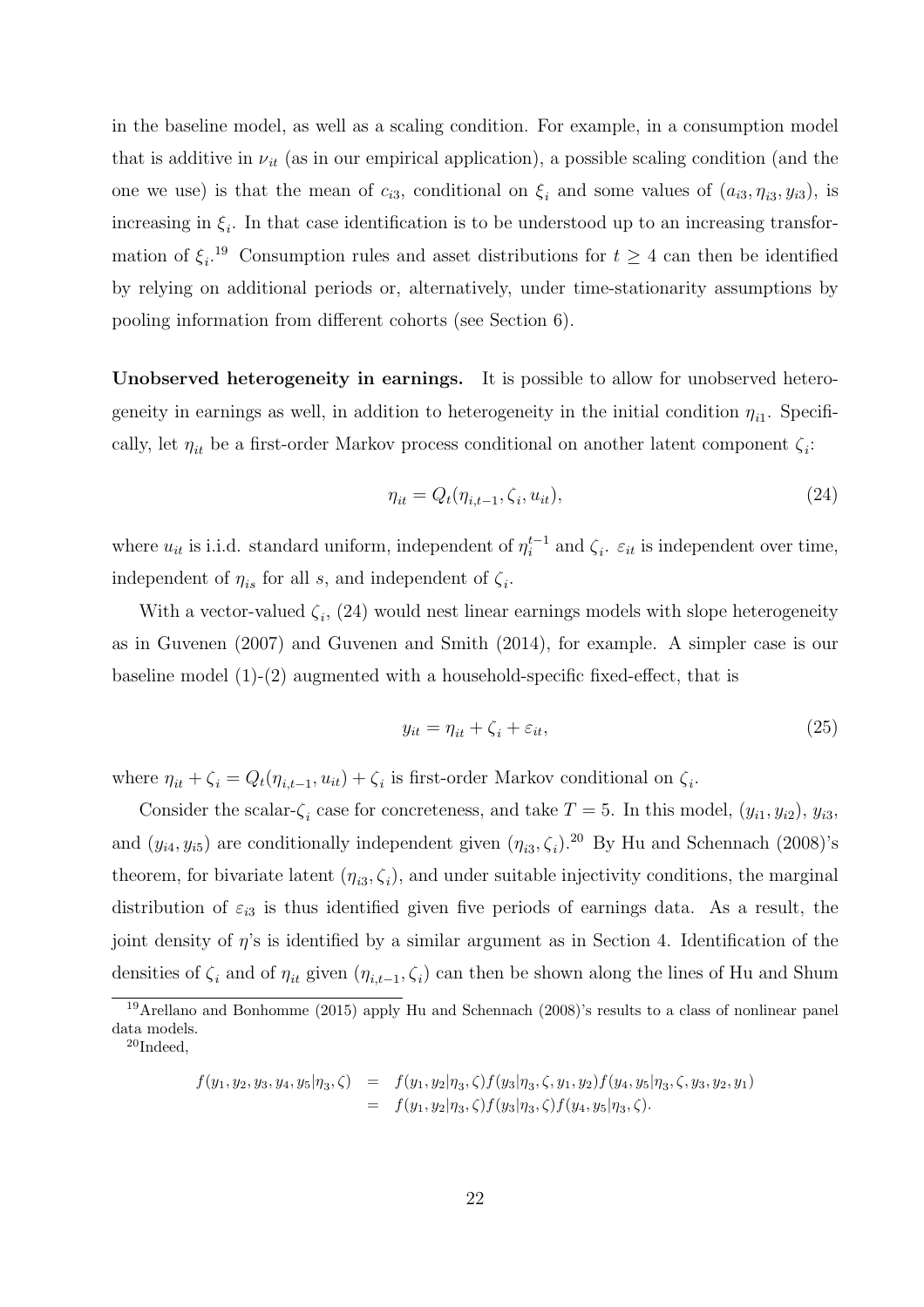in the baseline model, as well as a scaling condition. For example, in a consumption model that is additive in $\nu_{it}$ (as in our empirical application), a possible scaling condition (and the one we use) is that the mean of $c_{i3}$, conditional on $\xi_i$ and some values of $(a_{i3}, \eta_{i3}, y_{i3})$, is increasing in $\xi_i$. In that case identification is to be understood up to an increasing transformation of $\xi_i$.[19] Consumption rules and asset distributions for $t \geq 4$ can then be identified by relying on additional periods or, alternatively, under time-stationarity assumptions by pooling information from different cohorts (see Section 6).

**Unobserved heterogeneity in earnings.** It is possible to allow for unobserved heterogeneity in earnings as well, in addition to heterogeneity in the initial condition $\eta_{i1}$. Specifically, let $\eta_{it}$ be a first-order Markov process conditional on another latent component $\zeta_i$:

$$\eta_{it} = Q_t(\eta_{i,t-1}, \zeta_i, u_{it}), \tag{24}$$

where $u_{it}$ is i.i.d. standard uniform, independent of $\eta_i^{t-1}$ and $\zeta_i$. $\varepsilon_{it}$ is independent over time, independent of $\eta_{is}$ for all $s$, and independent of $\zeta_i$.

With a vector-valued $\zeta_i$, (24) would nest linear earnings models with slope heterogeneity as in Guvenen (2007) and Guvenen and Smith (2014), for example. A simpler case is our baseline model (1)-(2) augmented with a household-specific fixed-effect, that is

$$y_{it} = \eta_{it} + \zeta_i + \varepsilon_{it}, \tag{25}$$

where $\eta_{it} + \zeta_i = Q_t(\eta_{i,t-1}, u_{it}) + \zeta_i$ is first-order Markov conditional on $\zeta_i$.

Consider the scalar-$\zeta_i$ case for concreteness, and take $T = 5$. In this model, $(y_{i1}, y_{i2})$, $y_{i3}$, and $(y_{i4}, y_{i5})$ are conditionally independent given $(\eta_{i3}, \zeta_i)$.[20] By Hu and Schennach (2008)'s theorem, for bivariate latent $(\eta_{i3}, \zeta_i)$, and under suitable injectivity conditions, the marginal distribution of $\varepsilon_{i3}$ is thus identified given five periods of earnings data. As a result, the joint density of $\eta$'s is identified by a similar argument as in Section 4. Identification of the densities of $\zeta_i$ and of $\eta_{it}$ given $(\eta_{i,t-1}, \zeta_i)$ can then be shown along the lines of Hu and Shum

[19] Arellano and Bonhomme (2015) apply Hu and Schennach (2008)'s results to a class of nonlinear panel data models.

[20] Indeed,

$$\begin{aligned} f(y_1, y_2, y_3, y_4, y_5 | \eta_3, \zeta) &= f(y_1, y_2 | \eta_3, \zeta) f(y_3 | \eta_3, \zeta, y_1, y_2) f(y_4, y_5 | \eta_3, \zeta, y_3, y_2, y_1) \\ &= f(y_1, y_2 | \eta_3, \zeta) f(y_3 | \eta_3, \zeta) f(y_4, y_5 | \eta_3, \zeta). \end{aligned}$$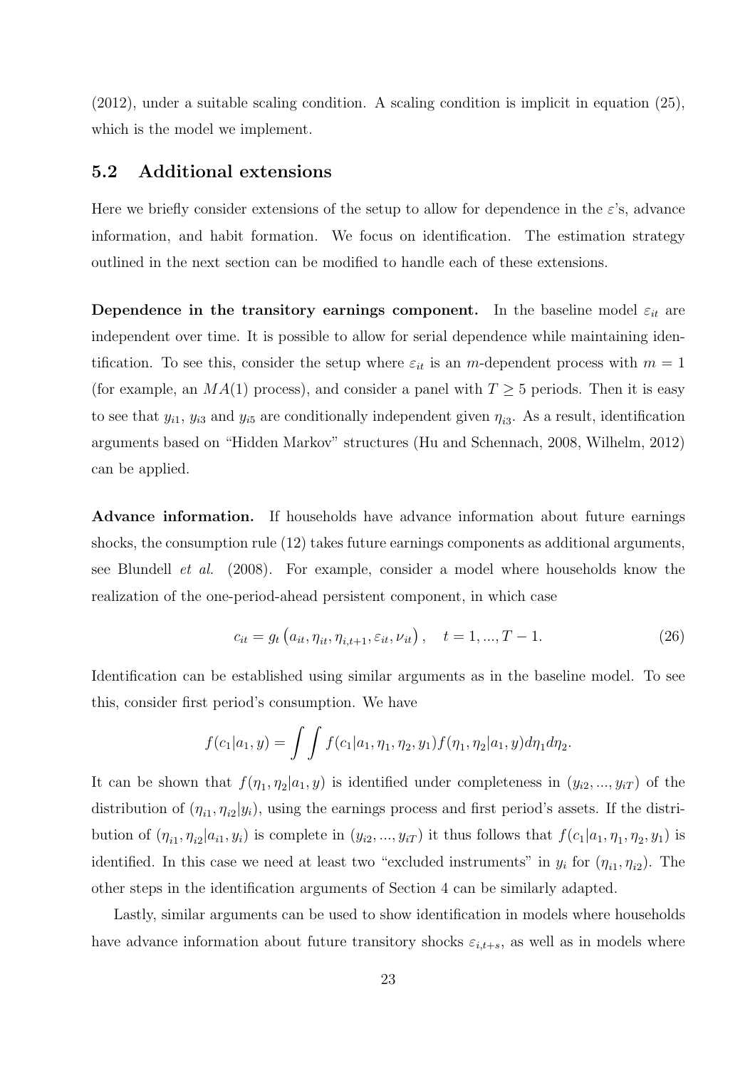(2012), under a suitable scaling condition. A scaling condition is implicit in equation (25), which is the model we implement.

## 5.2 Additional extensions

Here we briefly consider extensions of the setup to allow for dependence in the $\varepsilon$'s, advance information, and habit formation. We focus on identification. The estimation strategy outlined in the next section can be modified to handle each of these extensions.

**Dependence in the transitory earnings component.** In the baseline model $\varepsilon_{it}$ are independent over time. It is possible to allow for serial dependence while maintaining identification. To see this, consider the setup where $\varepsilon_{it}$ is an $m$-dependent process with $m = 1$ (for example, an $MA(1)$ process), and consider a panel with $T \geq 5$ periods. Then it is easy to see that $y_{i1}$, $y_{i3}$ and $y_{i5}$ are conditionally independent given $\eta_{i3}$. As a result, identification arguments based on "Hidden Markov" structures (Hu and Schennach, 2008, Wilhelm, 2012) can be applied.

**Advance information.** If households have advance information about future earnings shocks, the consumption rule (12) takes future earnings components as additional arguments, see Blundell *et al.* (2008). For example, consider a model where households know the realization of the one-period-ahead persistent component, in which case

$$c_{it} = g_t\left(a_{it}, \eta_{it}, \eta_{i,t+1}, \varepsilon_{it}, \nu_{it}\right), \quad t = 1, ..., T-1. \tag{26}$$

Identification can be established using similar arguments as in the baseline model. To see this, consider first period's consumption. We have

$$f(c_1|a_1, y) = \int\int f(c_1|a_1, \eta_1, \eta_2, y_1) f(\eta_1, \eta_2|a_1, y) d\eta_1 d\eta_2.$$

It can be shown that $f(\eta_1, \eta_2|a_1, y)$ is identified under completeness in $(y_{i2}, ..., y_{iT})$ of the distribution of $(\eta_{i1}, \eta_{i2}|y_i)$, using the earnings process and first period's assets. If the distribution of $(\eta_{i1}, \eta_{i2}|a_{i1}, y_i)$ is complete in $(y_{i2}, ..., y_{iT})$ it thus follows that $f(c_1|a_1, \eta_1, \eta_2, y_1)$ is identified. In this case we need at least two "excluded instruments" in $y_i$ for $(\eta_{i1}, \eta_{i2})$. The other steps in the identification arguments of Section 4 can be similarly adapted.

Lastly, similar arguments can be used to show identification in models where households have advance information about future transitory shocks $\varepsilon_{i,t+s}$, as well as in models where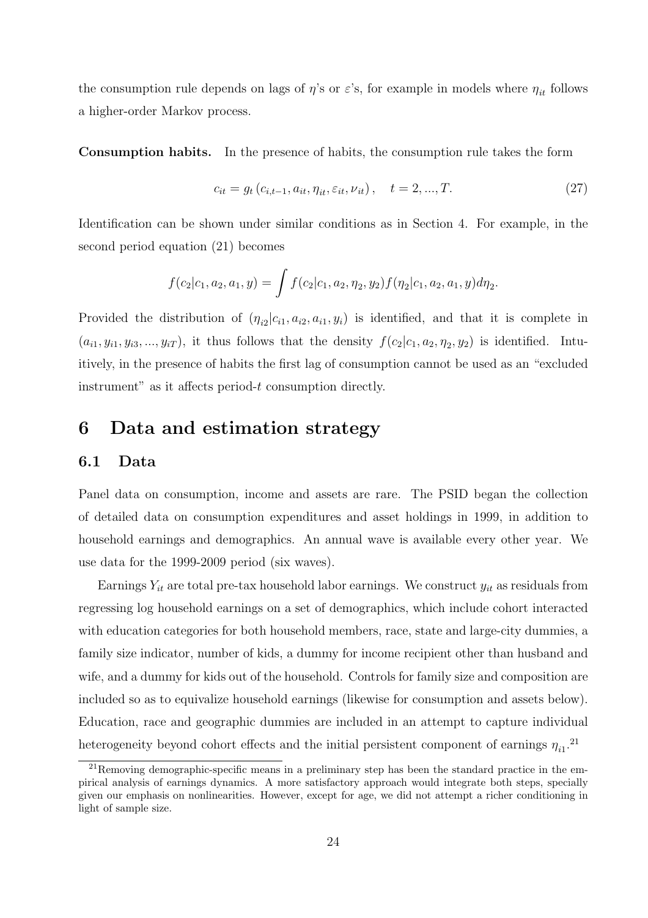the consumption rule depends on lags of $\eta$'s or $\varepsilon$'s, for example in models where $\eta_{it}$ follows a higher-order Markov process.

**Consumption habits.** In the presence of habits, the consumption rule takes the form

$$c_{it} = g_t\left(c_{i,t-1}, a_{it}, \eta_{it}, \varepsilon_{it}, \nu_{it}\right), \quad t = 2, ..., T. \tag{27}$$

Identification can be shown under similar conditions as in Section 4. For example, in the second period equation (21) becomes

$$f(c_2|c_1, a_2, a_1, y) = \int f(c_2|c_1, a_2, \eta_2, y_2) f(\eta_2|c_1, a_2, a_1, y) d\eta_2.$$

Provided the distribution of $(\eta_{i2}|c_{i1}, a_{i2}, a_{i1}, y_i)$ is identified, and that it is complete in $(a_{i1}, y_{i1}, y_{i3}, ..., y_{iT})$, it thus follows that the density $f(c_2|c_1, a_2, \eta_2, y_2)$ is identified. Intuitively, in the presence of habits the first lag of consumption cannot be used as an "excluded instrument" as it affects period-$t$ consumption directly.

# 6 Data and estimation strategy

## 6.1 Data

Panel data on consumption, income and assets are rare. The PSID began the collection of detailed data on consumption expenditures and asset holdings in 1999, in addition to household earnings and demographics. An annual wave is available every other year. We use data for the 1999-2009 period (six waves).

Earnings $Y_{it}$ are total pre-tax household labor earnings. We construct $y_{it}$ as residuals from regressing log household earnings on a set of demographics, which include cohort interacted with education categories for both household members, race, state and large-city dummies, a family size indicator, number of kids, a dummy for income recipient other than husband and wife, and a dummy for kids out of the household. Controls for family size and composition are included so as to equivalize household earnings (likewise for consumption and assets below). Education, race and geographic dummies are included in an attempt to capture individual heterogeneity beyond cohort effects and the initial persistent component of earnings $\eta_{i1}$.[21]

[21] Removing demographic-specific means in a preliminary step has been the standard practice in the empirical analysis of earnings dynamics. A more satisfactory approach would integrate both steps, specially given our emphasis on nonlinearities. However, except for age, we did not attempt a richer conditioning in light of sample size.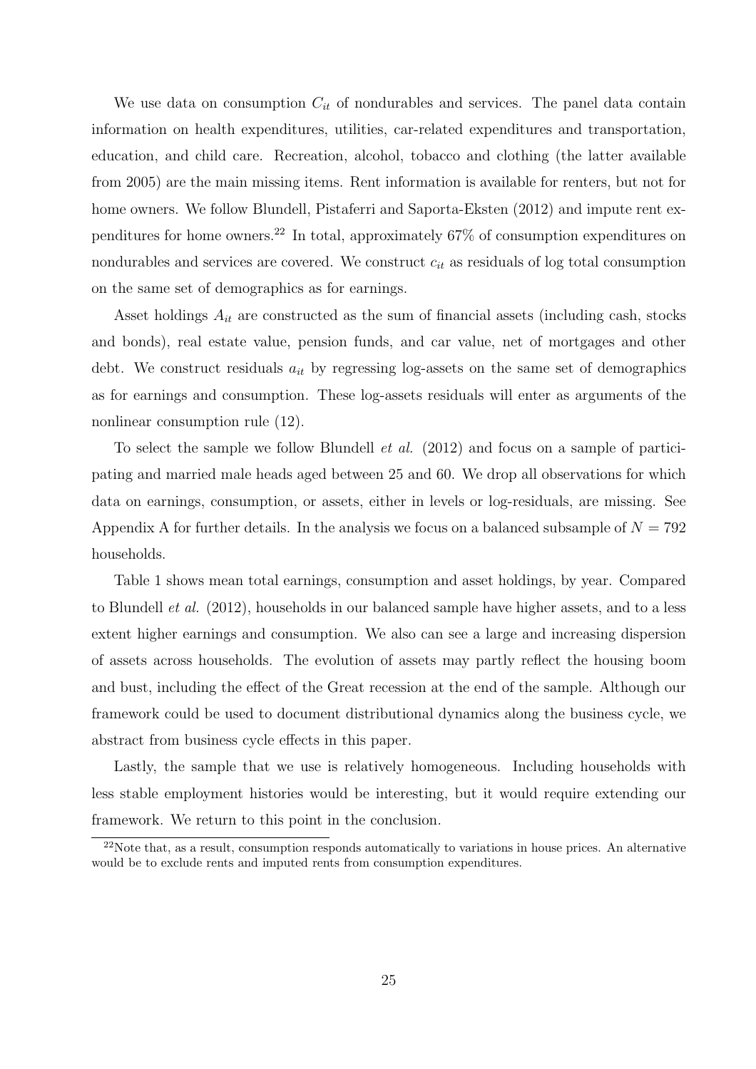We use data on consumption $C_{it}$ of nondurables and services. The panel data contain information on health expenditures, utilities, car-related expenditures and transportation, education, and child care. Recreation, alcohol, tobacco and clothing (the latter available from 2005) are the main missing items. Rent information is available for renters, but not for home owners. We follow Blundell, Pistaferri and Saporta-Eksten (2012) and impute rent expenditures for home owners.[22] In total, approximately 67% of consumption expenditures on nondurables and services are covered. We construct $c_{it}$ as residuals of log total consumption on the same set of demographics as for earnings.

Asset holdings $A_{it}$ are constructed as the sum of financial assets (including cash, stocks and bonds), real estate value, pension funds, and car value, net of mortgages and other debt. We construct residuals $a_{it}$ by regressing log-assets on the same set of demographics as for earnings and consumption. These log-assets residuals will enter as arguments of the nonlinear consumption rule (12).

To select the sample we follow Blundell *et al.* (2012) and focus on a sample of participating and married male heads aged between 25 and 60. We drop all observations for which data on earnings, consumption, or assets, either in levels or log-residuals, are missing. See Appendix A for further details. In the analysis we focus on a balanced subsample of $N = 792$ households.

Table 1 shows mean total earnings, consumption and asset holdings, by year. Compared to Blundell *et al.* (2012), households in our balanced sample have higher assets, and to a less extent higher earnings and consumption. We also can see a large and increasing dispersion of assets across households. The evolution of assets may partly reflect the housing boom and bust, including the effect of the Great recession at the end of the sample. Although our framework could be used to document distributional dynamics along the business cycle, we abstract from business cycle effects in this paper.

Lastly, the sample that we use is relatively homogeneous. Including households with less stable employment histories would be interesting, but it would require extending our framework. We return to this point in the conclusion.

[22] Note that, as a result, consumption responds automatically to variations in house prices. An alternative would be to exclude rents and imputed rents from consumption expenditures.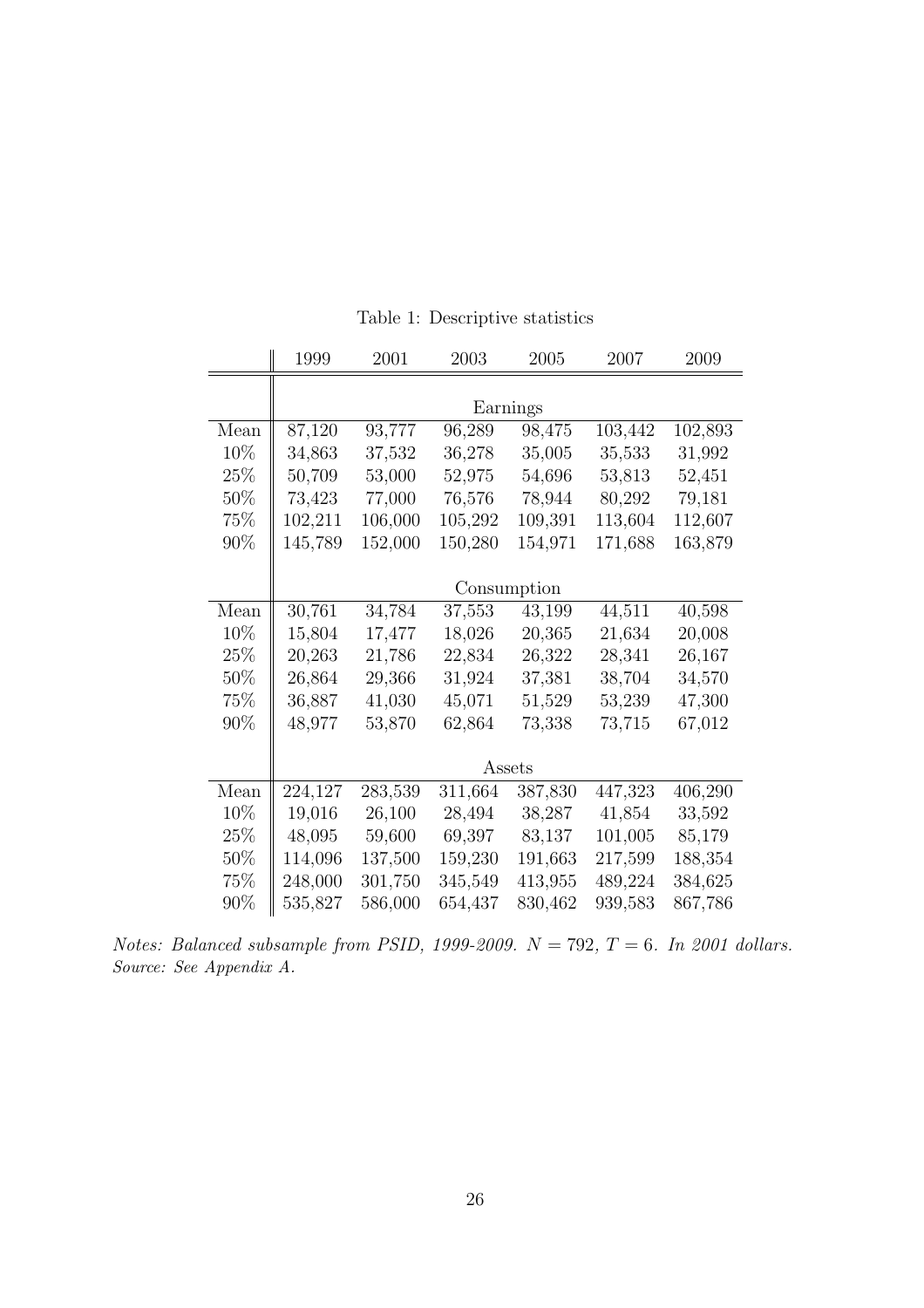Table 1: Descriptive statistics

| | 1999 | 2001 | 2003 | 2005 | 2007 | 2009 |
|---|---|---|---|---|---|---|
| | | | Earnings | | | |
| Mean | 87,120 | 93,777 | 96,289 | 98,475 | 103,442 | 102,893 |
| 10% | 34,863 | 37,532 | 36,278 | 35,005 | 35,533 | 31,992 |
| 25% | 50,709 | 53,000 | 52,975 | 54,696 | 53,813 | 52,451 |
| 50% | 73,423 | 77,000 | 76,576 | 78,944 | 80,292 | 79,181 |
| 75% | 102,211 | 106,000 | 105,292 | 109,391 | 113,604 | 112,607 |
| 90% | 145,789 | 152,000 | 150,280 | 154,971 | 171,688 | 163,879 |
| | | | Consumption | | | |
| Mean | 30,761 | 34,784 | 37,553 | 43,199 | 44,511 | 40,598 |
| 10% | 15,804 | 17,477 | 18,026 | 20,365 | 21,634 | 20,008 |
| 25% | 20,263 | 21,786 | 22,834 | 26,322 | 28,341 | 26,167 |
| 50% | 26,864 | 29,366 | 31,924 | 37,381 | 38,704 | 34,570 |
| 75% | 36,887 | 41,030 | 45,071 | 51,529 | 53,239 | 47,300 |
| 90% | 48,977 | 53,870 | 62,864 | 73,338 | 73,715 | 67,012 |
| | | | Assets | | | |
| Mean | 224,127 | 283,539 | 311,664 | 387,830 | 447,323 | 406,290 |
| 10% | 19,016 | 26,100 | 28,494 | 38,287 | 41,854 | 33,592 |
| 25% | 48,095 | 59,600 | 69,397 | 83,137 | 101,005 | 85,179 |
| 50% | 114,096 | 137,500 | 159,230 | 191,663 | 217,599 | 188,354 |
| 75% | 248,000 | 301,750 | 345,549 | 413,955 | 489,224 | 384,625 |
| 90% | 535,827 | 586,000 | 654,437 | 830,462 | 939,583 | 867,786 |

*Notes: Balanced subsample from PSID, 1999-2009. $N = 792$, $T = 6$. In 2001 dollars. Source: See Appendix A.*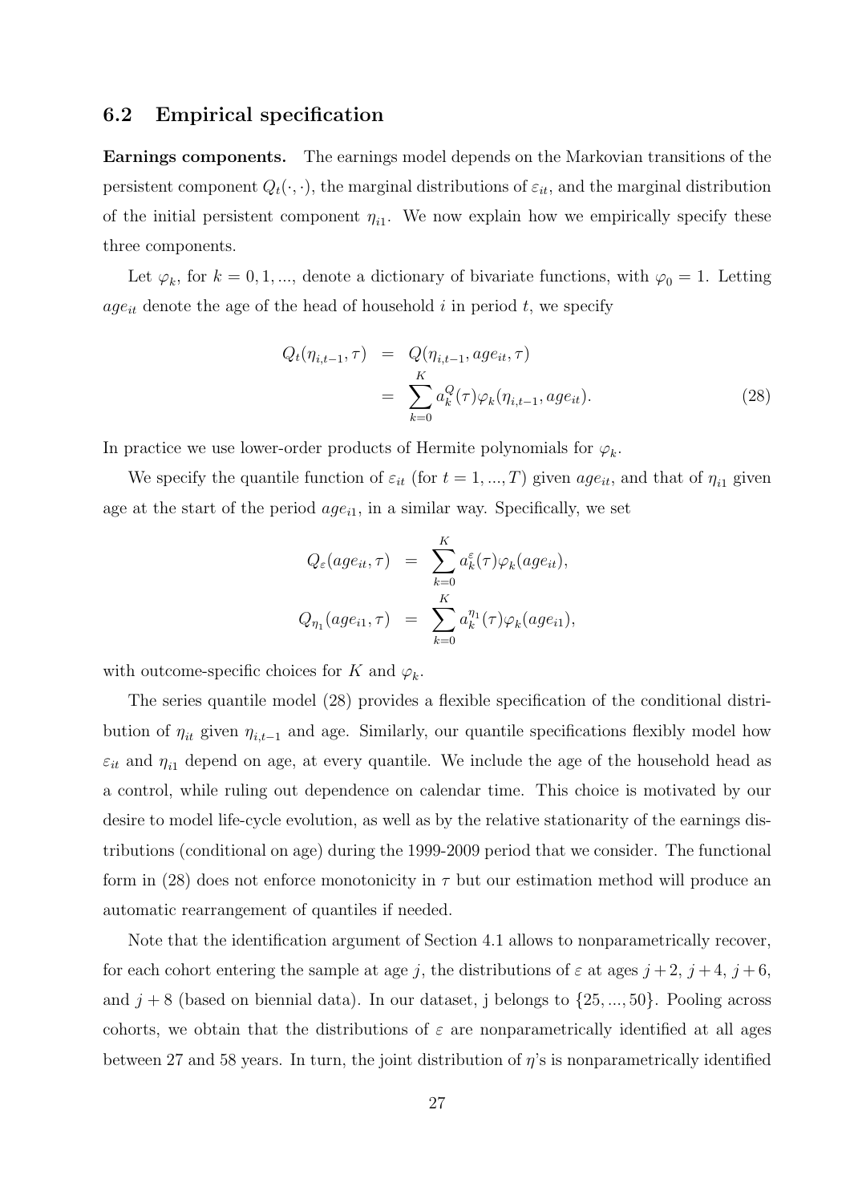### 6.2 Empirical specification

**Earnings components.** The earnings model depends on the Markovian transitions of the persistent component $Q_t(\cdot,\cdot)$, the marginal distributions of $\varepsilon_{it}$, and the marginal distribution of the initial persistent component $\eta_{i1}$. We now explain how we empirically specify these three components.

Let $\varphi_k$, for $k = 0, 1, ...$, denote a dictionary of bivariate functions, with $\varphi_0 = 1$. Letting $age_{it}$ denote the age of the head of household $i$ in period $t$, we specify

$$
\begin{aligned}
Q_t(\eta_{i,t-1}, \tau) &= Q(\eta_{i,t-1}, age_{it}, \tau) \\
&= \sum_{k=0}^{K} a_k^Q(\tau) \varphi_k(\eta_{i,t-1}, age_{it}). \qquad (28)
\end{aligned}
$$

In practice we use lower-order products of Hermite polynomials for $\varphi_k$.

We specify the quantile function of $\varepsilon_{it}$ (for $t = 1, ..., T$) given $age_{it}$, and that of $\eta_{i1}$ given age at the start of the period $age_{i1}$, in a similar way. Specifically, we set

$$
\begin{aligned}
Q_\varepsilon(age_{it}, \tau) &= \sum_{k=0}^{K} a_k^\varepsilon(\tau) \varphi_k(age_{it}), \\
Q_{\eta_1}(age_{i1}, \tau) &= \sum_{k=0}^{K} a_k^{\eta_1}(\tau) \varphi_k(age_{i1}),
\end{aligned}
$$

with outcome-specific choices for $K$ and $\varphi_k$.

The series quantile model (28) provides a flexible specification of the conditional distribution of $\eta_{it}$ given $\eta_{i,t-1}$ and age. Similarly, our quantile specifications flexibly model how $\varepsilon_{it}$ and $\eta_{i1}$ depend on age, at every quantile. We include the age of the household head as a control, while ruling out dependence on calendar time. This choice is motivated by our desire to model life-cycle evolution, as well as by the relative stationarity of the earnings distributions (conditional on age) during the 1999-2009 period that we consider. The functional form in (28) does not enforce monotonicity in $\tau$ but our estimation method will produce an automatic rearrangement of quantiles if needed.

Note that the identification argument of Section 4.1 allows to nonparametrically recover, for each cohort entering the sample at age $j$, the distributions of $\varepsilon$ at ages $j+2$, $j+4$, $j+6$, and $j+8$ (based on biennial data). In our dataset, j belongs to $\{25, ..., 50\}$. Pooling across cohorts, we obtain that the distributions of $\varepsilon$ are nonparametrically identified at all ages between 27 and 58 years. In turn, the joint distribution of $\eta$'s is nonparametrically identified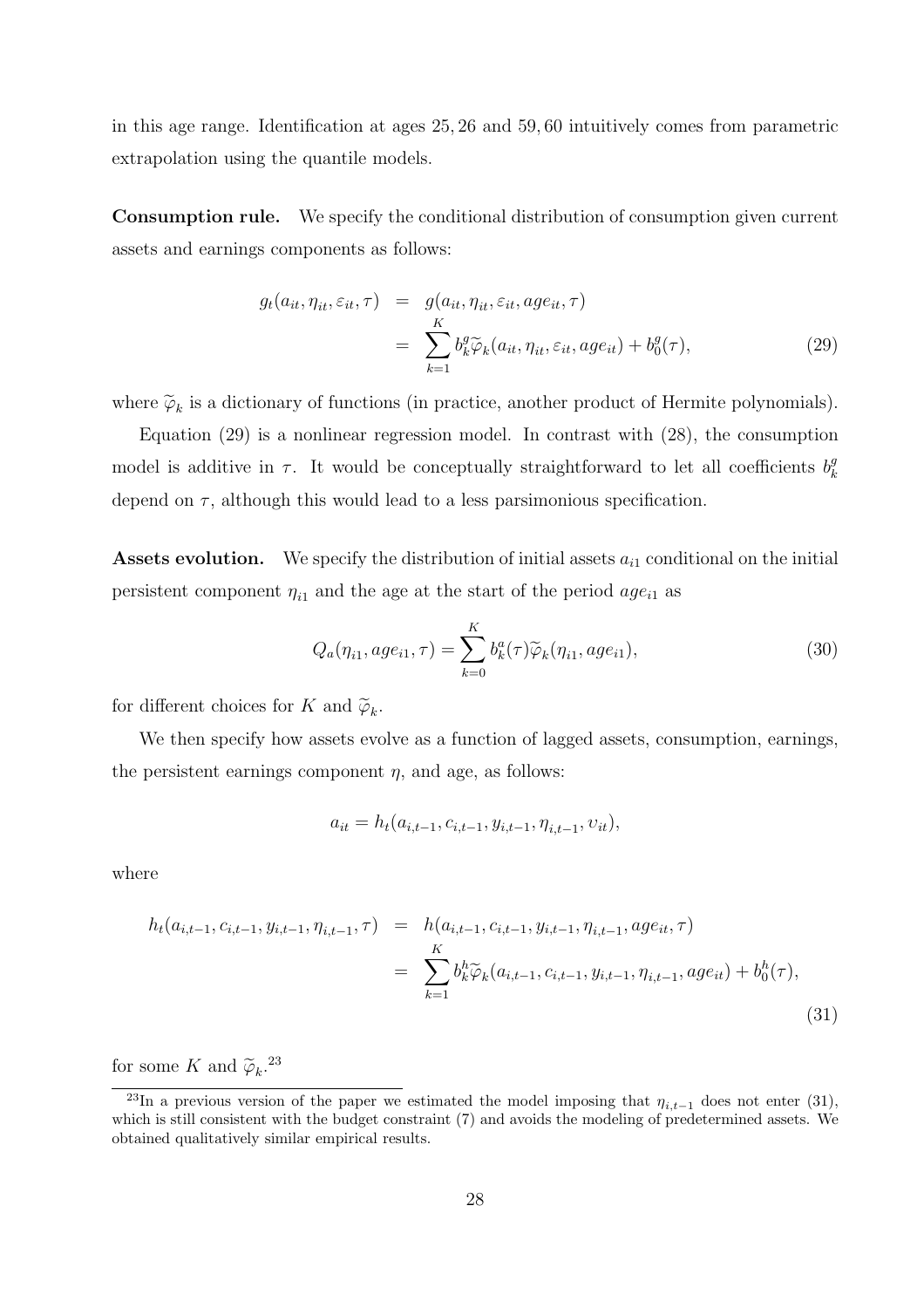in this age range. Identification at ages 25, 26 and 59, 60 intuitively comes from parametric extrapolation using the quantile models.

**Consumption rule.** We specify the conditional distribution of consumption given current assets and earnings components as follows:

$$
\begin{aligned}
g_t(a_{it}, \eta_{it}, \varepsilon_{it}, \tau) &= g(a_{it}, \eta_{it}, \varepsilon_{it}, age_{it}, \tau) \\
&= \sum_{k=1}^{K} b_k^g \widetilde{\varphi}_k(a_{it}, \eta_{it}, \varepsilon_{it}, age_{it}) + b_0^g(\tau), \qquad (29)
\end{aligned}
$$

where $\widetilde{\varphi}_k$ is a dictionary of functions (in practice, another product of Hermite polynomials).

Equation (29) is a nonlinear regression model. In contrast with (28), the consumption model is additive in $\tau$. It would be conceptually straightforward to let all coefficients $b_k^g$ depend on $\tau$, although this would lead to a less parsimonious specification.

**Assets evolution.** We specify the distribution of initial assets $a_{i1}$ conditional on the initial persistent component $\eta_{i1}$ and the age at the start of the period $age_{i1}$ as

$$
Q_a(\eta_{i1}, age_{i1}, \tau) = \sum_{k=0}^{K} b_k^a(\tau) \widetilde{\varphi}_k(\eta_{i1}, age_{i1}), \qquad (30)
$$

for different choices for $K$ and $\widetilde{\varphi}_k$.

We then specify how assets evolve as a function of lagged assets, consumption, earnings, the persistent earnings component $\eta$, and age, as follows:

$$
a_{it} = h_t(a_{i,t-1}, c_{i,t-1}, y_{i,t-1}, \eta_{i,t-1}, \upsilon_{it}),
$$

where

$$
\begin{aligned}
h_t(a_{i,t-1}, c_{i,t-1}, y_{i,t-1}, \eta_{i,t-1}, \tau) &= h(a_{i,t-1}, c_{i,t-1}, y_{i,t-1}, \eta_{i,t-1}, age_{it}, \tau) \\
&= \sum_{k=1}^{K} b_k^h \widetilde{\varphi}_k(a_{i,t-1}, c_{i,t-1}, y_{i,t-1}, \eta_{i,t-1}, age_{it}) + b_0^h(\tau), \qquad (31)
\end{aligned}
$$

for some $K$ and $\widetilde{\varphi}_k$.[23]

[23] In a previous version of the paper we estimated the model imposing that $\eta_{i,t-1}$ does not enter (31), which is still consistent with the budget constraint (7) and avoids the modeling of predetermined assets. We obtained qualitatively similar empirical results.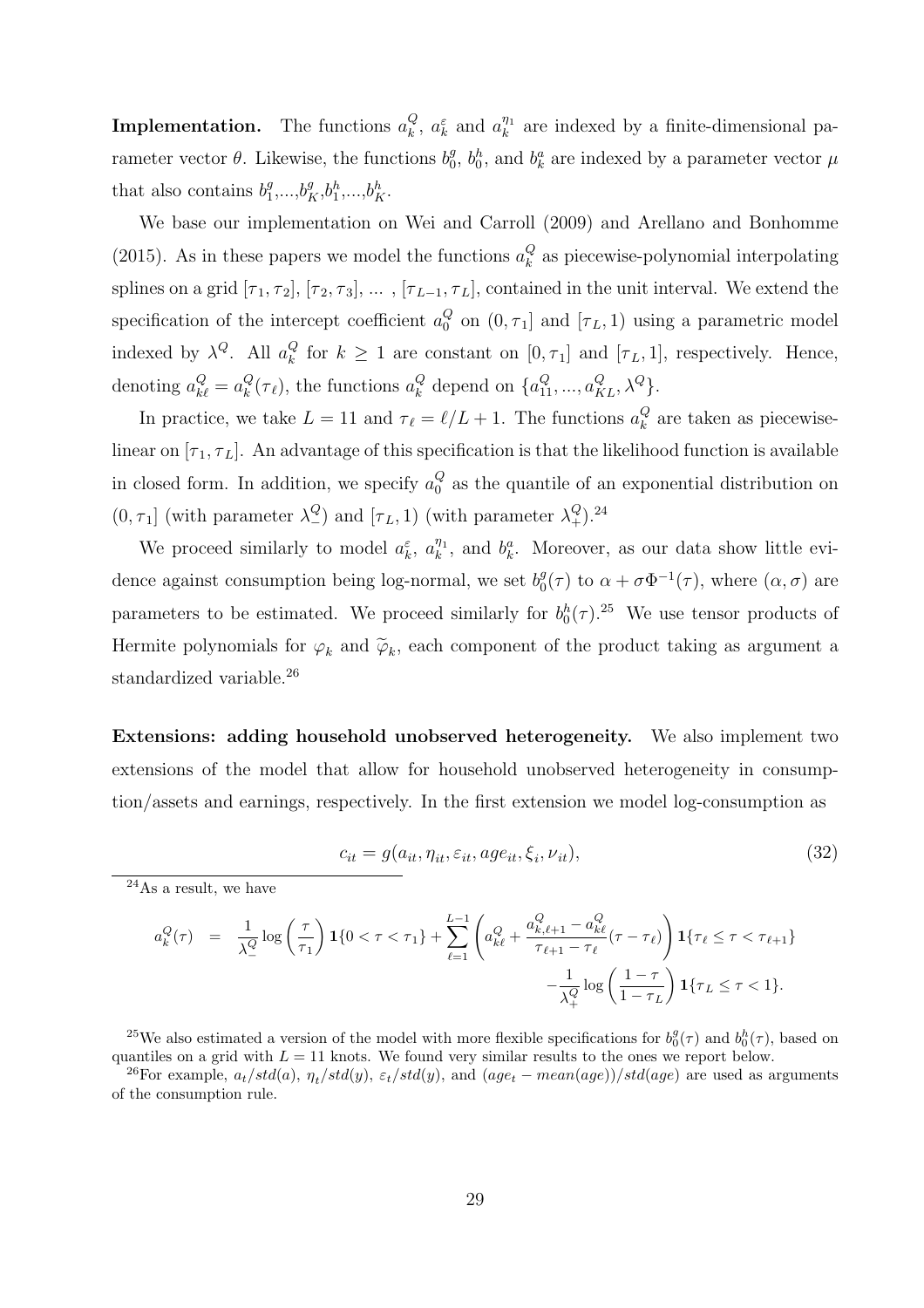**Implementation.** The functions $a_k^Q$, $a_k^\varepsilon$ and $a_k^{\eta_1}$ are indexed by a finite-dimensional parameter vector $\theta$. Likewise, the functions $b_0^g$, $b_0^h$, and $b_k^a$ are indexed by a parameter vector $\mu$ that also contains $b_1^g$,...,$b_K^g$,$b_1^h$,...,$b_K^h$.

We base our implementation on Wei and Carroll (2009) and Arellano and Bonhomme (2015). As in these papers we model the functions $a_k^Q$ as piecewise-polynomial interpolating splines on a grid $[\tau_1, \tau_2]$, $[\tau_2, \tau_3]$, ... , $[\tau_{L-1}, \tau_L]$, contained in the unit interval. We extend the specification of the intercept coefficient $a_0^Q$ on $(0, \tau_1]$ and $[\tau_L, 1)$ using a parametric model indexed by $\lambda^Q$. All $a_k^Q$ for $k \geq 1$ are constant on $[0, \tau_1]$ and $[\tau_L, 1]$, respectively. Hence, denoting $a_{k\ell}^Q = a_k^Q(\tau_\ell)$, the functions $a_k^Q$ depend on $\{a_{11}^Q, ..., a_{KL}^Q, \lambda^Q\}$.

In practice, we take $L = 11$ and $\tau_\ell = \ell/L + 1$. The functions $a_k^Q$ are taken as piecewise-linear on $[\tau_1, \tau_L]$. An advantage of this specification is that the likelihood function is available in closed form. In addition, we specify $a_0^Q$ as the quantile of an exponential distribution on $(0, \tau_1]$ (with parameter $\lambda_-^Q$) and $[\tau_L, 1)$ (with parameter $\lambda_+^Q$).[24]

We proceed similarly to model $a_k^\varepsilon$, $a_k^{\eta_1}$, and $b_k^a$. Moreover, as our data show little evidence against consumption being log-normal, we set $b_0^g(\tau)$ to $\alpha + \sigma\Phi^{-1}(\tau)$, where $(\alpha, \sigma)$ are parameters to be estimated. We proceed similarly for $b_0^h(\tau)$.[25] We use tensor products of Hermite polynomials for $\varphi_k$ and $\widetilde{\varphi}_k$, each component of the product taking as argument a standardized variable.[26]

**Extensions: adding household unobserved heterogeneity.** We also implement two extensions of the model that allow for household unobserved heterogeneity in consumption/assets and earnings, respectively. In the first extension we model log-consumption as

$$c_{it} = g(a_{it}, \eta_{it}, \varepsilon_{it}, age_{it}, \xi_i, \nu_{it}), \tag{32}$$

[24]As a result, we have

$$\begin{aligned} a_k^Q(\tau) &= \frac{1}{\lambda_-^Q} \log\left(\frac{\tau}{\tau_1}\right) \mathbf{1}\{0 < \tau < \tau_1\} + \sum_{\ell=1}^{L-1} \left( a_{k\ell}^Q + \frac{a_{k,\ell+1}^Q - a_{k\ell}^Q}{\tau_{\ell+1} - \tau_\ell}(\tau - \tau_\ell) \right) \mathbf{1}\{\tau_\ell \leq \tau < \tau_{\ell+1}\} \\ &\quad - \frac{1}{\lambda_+^Q} \log\left(\frac{1-\tau}{1-\tau_L}\right) \mathbf{1}\{\tau_L \leq \tau < 1\}. \end{aligned}$$

[25]We also estimated a version of the model with more flexible specifications for $b_0^g(\tau)$ and $b_0^h(\tau)$, based on quantiles on a grid with $L = 11$ knots. We found very similar results to the ones we report below.

[26]For example, $a_t/std(a)$, $\eta_t/std(y)$, $\varepsilon_t/std(y)$, and $(age_t - mean(age))/std(age)$ are used as arguments of the consumption rule.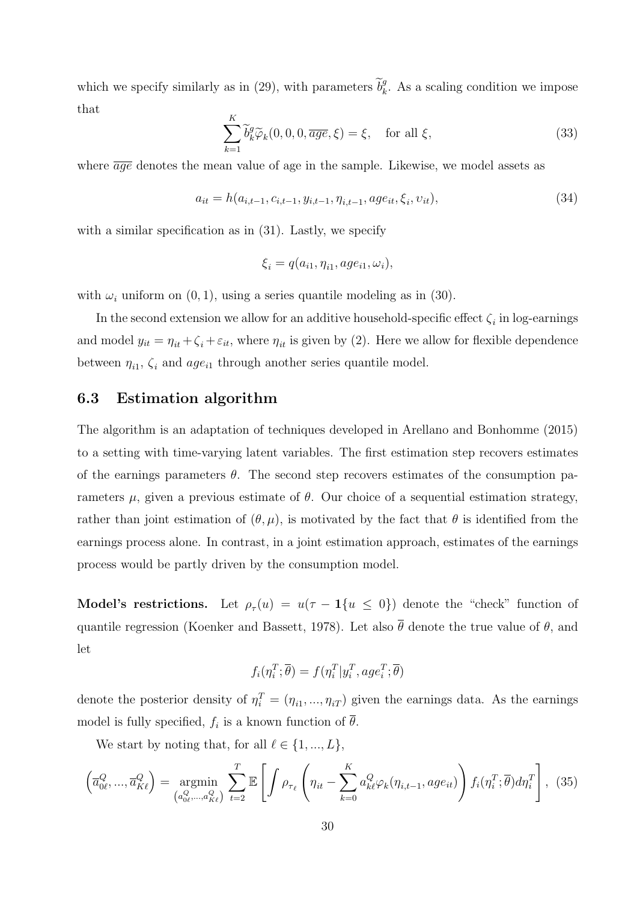which we specify similarly as in (29), with parameters $\widetilde{b}_k^g$. As a scaling condition we impose that

$$\sum_{k=1}^{K} \widetilde{b}_k^g \widetilde{\varphi}_k(0, 0, 0, \overline{age}, \xi) = \xi, \quad \text{for all } \xi, \tag{33}$$

where $\overline{age}$ denotes the mean value of age in the sample. Likewise, we model assets as

$$a_{it} = h(a_{i,t-1}, c_{i,t-1}, y_{i,t-1}, \eta_{i,t-1}, age_{it}, \xi_i, \upsilon_{it}), \tag{34}$$

with a similar specification as in (31). Lastly, we specify

$$\xi_i = q(a_{i1}, \eta_{i1}, age_{i1}, \omega_i),$$

with $\omega_i$ uniform on $(0, 1)$, using a series quantile modeling as in (30).

In the second extension we allow for an additive household-specific effect $\zeta_i$ in log-earnings and model $y_{it} = \eta_{it} + \zeta_i + \varepsilon_{it}$, where $\eta_{it}$ is given by (2). Here we allow for flexible dependence between $\eta_{i1}$, $\zeta_i$ and $age_{i1}$ through another series quantile model.

## 6.3 Estimation algorithm

The algorithm is an adaptation of techniques developed in Arellano and Bonhomme (2015) to a setting with time-varying latent variables. The first estimation step recovers estimates of the earnings parameters $\theta$. The second step recovers estimates of the consumption parameters $\mu$, given a previous estimate of $\theta$. Our choice of a sequential estimation strategy, rather than joint estimation of $(\theta, \mu)$, is motivated by the fact that $\theta$ is identified from the earnings process alone. In contrast, in a joint estimation approach, estimates of the earnings process would be partly driven by the consumption model.

**Model's restrictions.** Let $\rho_\tau(u) = u(\tau - \mathbf{1}\{u \leq 0\})$ denote the "check" function of quantile regression (Koenker and Bassett, 1978). Let also $\overline{\theta}$ denote the true value of $\theta$, and let

$$f_i(\eta_i^T; \overline{\theta}) = f(\eta_i^T | y_i^T, age_i^T; \overline{\theta})$$

denote the posterior density of $\eta_i^T = (\eta_{i1}, ..., \eta_{iT})$ given the earnings data. As the earnings model is fully specified, $f_i$ is a known function of $\overline{\theta}$.

We start by noting that, for all $\ell \in \{1, ..., L\}$,

$$\left(\overline{a}_{0\ell}^Q, ..., \overline{a}_{K\ell}^Q\right) = \underset{\left(a_{0\ell}^Q, ..., a_{K\ell}^Q\right)}{\operatorname{argmin}} \sum_{t=2}^{T} \mathbb{E}\left[\int \rho_{\tau_\ell}\left(\eta_{it} - \sum_{k=0}^{K} a_{k\ell}^Q \varphi_k(\eta_{i,t-1}, age_{it})\right) f_i(\eta_i^T; \overline{\theta}) d\eta_i^T\right], \tag{35}$$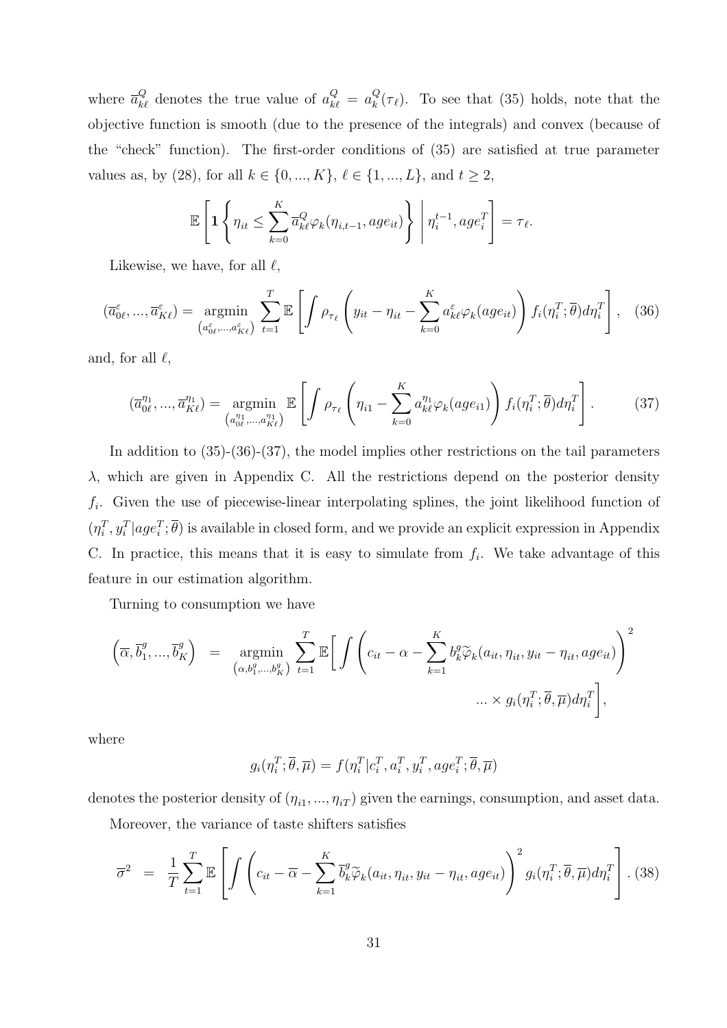where $\overline{a}^{Q}_{k\ell}$ denotes the true value of $a^{Q}_{k\ell} = a^{Q}_{k}(\tau_\ell)$. To see that (35) holds, note that the objective function is smooth (due to the presence of the integrals) and convex (because of the "check" function). The first-order conditions of (35) are satisfied at true parameter values as, by (28), for all $k \in \{0, ..., K\}$, $\ell \in \{1, ..., L\}$, and $t \geq 2$,

$$\mathbb{E}\left[ \mathbf{1}\left\{ \eta_{it} \leq \sum_{k=0}^{K} \overline{a}^{Q}_{k\ell} \varphi_k(\eta_{i,t-1}, age_{it}) \right\} \,\middle|\, \eta_i^{t-1}, age_i^T \right] = \tau_\ell.$$

Likewise, we have, for all $\ell$,

$$(\overline{a}^{\varepsilon}_{0\ell}, ..., \overline{a}^{\varepsilon}_{K\ell}) = \underset{\left(a^{\varepsilon}_{0\ell}, ..., a^{\varepsilon}_{K\ell}\right)}{\operatorname{argmin}} \sum_{t=1}^{T} \mathbb{E}\left[ \int \rho_{\tau_\ell}\left( y_{it} - \eta_{it} - \sum_{k=0}^{K} a^{\varepsilon}_{k\ell} \varphi_k(age_{it}) \right) f_i(\eta_i^T; \overline{\theta}) d\eta_i^T \right], \quad (36)$$

and, for all $\ell$,

$$(\overline{a}^{\eta_1}_{0\ell}, ..., \overline{a}^{\eta_1}_{K\ell}) = \underset{\left(a^{\eta_1}_{0\ell}, ..., a^{\eta_1}_{K\ell}\right)}{\operatorname{argmin}} \, \mathbb{E}\left[ \int \rho_{\tau_\ell}\left( \eta_{i1} - \sum_{k=0}^{K} a^{\eta_1}_{k\ell} \varphi_k(age_{i1}) \right) f_i(\eta_i^T; \overline{\theta}) d\eta_i^T \right]. \quad (37)$$

In addition to (35)-(36)-(37), the model implies other restrictions on the tail parameters $\lambda$, which are given in Appendix C. All the restrictions depend on the posterior density $f_i$. Given the use of piecewise-linear interpolating splines, the joint likelihood function of $(\eta_i^T, y_i^T | age_i^T; \overline{\theta})$ is available in closed form, and we provide an explicit expression in Appendix C. In practice, this means that it is easy to simulate from $f_i$. We take advantage of this feature in our estimation algorithm.

Turning to consumption we have

$$\begin{aligned}\left(\overline{\alpha}, \overline{b}^{g}_{1}, ..., \overline{b}^{g}_{K}\right) &= \underset{\left(\alpha, b^{g}_{1}, ..., b^{g}_{K}\right)}{\operatorname{argmin}} \sum_{t=1}^{T} \mathbb{E}\Bigg[ \int \left( c_{it} - \alpha - \sum_{k=1}^{K} b^{g}_{k} \widetilde{\varphi}_k(a_{it}, \eta_{it}, y_{it} - \eta_{it}, age_{it}) \right)^2 \\ &\qquad\qquad\qquad\qquad ... \times g_i(\eta_i^T; \overline{\theta}, \overline{\mu}) d\eta_i^T \Bigg],\end{aligned}$$

where

$$g_i(\eta_i^T; \overline{\theta}, \overline{\mu}) = f(\eta_i^T | c_i^T, a_i^T, y_i^T, age_i^T; \overline{\theta}, \overline{\mu})$$

denotes the posterior density of $(\eta_{i1}, ..., \eta_{iT})$ given the earnings, consumption, and asset data.

Moreover, the variance of taste shifters satisfies

$$\overline{\sigma}^2 = \frac{1}{T} \sum_{t=1}^{T} \mathbb{E}\left[ \int \left( c_{it} - \overline{\alpha} - \sum_{k=1}^{K} \overline{b}^{g}_{k} \widetilde{\varphi}_k(a_{it}, \eta_{it}, y_{it} - \eta_{it}, age_{it}) \right)^2 g_i(\eta_i^T; \overline{\theta}, \overline{\mu}) d\eta_i^T \right]. \quad (38)$$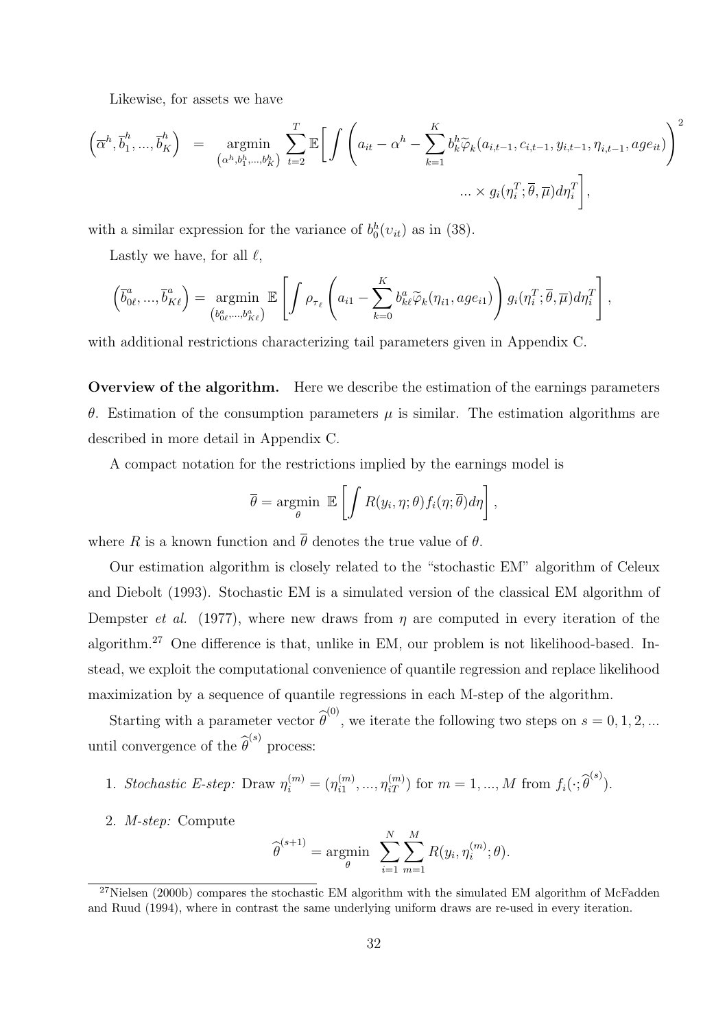Likewise, for assets we have

$$\left(\overline{\alpha}^h, \overline{b}_1^h, ..., \overline{b}_K^h\right) = \underset{\left(\alpha^h, b_1^h, ..., b_K^h\right)}{\text{argmin}} \sum_{t=2}^{T} \mathbb{E}\Bigg[ \int \left( a_{it} - \alpha^h - \sum_{k=1}^{K} b_k^h \widetilde{\varphi}_k(a_{i,t-1}, c_{i,t-1}, y_{i,t-1}, \eta_{i,t-1}, age_{it}) \right)^2 \\ ... \times g_i(\eta_i^T; \overline{\theta}, \overline{\mu}) d\eta_i^T \Bigg],$$

with a similar expression for the variance of $b_0^h(v_{it})$ as in (38).

Lastly we have, for all $\ell$,

$$\left(\overline{b}_{0\ell}^a, ..., \overline{b}_{K\ell}^a\right) = \underset{\left(b_{0\ell}^a, ..., b_{K\ell}^a\right)}{\text{argmin}} \; \mathbb{E}\left[ \int \rho_{\tau_\ell}\left( a_{i1} - \sum_{k=0}^{K} b_{k\ell}^a \widetilde{\varphi}_k(\eta_{i1}, age_{i1}) \right) g_i(\eta_i^T; \overline{\theta}, \overline{\mu}) d\eta_i^T \right],$$

with additional restrictions characterizing tail parameters given in Appendix C.

**Overview of the algorithm.** Here we describe the estimation of the earnings parameters $\theta$. Estimation of the consumption parameters $\mu$ is similar. The estimation algorithms are described in more detail in Appendix C.

A compact notation for the restrictions implied by the earnings model is

$$\overline{\theta} = \underset{\theta}{\text{argmin}} \; \mathbb{E}\left[ \int R(y_i, \eta; \theta) f_i(\eta; \overline{\theta}) d\eta \right],$$

where $R$ is a known function and $\overline{\theta}$ denotes the true value of $\theta$.

Our estimation algorithm is closely related to the "stochastic EM" algorithm of Celeux and Diebolt (1993). Stochastic EM is a simulated version of the classical EM algorithm of Dempster *et al.* (1977), where new draws from $\eta$ are computed in every iteration of the algorithm.[27] One difference is that, unlike in EM, our problem is not likelihood-based. Instead, we exploit the computational convenience of quantile regression and replace likelihood maximization by a sequence of quantile regressions in each M-step of the algorithm.

Starting with a parameter vector $\widehat{\theta}^{(0)}$, we iterate the following two steps on $s = 0, 1, 2, ...$ until convergence of the $\widehat{\theta}^{(s)}$ process:

1. *Stochastic E-step:* Draw $\eta_i^{(m)} = (\eta_{i1}^{(m)}, ..., \eta_{iT}^{(m)})$ for $m = 1, ..., M$ from $f_i(\cdot; \widehat{\theta}^{(s)})$.

2. *M-step:* Compute
$$\widehat{\theta}^{(s+1)} = \underset{\theta}{\text{argmin}} \; \sum_{i=1}^{N} \sum_{m=1}^{M} R(y_i, \eta_i^{(m)}; \theta).$$

[27] Nielsen (2000b) compares the stochastic EM algorithm with the simulated EM algorithm of McFadden and Ruud (1994), where in contrast the same underlying uniform draws are re-used in every iteration.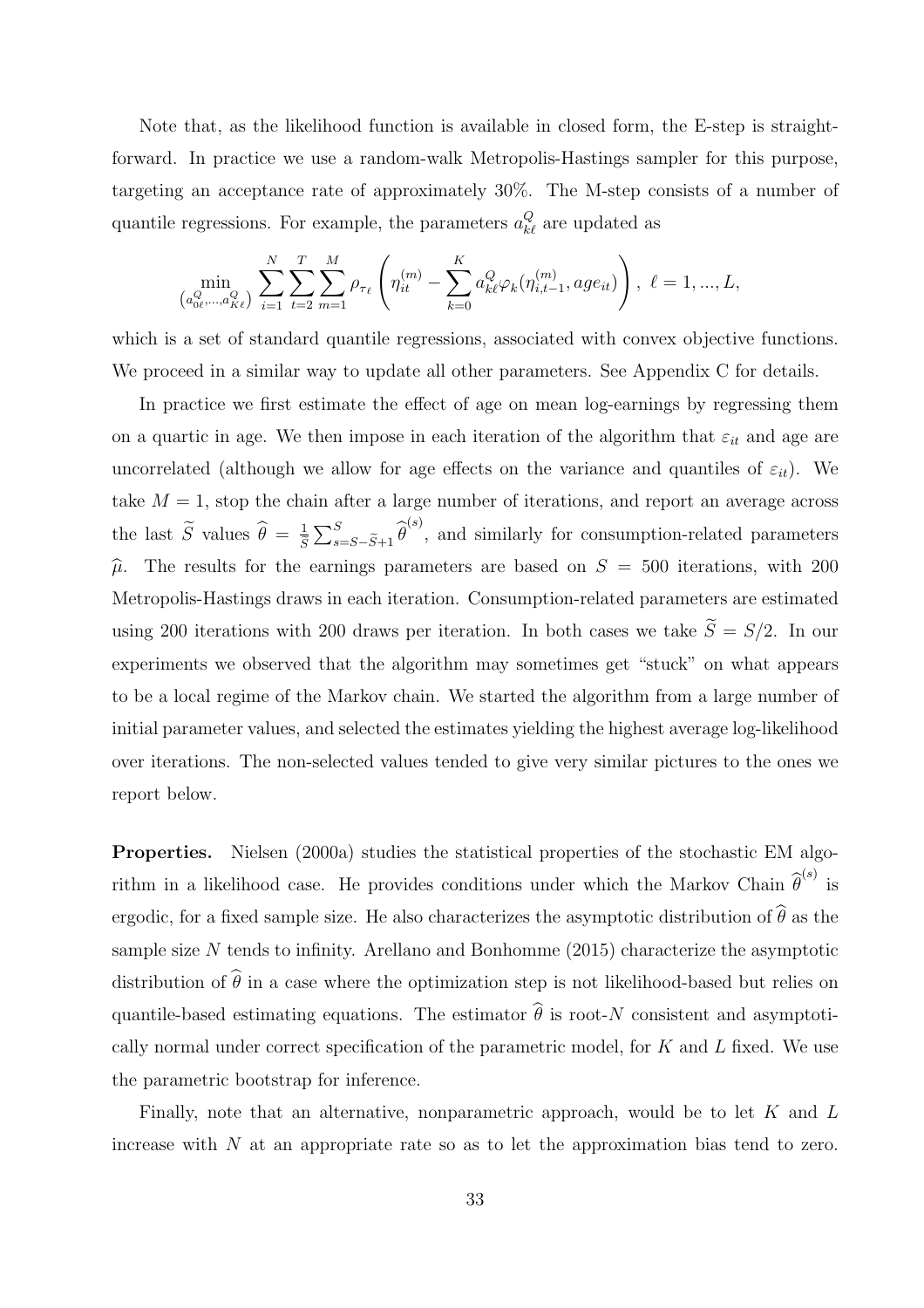Note that, as the likelihood function is available in closed form, the E-step is straightforward. In practice we use a random-walk Metropolis-Hastings sampler for this purpose, targeting an acceptance rate of approximately 30%. The M-step consists of a number of quantile regressions. For example, the parameters $a_{k\ell}^Q$ are updated as

$$\min_{\left(a_{0\ell}^Q,\ldots,a_{K\ell}^Q\right)} \sum_{i=1}^N \sum_{t=2}^T \sum_{m=1}^M \rho_{\tau_\ell}\left(\eta_{it}^{(m)} - \sum_{k=0}^K a_{k\ell}^Q \varphi_k(\eta_{i,t-1}^{(m)}, age_{it})\right),\ \ell = 1, ..., L,$$

which is a set of standard quantile regressions, associated with convex objective functions. We proceed in a similar way to update all other parameters. See Appendix C for details.

In practice we first estimate the effect of age on mean log-earnings by regressing them on a quartic in age. We then impose in each iteration of the algorithm that $\varepsilon_{it}$ and age are uncorrelated (although we allow for age effects on the variance and quantiles of $\varepsilon_{it}$). We take $M = 1$, stop the chain after a large number of iterations, and report an average across the last $\widetilde{S}$ values $\widehat{\theta} = \frac{1}{\widetilde{S}}\sum_{s=S-\widetilde{S}+1}^{S} \widehat{\theta}^{(s)}$, and similarly for consumption-related parameters $\widehat{\mu}$. The results for the earnings parameters are based on $S = 500$ iterations, with 200 Metropolis-Hastings draws in each iteration. Consumption-related parameters are estimated using 200 iterations with 200 draws per iteration. In both cases we take $\widetilde{S} = S/2$. In our experiments we observed that the algorithm may sometimes get "stuck" on what appears to be a local regime of the Markov chain. We started the algorithm from a large number of initial parameter values, and selected the estimates yielding the highest average log-likelihood over iterations. The non-selected values tended to give very similar pictures to the ones we report below.

**Properties.** Nielsen (2000a) studies the statistical properties of the stochastic EM algorithm in a likelihood case. He provides conditions under which the Markov Chain $\widehat{\theta}^{(s)}$ is ergodic, for a fixed sample size. He also characterizes the asymptotic distribution of $\widehat{\theta}$ as the sample size $N$ tends to infinity. Arellano and Bonhomme (2015) characterize the asymptotic distribution of $\widehat{\theta}$ in a case where the optimization step is not likelihood-based but relies on quantile-based estimating equations. The estimator $\widehat{\theta}$ is root-$N$ consistent and asymptotically normal under correct specification of the parametric model, for $K$ and $L$ fixed. We use the parametric bootstrap for inference.

Finally, note that an alternative, nonparametric approach, would be to let $K$ and $L$ increase with $N$ at an appropriate rate so as to let the approximation bias tend to zero.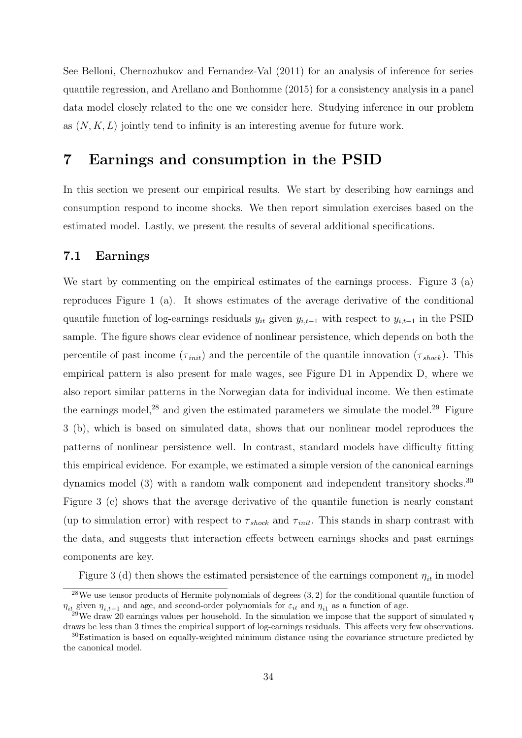See Belloni, Chernozhukov and Fernandez-Val (2011) for an analysis of inference for series quantile regression, and Arellano and Bonhomme (2015) for a consistency analysis in a panel data model closely related to the one we consider here. Studying inference in our problem as $(N, K, L)$ jointly tend to infinity is an interesting avenue for future work.

# 7 Earnings and consumption in the PSID

In this section we present our empirical results. We start by describing how earnings and consumption respond to income shocks. We then report simulation exercises based on the estimated model. Lastly, we present the results of several additional specifications.

## 7.1 Earnings

We start by commenting on the empirical estimates of the earnings process. Figure 3 (a) reproduces Figure 1 (a). It shows estimates of the average derivative of the conditional quantile function of log-earnings residuals $y_{it}$ given $y_{i,t-1}$ with respect to $y_{i,t-1}$ in the PSID sample. The figure shows clear evidence of nonlinear persistence, which depends on both the percentile of past income ($\tau_{init}$) and the percentile of the quantile innovation ($\tau_{shock}$). This empirical pattern is also present for male wages, see Figure D1 in Appendix D, where we also report similar patterns in the Norwegian data for individual income. We then estimate the earnings model,[28] and given the estimated parameters we simulate the model.[29] Figure 3 (b), which is based on simulated data, shows that our nonlinear model reproduces the patterns of nonlinear persistence well. In contrast, standard models have difficulty fitting this empirical evidence. For example, we estimated a simple version of the canonical earnings dynamics model (3) with a random walk component and independent transitory shocks.[30] Figure 3 (c) shows that the average derivative of the quantile function is nearly constant (up to simulation error) with respect to $\tau_{shock}$ and $\tau_{init}$. This stands in sharp contrast with the data, and suggests that interaction effects between earnings shocks and past earnings components are key.

Figure 3 (d) then shows the estimated persistence of the earnings component $\eta_{it}$ in model

---

[28] We use tensor products of Hermite polynomials of degrees $(3, 2)$ for the conditional quantile function of $\eta_{it}$ given $\eta_{i,t-1}$ and age, and second-order polynomials for $\varepsilon_{it}$ and $\eta_{i1}$ as a function of age.

[29] We draw 20 earnings values per household. In the simulation we impose that the support of simulated $\eta$ draws be less than 3 times the empirical support of log-earnings residuals. This affects very few observations.

[30] Estimation is based on equally-weighted minimum distance using the covariance structure predicted by the canonical model.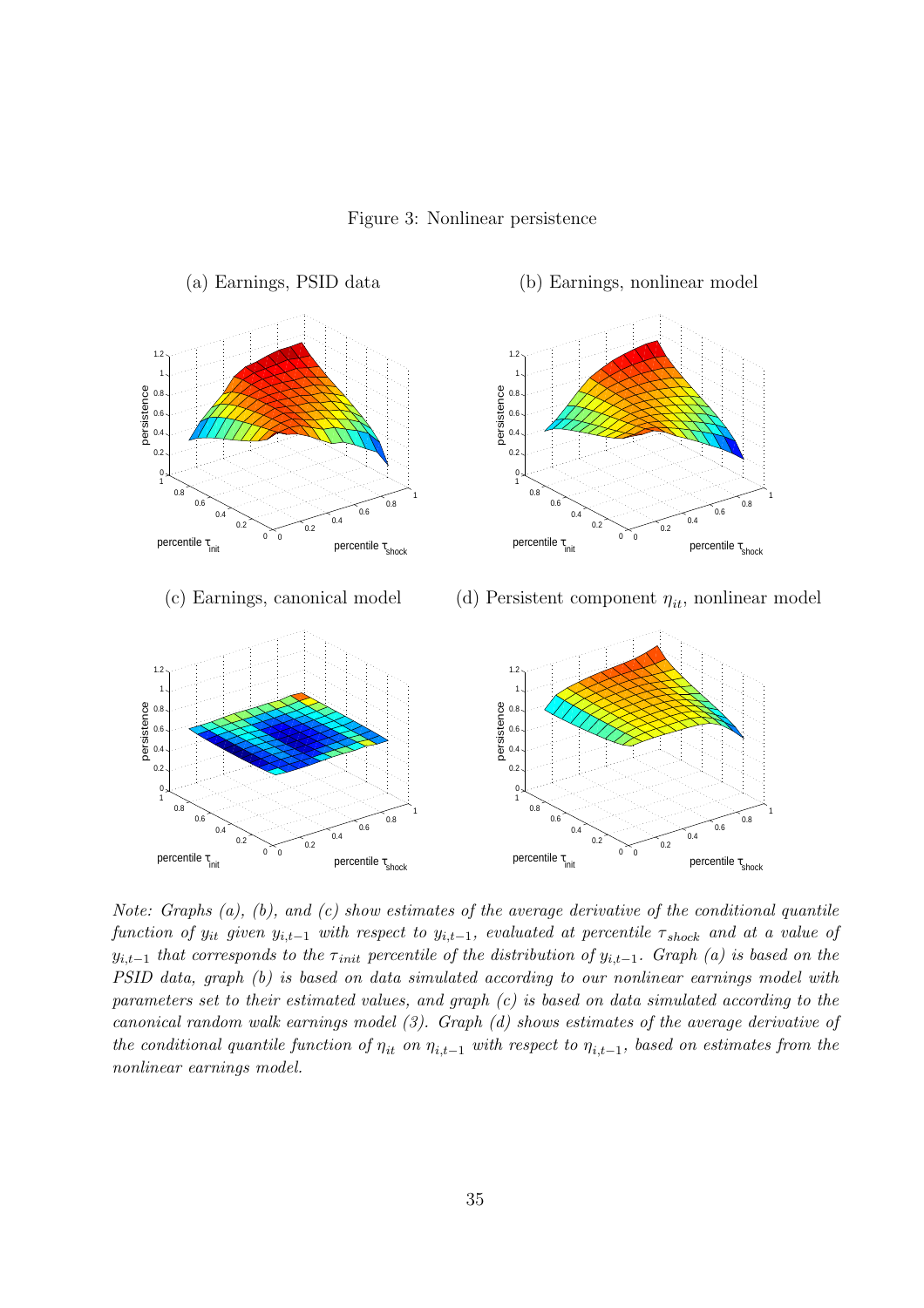Figure 3: Nonlinear persistence

(a) Earnings, PSID data

(b) Earnings, nonlinear model

(c) Earnings, canonical model

(d) Persistent component $\eta_{it}$, nonlinear model

*Note: Graphs (a), (b), and (c) show estimates of the average derivative of the conditional quantile function of $y_{it}$ given $y_{i,t-1}$ with respect to $y_{i,t-1}$, evaluated at percentile $\tau_{shock}$ and at a value of $y_{i,t-1}$ that corresponds to the $\tau_{init}$ percentile of the distribution of $y_{i,t-1}$. Graph (a) is based on the PSID data, graph (b) is based on data simulated according to our nonlinear earnings model with parameters set to their estimated values, and graph (c) is based on data simulated according to the canonical random walk earnings model (3). Graph (d) shows estimates of the average derivative of the conditional quantile function of $\eta_{it}$ on $\eta_{i,t-1}$ with respect to $\eta_{i,t-1}$, based on estimates from the nonlinear earnings model.*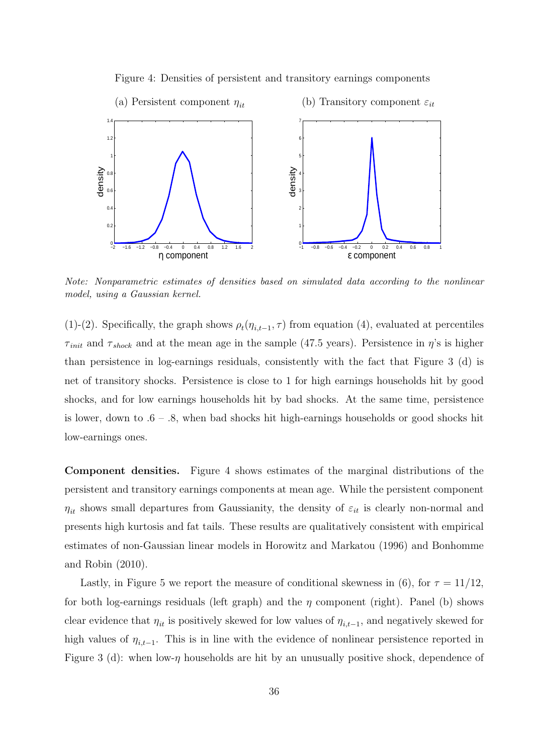Figure 4: Densities of persistent and transitory earnings components

(a) Persistent component $\eta_{it}$ (b) Transitory component $\varepsilon_{it}$

*Note: Nonparametric estimates of densities based on simulated data according to the nonlinear model, using a Gaussian kernel.*

(1)-(2). Specifically, the graph shows $\rho_t(\eta_{i,t-1}, \tau)$ from equation (4), evaluated at percentiles $\tau_{init}$ and $\tau_{shock}$ and at the mean age in the sample (47.5 years). Persistence in $\eta$'s is higher than persistence in log-earnings residuals, consistently with the fact that Figure 3 (d) is net of transitory shocks. Persistence is close to 1 for high earnings households hit by good shocks, and for low earnings households hit by bad shocks. At the same time, persistence is lower, down to .6 – .8, when bad shocks hit high-earnings households or good shocks hit low-earnings ones.

**Component densities.** Figure 4 shows estimates of the marginal distributions of the persistent and transitory earnings components at mean age. While the persistent component $\eta_{it}$ shows small departures from Gaussianity, the density of $\varepsilon_{it}$ is clearly non-normal and presents high kurtosis and fat tails. These results are qualitatively consistent with empirical estimates of non-Gaussian linear models in Horowitz and Markatou (1996) and Bonhomme and Robin (2010).

Lastly, in Figure 5 we report the measure of conditional skewness in (6), for $\tau = 11/12$, for both log-earnings residuals (left graph) and the $\eta$ component (right). Panel (b) shows clear evidence that $\eta_{it}$ is positively skewed for low values of $\eta_{i,t-1}$, and negatively skewed for high values of $\eta_{i,t-1}$. This is in line with the evidence of nonlinear persistence reported in Figure 3 (d): when low-$\eta$ households are hit by an unusually positive shock, dependence of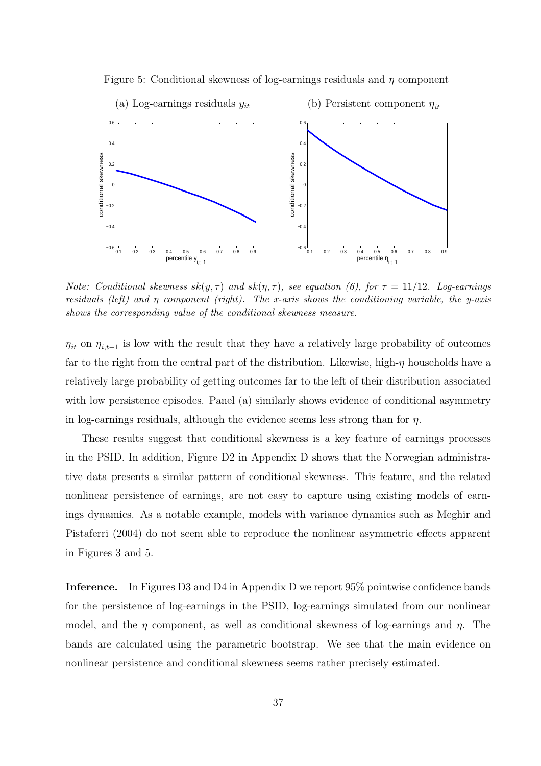Figure 5: Conditional skewness of log-earnings residuals and $\eta$ component

(a) Log-earnings residuals $y_{it}$ (b) Persistent component $\eta_{it}$

*Note: Conditional skewness $sk(y, \tau)$ and $sk(\eta, \tau)$, see equation (6), for $\tau = 11/12$. Log-earnings residuals (left) and $\eta$ component (right). The x-axis shows the conditioning variable, the y-axis shows the corresponding value of the conditional skewness measure.*

$\eta_{it}$ on $\eta_{i,t-1}$ is low with the result that they have a relatively large probability of outcomes far to the right from the central part of the distribution. Likewise, high-$\eta$ households have a relatively large probability of getting outcomes far to the left of their distribution associated with low persistence episodes. Panel (a) similarly shows evidence of conditional asymmetry in log-earnings residuals, although the evidence seems less strong than for $\eta$.

These results suggest that conditional skewness is a key feature of earnings processes in the PSID. In addition, Figure D2 in Appendix D shows that the Norwegian administrative data presents a similar pattern of conditional skewness. This feature, and the related nonlinear persistence of earnings, are not easy to capture using existing models of earnings dynamics. As a notable example, models with variance dynamics such as Meghir and Pistaferri (2004) do not seem able to reproduce the nonlinear asymmetric effects apparent in Figures 3 and 5.

**Inference.** In Figures D3 and D4 in Appendix D we report 95% pointwise confidence bands for the persistence of log-earnings in the PSID, log-earnings simulated from our nonlinear model, and the $\eta$ component, as well as conditional skewness of log-earnings and $\eta$. The bands are calculated using the parametric bootstrap. We see that the main evidence on nonlinear persistence and conditional skewness seems rather precisely estimated.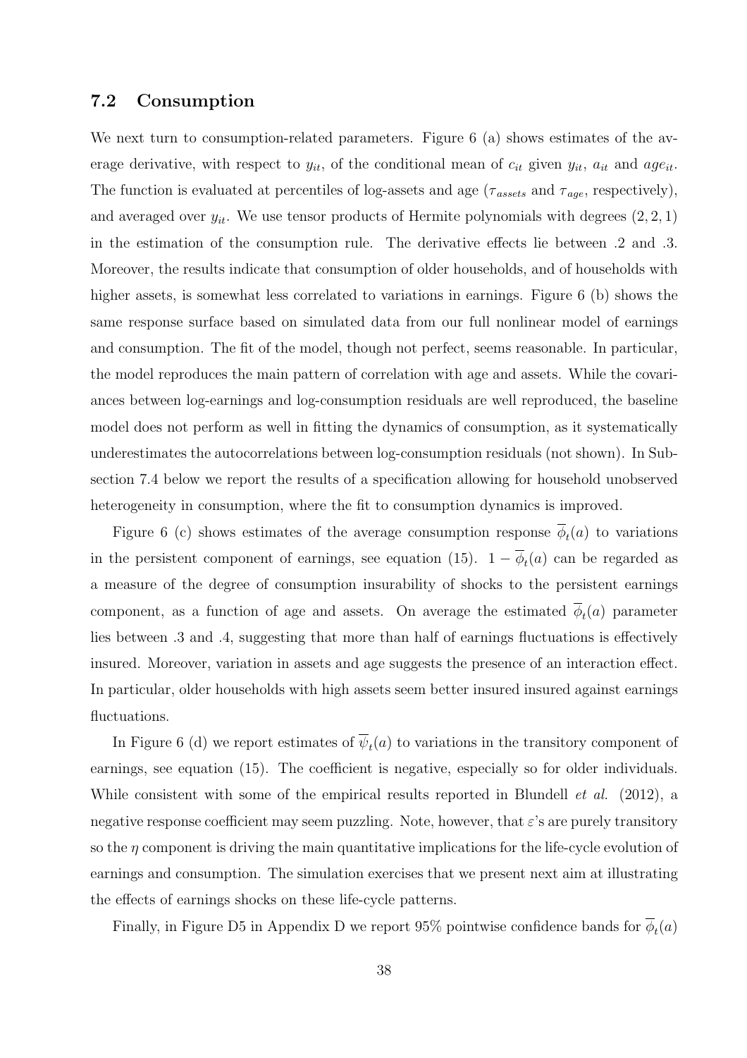### 7.2 Consumption

We next turn to consumption-related parameters. Figure 6 (a) shows estimates of the average derivative, with respect to $y_{it}$, of the conditional mean of $c_{it}$ given $y_{it}$, $a_{it}$ and $age_{it}$. The function is evaluated at percentiles of log-assets and age ($\tau_{assets}$ and $\tau_{age}$, respectively), and averaged over $y_{it}$. We use tensor products of Hermite polynomials with degrees $(2, 2, 1)$ in the estimation of the consumption rule. The derivative effects lie between .2 and .3. Moreover, the results indicate that consumption of older households, and of households with higher assets, is somewhat less correlated to variations in earnings. Figure 6 (b) shows the same response surface based on simulated data from our full nonlinear model of earnings and consumption. The fit of the model, though not perfect, seems reasonable. In particular, the model reproduces the main pattern of correlation with age and assets. While the covariances between log-earnings and log-consumption residuals are well reproduced, the baseline model does not perform as well in fitting the dynamics of consumption, as it systematically underestimates the autocorrelations between log-consumption residuals (not shown). In Subsection 7.4 below we report the results of a specification allowing for household unobserved heterogeneity in consumption, where the fit to consumption dynamics is improved.

Figure 6 (c) shows estimates of the average consumption response $\overline{\phi}_t(a)$ to variations in the persistent component of earnings, see equation (15). $1 - \overline{\phi}_t(a)$ can be regarded as a measure of the degree of consumption insurability of shocks to the persistent earnings component, as a function of age and assets. On average the estimated $\overline{\phi}_t(a)$ parameter lies between .3 and .4, suggesting that more than half of earnings fluctuations is effectively insured. Moreover, variation in assets and age suggests the presence of an interaction effect. In particular, older households with high assets seem better insured insured against earnings fluctuations.

In Figure 6 (d) we report estimates of $\overline{\psi}_t(a)$ to variations in the transitory component of earnings, see equation (15). The coefficient is negative, especially so for older individuals. While consistent with some of the empirical results reported in Blundell *et al.* (2012), a negative response coefficient may seem puzzling. Note, however, that $\varepsilon$'s are purely transitory so the $\eta$ component is driving the main quantitative implications for the life-cycle evolution of earnings and consumption. The simulation exercises that we present next aim at illustrating the effects of earnings shocks on these life-cycle patterns.

Finally, in Figure D5 in Appendix D we report 95% pointwise confidence bands for $\overline{\phi}_t(a)$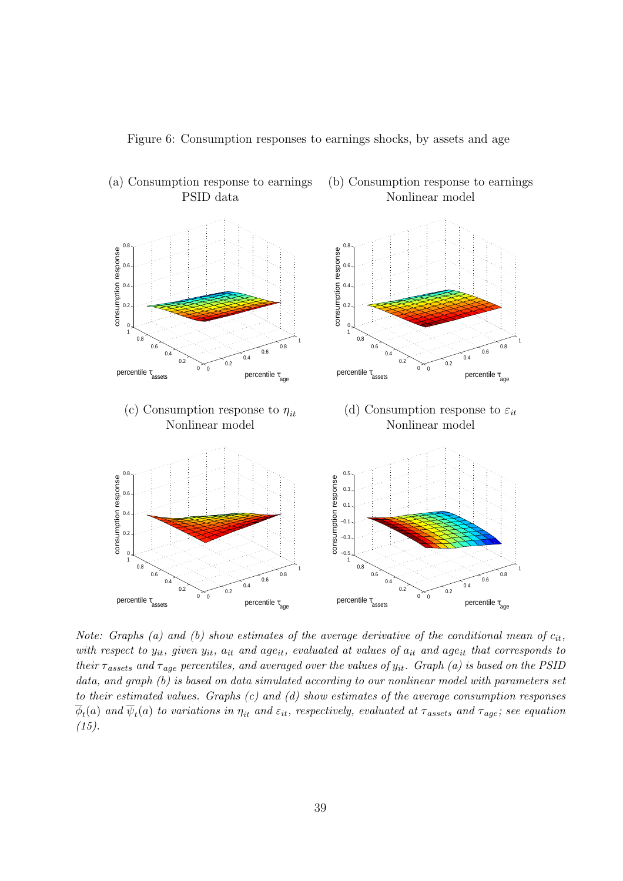Figure 6: Consumption responses to earnings shocks, by assets and age

(a) Consumption response to earnings PSID data

(b) Consumption response to earnings Nonlinear model

(c) Consumption response to $\eta_{it}$ Nonlinear model

(d) Consumption response to $\varepsilon_{it}$ Nonlinear model

*Note: Graphs (a) and (b) show estimates of the average derivative of the conditional mean of $c_{it}$, with respect to $y_{it}$, given $y_{it}$, $a_{it}$ and $age_{it}$, evaluated at values of $a_{it}$ and $age_{it}$ that corresponds to their $\tau_{assets}$ and $\tau_{age}$ percentiles, and averaged over the values of $y_{it}$. Graph (a) is based on the PSID data, and graph (b) is based on data simulated according to our nonlinear model with parameters set to their estimated values. Graphs (c) and (d) show estimates of the average consumption responses $\overline{\phi}_t(a)$ and $\overline{\psi}_t(a)$ to variations in $\eta_{it}$ and $\varepsilon_{it}$, respectively, evaluated at $\tau_{assets}$ and $\tau_{age}$; see equation (15).*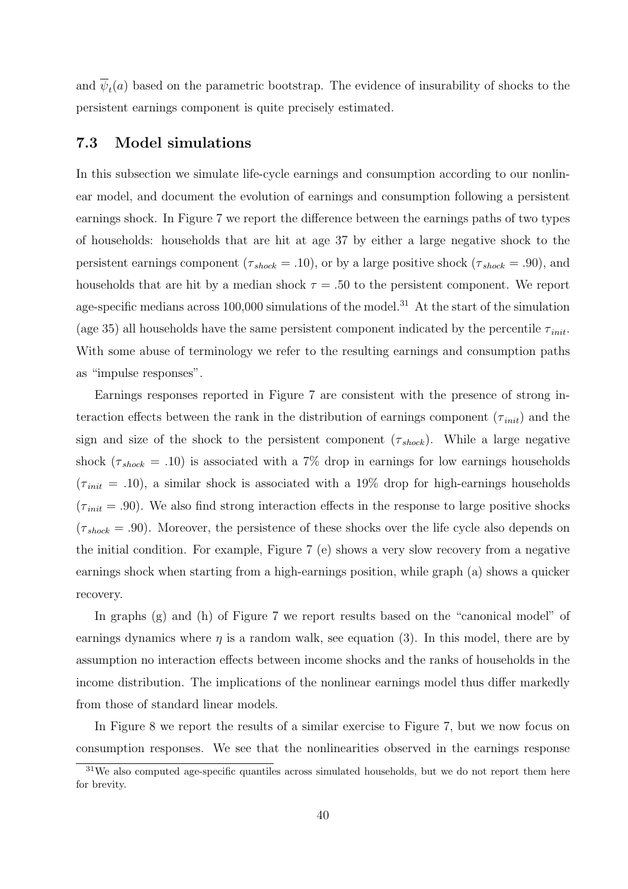and $\overline{\psi}_t(a)$ based on the parametric bootstrap. The evidence of insurability of shocks to the persistent earnings component is quite precisely estimated.

### 7.3 Model simulations

In this subsection we simulate life-cycle earnings and consumption according to our nonlinear model, and document the evolution of earnings and consumption following a persistent earnings shock. In Figure 7 we report the difference between the earnings paths of two types of households: households that are hit at age 37 by either a large negative shock to the persistent earnings component ($\tau_{shock} = .10$), or by a large positive shock ($\tau_{shock} = .90$), and households that are hit by a median shock $\tau = .50$ to the persistent component. We report age-specific medians across 100,000 simulations of the model.[31] At the start of the simulation (age 35) all households have the same persistent component indicated by the percentile $\tau_{init}$. With some abuse of terminology we refer to the resulting earnings and consumption paths as "impulse responses".

Earnings responses reported in Figure 7 are consistent with the presence of strong interaction effects between the rank in the distribution of earnings component ($\tau_{init}$) and the sign and size of the shock to the persistent component ($\tau_{shock}$). While a large negative shock ($\tau_{shock} = .10$) is associated with a 7% drop in earnings for low earnings households ($\tau_{init} = .10$), a similar shock is associated with a 19% drop for high-earnings households ($\tau_{init} = .90$). We also find strong interaction effects in the response to large positive shocks ($\tau_{shock} = .90$). Moreover, the persistence of these shocks over the life cycle also depends on the initial condition. For example, Figure 7 (e) shows a very slow recovery from a negative earnings shock when starting from a high-earnings position, while graph (a) shows a quicker recovery.

In graphs (g) and (h) of Figure 7 we report results based on the "canonical model" of earnings dynamics where $\eta$ is a random walk, see equation (3). In this model, there are by assumption no interaction effects between income shocks and the ranks of households in the income distribution. The implications of the nonlinear earnings model thus differ markedly from those of standard linear models.

In Figure 8 we report the results of a similar exercise to Figure 7, but we now focus on consumption responses. We see that the nonlinearities observed in the earnings response

[31] We also computed age-specific quantiles across simulated households, but we do not report them here for brevity.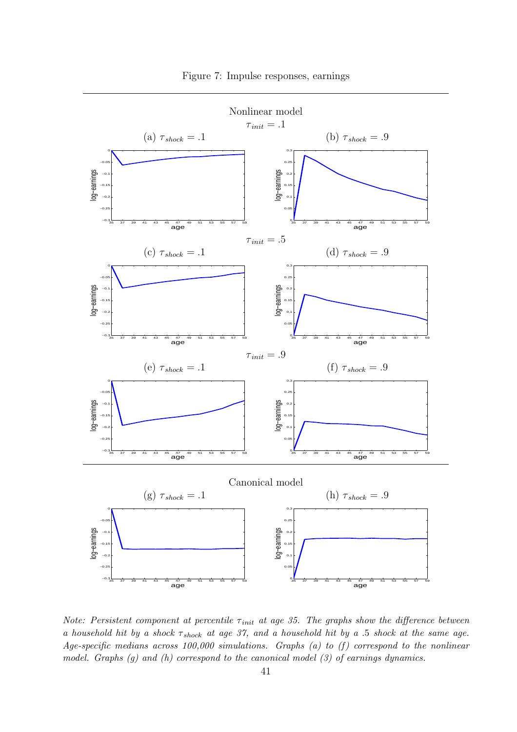Figure 7: Impulse responses, earnings

Nonlinear model

$\tau_{init} = .1$

(a) $\tau_{shock} = .1$

(b) $\tau_{shock} = .9$

$\tau_{init} = .5$

(c) $\tau_{shock} = .1$

(d) $\tau_{shock} = .9$

$\tau_{init} = .9$

(e) $\tau_{shock} = .1$

(f) $\tau_{shock} = .9$

Canonical model

(g) $\tau_{shock} = .1$

(h) $\tau_{shock} = .9$

*Note: Persistent component at percentile $\tau_{init}$ at age 35. The graphs show the difference between a household hit by a shock $\tau_{shock}$ at age 37, and a household hit by a .5 shock at the same age. Age-specific medians across 100,000 simulations. Graphs (a) to (f) correspond to the nonlinear model. Graphs (g) and (h) correspond to the canonical model (3) of earnings dynamics.*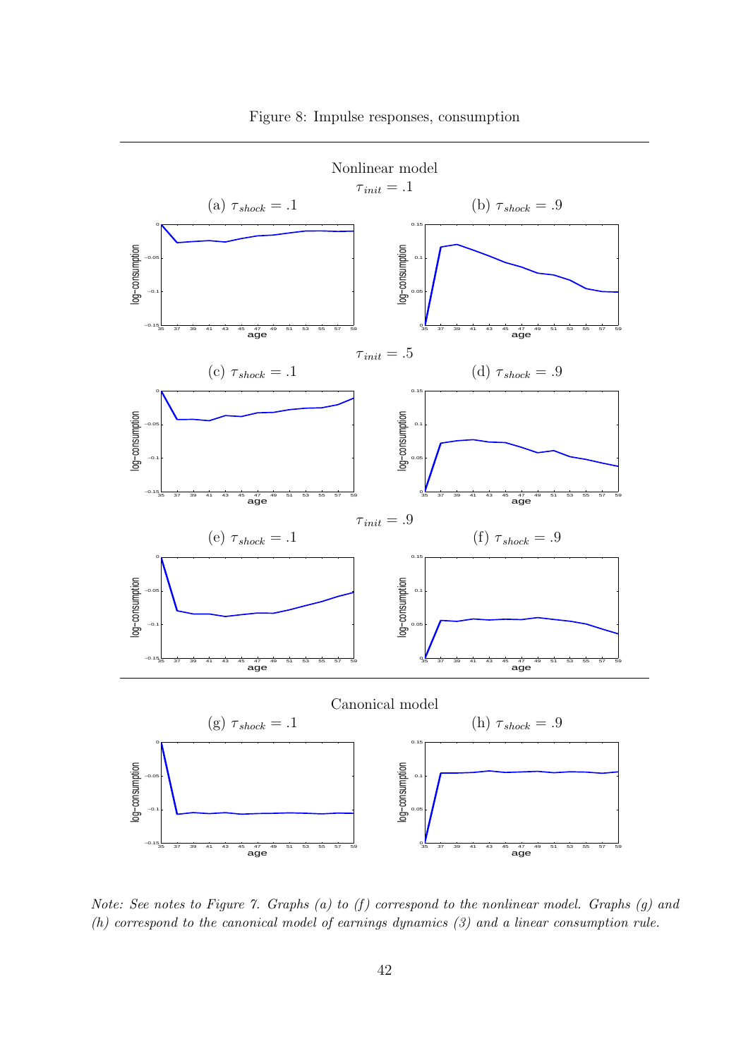Figure 8: Impulse responses, consumption

Nonlinear model

$\tau_{init} = .1$

(a) $\tau_{shock} = .1$

(b) $\tau_{shock} = .9$

$\tau_{init} = .5$

(c) $\tau_{shock} = .1$

(d) $\tau_{shock} = .9$

$\tau_{init} = .9$

(e) $\tau_{shock} = .1$

(f) $\tau_{shock} = .9$

Canonical model

(g) $\tau_{shock} = .1$

(h) $\tau_{shock} = .9$

*Note: See notes to Figure 7. Graphs (a) to (f) correspond to the nonlinear model. Graphs (g) and (h) correspond to the canonical model of earnings dynamics (3) and a linear consumption rule.*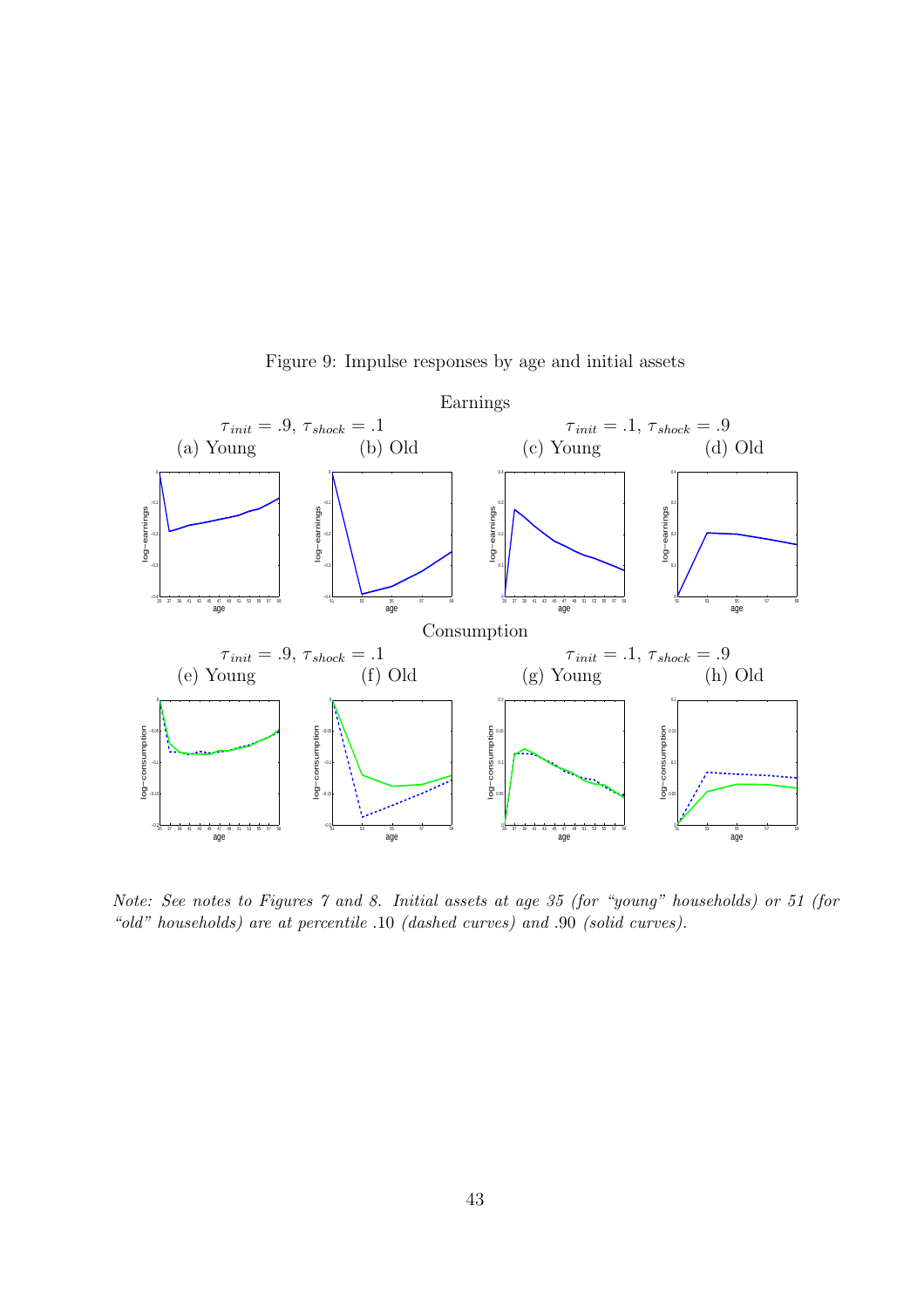Figure 9: Impulse responses by age and initial assets

Earnings

$\tau_{init} = .9$, $\tau_{shock} = .1$

(a) Young (b) Old

$\tau_{init} = .1$, $\tau_{shock} = .9$

(c) Young (d) Old

Consumption

$\tau_{init} = .9$, $\tau_{shock} = .1$

(e) Young (f) Old

$\tau_{init} = .1$, $\tau_{shock} = .9$

(g) Young (h) Old

*Note: See notes to Figures 7 and 8. Initial assets at age 35 (for "young" households) or 51 (for "old" households) are at percentile* .10 *(dashed curves) and* .90 *(solid curves).*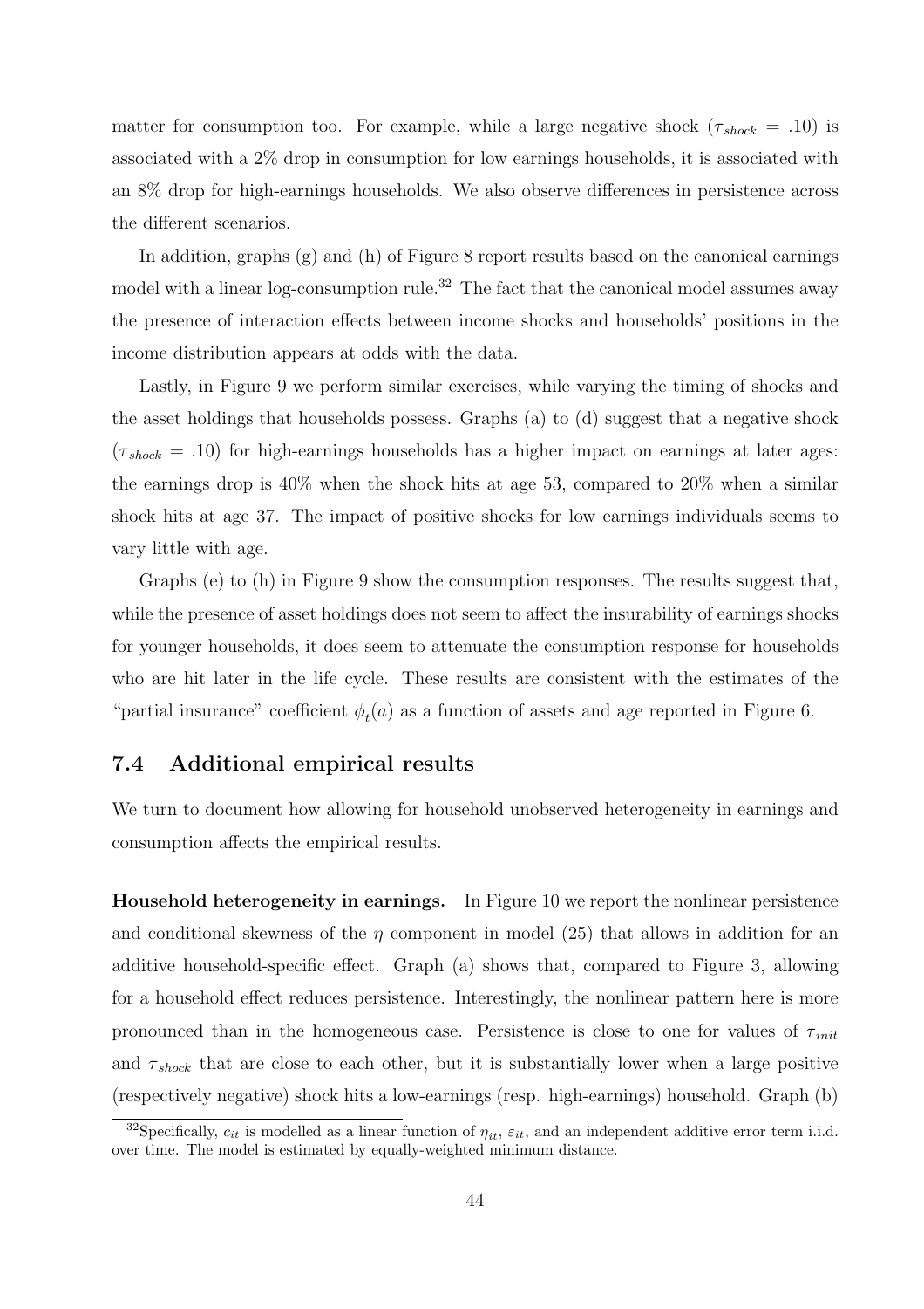matter for consumption too. For example, while a large negative shock ($\tau_{shock} = .10$) is associated with a 2% drop in consumption for low earnings households, it is associated with an 8% drop for high-earnings households. We also observe differences in persistence across the different scenarios.

In addition, graphs (g) and (h) of Figure 8 report results based on the canonical earnings model with a linear log-consumption rule.[32] The fact that the canonical model assumes away the presence of interaction effects between income shocks and households' positions in the income distribution appears at odds with the data.

Lastly, in Figure 9 we perform similar exercises, while varying the timing of shocks and the asset holdings that households possess. Graphs (a) to (d) suggest that a negative shock ($\tau_{shock} = .10$) for high-earnings households has a higher impact on earnings at later ages: the earnings drop is 40% when the shock hits at age 53, compared to 20% when a similar shock hits at age 37. The impact of positive shocks for low earnings individuals seems to vary little with age.

Graphs (e) to (h) in Figure 9 show the consumption responses. The results suggest that, while the presence of asset holdings does not seem to affect the insurability of earnings shocks for younger households, it does seem to attenuate the consumption response for households who are hit later in the life cycle. These results are consistent with the estimates of the "partial insurance" coefficient $\overline{\phi}_t(a)$ as a function of assets and age reported in Figure 6.

## 7.4 Additional empirical results

We turn to document how allowing for household unobserved heterogeneity in earnings and consumption affects the empirical results.

**Household heterogeneity in earnings.** In Figure 10 we report the nonlinear persistence and conditional skewness of the $\eta$ component in model (25) that allows in addition for an additive household-specific effect. Graph (a) shows that, compared to Figure 3, allowing for a household effect reduces persistence. Interestingly, the nonlinear pattern here is more pronounced than in the homogeneous case. Persistence is close to one for values of $\tau_{init}$ and $\tau_{shock}$ that are close to each other, but it is substantially lower when a large positive (respectively negative) shock hits a low-earnings (resp. high-earnings) household. Graph (b)

[32] Specifically, $c_{it}$ is modelled as a linear function of $\eta_{it}$, $\varepsilon_{it}$, and an independent additive error term i.i.d. over time. The model is estimated by equally-weighted minimum distance.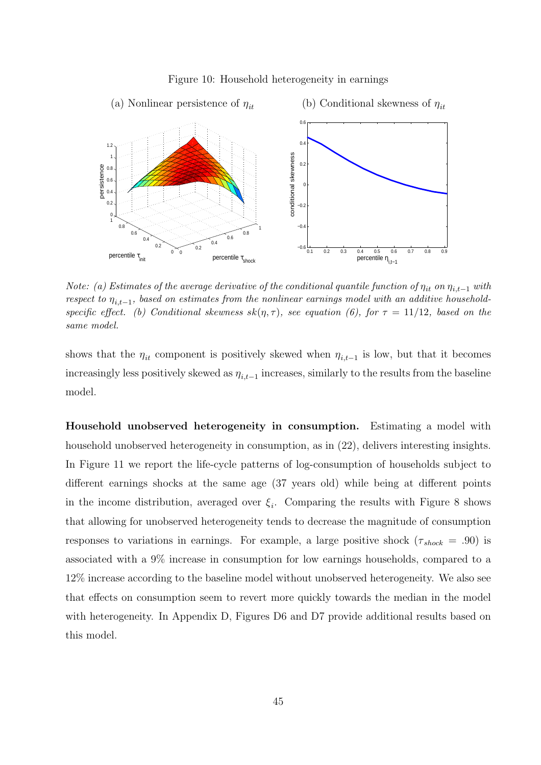Figure 10: Household heterogeneity in earnings

(a) Nonlinear persistence of $\eta_{it}$

(b) Conditional skewness of $\eta_{it}$

*Note: (a) Estimates of the average derivative of the conditional quantile function of $\eta_{it}$ on $\eta_{i,t-1}$ with respect to $\eta_{i,t-1}$, based on estimates from the nonlinear earnings model with an additive household-specific effect. (b) Conditional skewness $sk(\eta, \tau)$, see equation (6), for $\tau = 11/12$, based on the same model.*

shows that the $\eta_{it}$ component is positively skewed when $\eta_{i,t-1}$ is low, but that it becomes increasingly less positively skewed as $\eta_{i,t-1}$ increases, similarly to the results from the baseline model.

**Household unobserved heterogeneity in consumption.** Estimating a model with household unobserved heterogeneity in consumption, as in (22), delivers interesting insights. In Figure 11 we report the life-cycle patterns of log-consumption of households subject to different earnings shocks at the same age (37 years old) while being at different points in the income distribution, averaged over $\xi_i$. Comparing the results with Figure 8 shows that allowing for unobserved heterogeneity tends to decrease the magnitude of consumption responses to variations in earnings. For example, a large positive shock ($\tau_{shock} = .90$) is associated with a 9% increase in consumption for low earnings households, compared to a 12% increase according to the baseline model without unobserved heterogeneity. We also see that effects on consumption seem to revert more quickly towards the median in the model with heterogeneity. In Appendix D, Figures D6 and D7 provide additional results based on this model.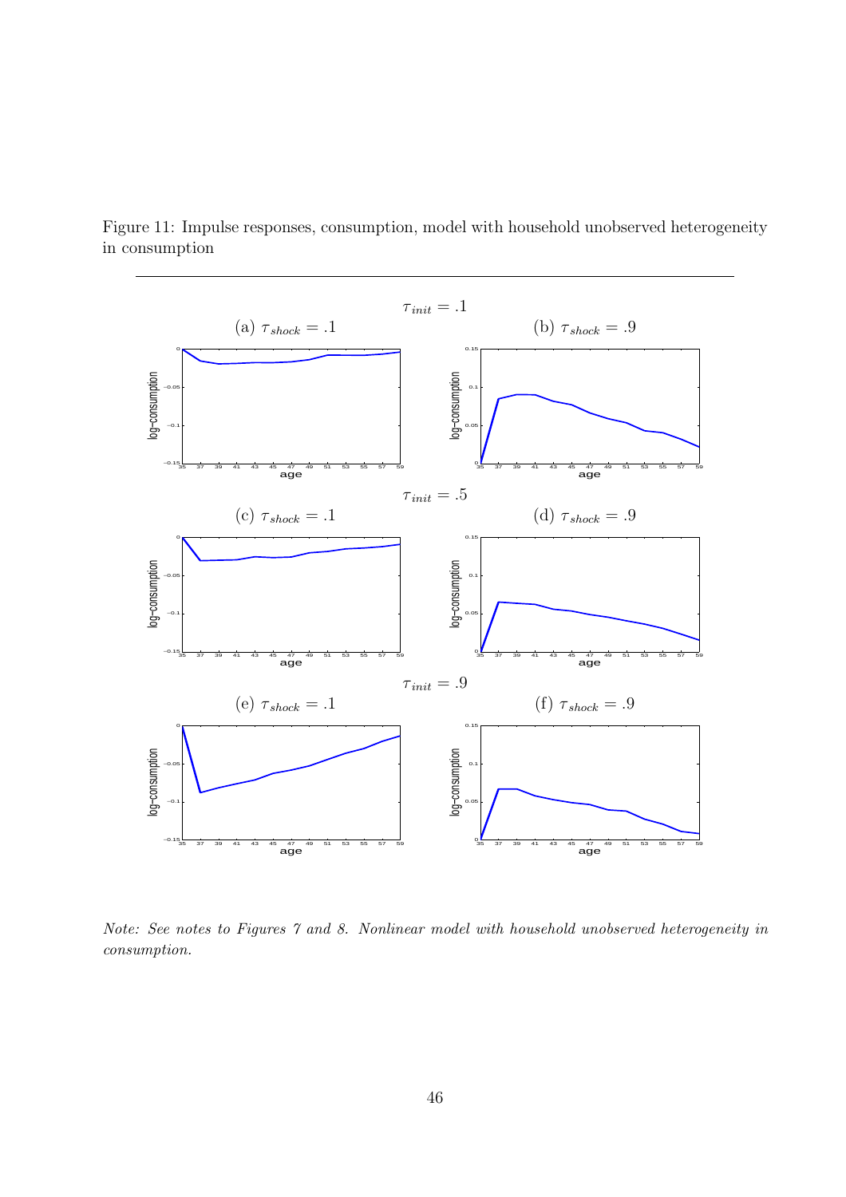Figure 11: Impulse responses, consumption, model with household unobserved heterogeneity in consumption

$\tau_{init} = .1$

(a) $\tau_{shock} = .1$

(b) $\tau_{shock} = .9$

$\tau_{init} = .5$

(c) $\tau_{shock} = .1$

(d) $\tau_{shock} = .9$

$\tau_{init} = .9$

(e) $\tau_{shock} = .1$

(f) $\tau_{shock} = .9$

*Note: See notes to Figures 7 and 8. Nonlinear model with household unobserved heterogeneity in consumption.*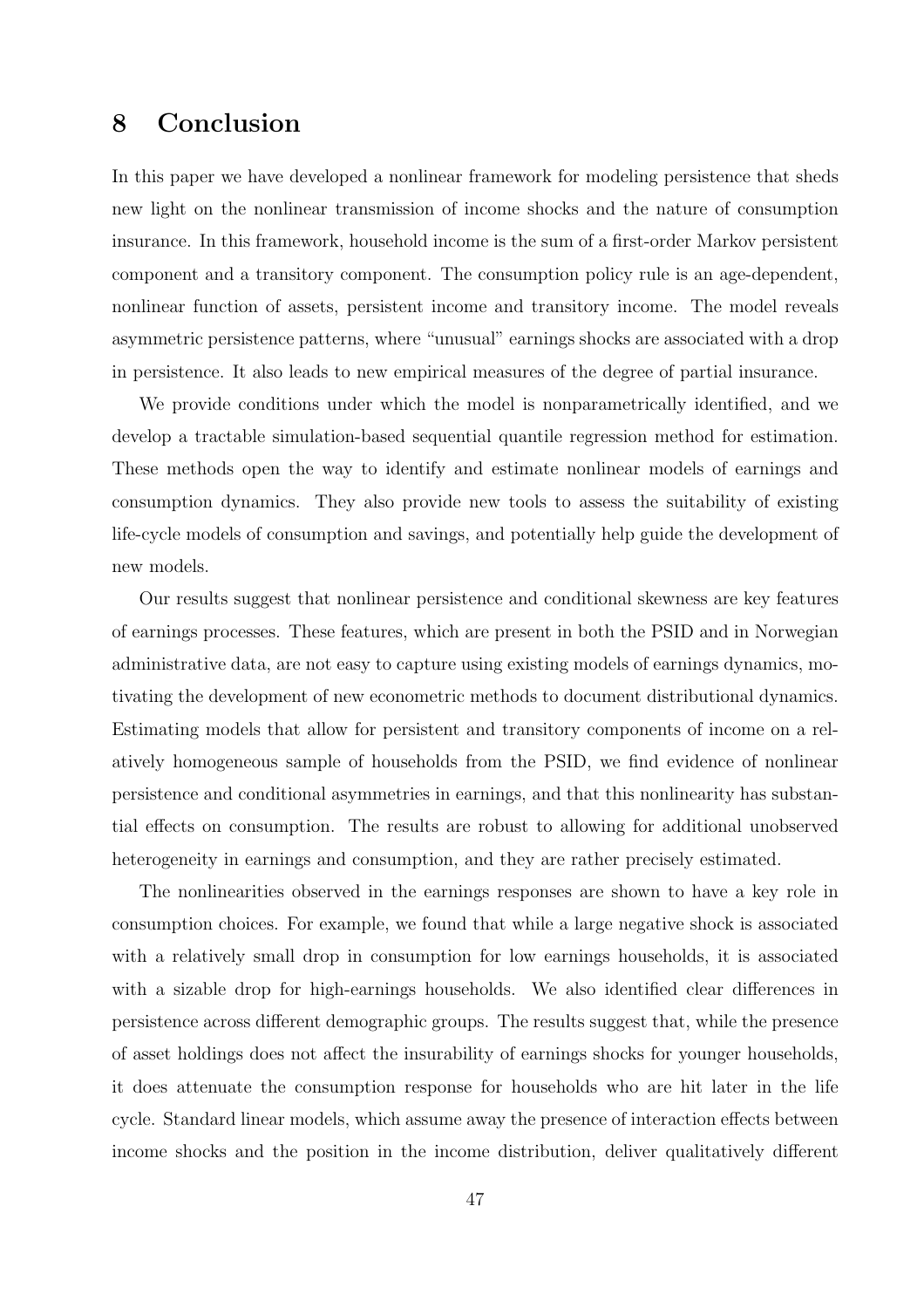# 8 Conclusion

In this paper we have developed a nonlinear framework for modeling persistence that sheds new light on the nonlinear transmission of income shocks and the nature of consumption insurance. In this framework, household income is the sum of a first-order Markov persistent component and a transitory component. The consumption policy rule is an age-dependent, nonlinear function of assets, persistent income and transitory income. The model reveals asymmetric persistence patterns, where "unusual" earnings shocks are associated with a drop in persistence. It also leads to new empirical measures of the degree of partial insurance.

We provide conditions under which the model is nonparametrically identified, and we develop a tractable simulation-based sequential quantile regression method for estimation. These methods open the way to identify and estimate nonlinear models of earnings and consumption dynamics. They also provide new tools to assess the suitability of existing life-cycle models of consumption and savings, and potentially help guide the development of new models.

Our results suggest that nonlinear persistence and conditional skewness are key features of earnings processes. These features, which are present in both the PSID and in Norwegian administrative data, are not easy to capture using existing models of earnings dynamics, motivating the development of new econometric methods to document distributional dynamics. Estimating models that allow for persistent and transitory components of income on a relatively homogeneous sample of households from the PSID, we find evidence of nonlinear persistence and conditional asymmetries in earnings, and that this nonlinearity has substantial effects on consumption. The results are robust to allowing for additional unobserved heterogeneity in earnings and consumption, and they are rather precisely estimated.

The nonlinearities observed in the earnings responses are shown to have a key role in consumption choices. For example, we found that while a large negative shock is associated with a relatively small drop in consumption for low earnings households, it is associated with a sizable drop for high-earnings households. We also identified clear differences in persistence across different demographic groups. The results suggest that, while the presence of asset holdings does not affect the insurability of earnings shocks for younger households, it does attenuate the consumption response for households who are hit later in the life cycle. Standard linear models, which assume away the presence of interaction effects between income shocks and the position in the income distribution, deliver qualitatively different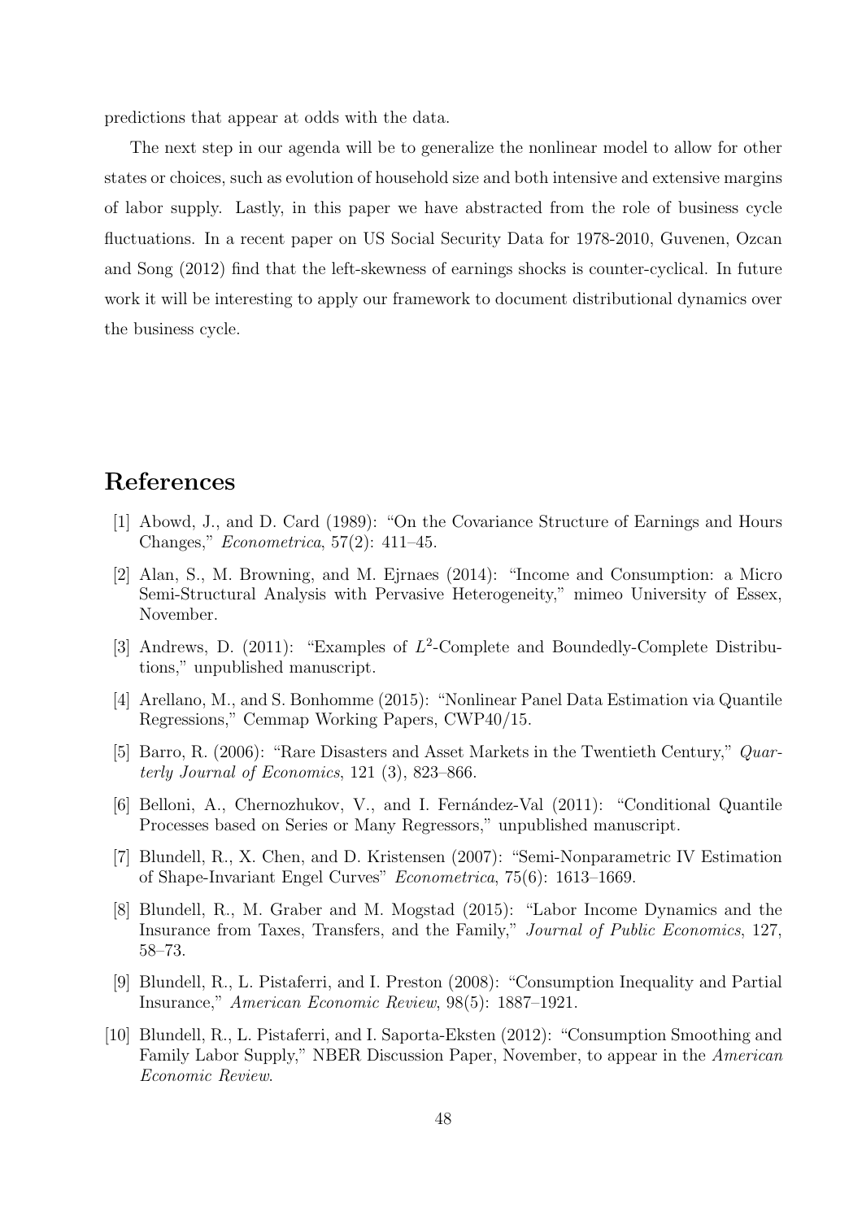predictions that appear at odds with the data.

The next step in our agenda will be to generalize the nonlinear model to allow for other states or choices, such as evolution of household size and both intensive and extensive margins of labor supply. Lastly, in this paper we have abstracted from the role of business cycle fluctuations. In a recent paper on US Social Security Data for 1978-2010, Guvenen, Ozcan and Song (2012) find that the left-skewness of earnings shocks is counter-cyclical. In future work it will be interesting to apply our framework to document distributional dynamics over the business cycle.

# References

[1] Abowd, J., and D. Card (1989): "On the Covariance Structure of Earnings and Hours Changes," *Econometrica*, 57(2): 411–45.

[2] Alan, S., M. Browning, and M. Ejrnaes (2014): "Income and Consumption: a Micro Semi-Structural Analysis with Pervasive Heterogeneity," mimeo University of Essex, November.

[3] Andrews, D. (2011): "Examples of $L^2$-Complete and Boundedly-Complete Distributions," unpublished manuscript.

[4] Arellano, M., and S. Bonhomme (2015): "Nonlinear Panel Data Estimation via Quantile Regressions," Cemmap Working Papers, CWP40/15.

[5] Barro, R. (2006): "Rare Disasters and Asset Markets in the Twentieth Century," *Quarterly Journal of Economics*, 121 (3), 823–866.

[6] Belloni, A., Chernozhukov, V., and I. Fernández-Val (2011): "Conditional Quantile Processes based on Series or Many Regressors," unpublished manuscript.

[7] Blundell, R., X. Chen, and D. Kristensen (2007): "Semi-Nonparametric IV Estimation of Shape-Invariant Engel Curves" *Econometrica*, 75(6): 1613–1669.

[8] Blundell, R., M. Graber and M. Mogstad (2015): "Labor Income Dynamics and the Insurance from Taxes, Transfers, and the Family," *Journal of Public Economics*, 127, 58–73.

[9] Blundell, R., L. Pistaferri, and I. Preston (2008): "Consumption Inequality and Partial Insurance," *American Economic Review*, 98(5): 1887–1921.

[10] Blundell, R., L. Pistaferri, and I. Saporta-Eksten (2012): "Consumption Smoothing and Family Labor Supply," NBER Discussion Paper, November, to appear in the *American Economic Review*.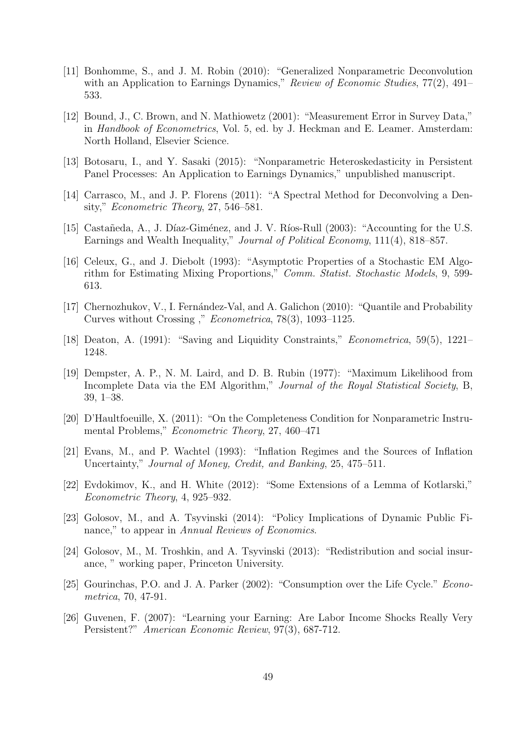[11] Bonhomme, S., and J. M. Robin (2010): "Generalized Nonparametric Deconvolution with an Application to Earnings Dynamics," *Review of Economic Studies*, 77(2), 491–533.

[12] Bound, J., C. Brown, and N. Mathiowetz (2001): "Measurement Error in Survey Data," in *Handbook of Econometrics*, Vol. 5, ed. by J. Heckman and E. Leamer. Amsterdam: North Holland, Elsevier Science.

[13] Botosaru, I., and Y. Sasaki (2015): "Nonparametric Heteroskedasticity in Persistent Panel Processes: An Application to Earnings Dynamics," unpublished manuscript.

[14] Carrasco, M., and J. P. Florens (2011): "A Spectral Method for Deconvolving a Density," *Econometric Theory*, 27, 546–581.

[15] Castañeda, A., J. Díaz-Giménez, and J. V. Ríos-Rull (2003): "Accounting for the U.S. Earnings and Wealth Inequality," *Journal of Political Economy*, 111(4), 818–857.

[16] Celeux, G., and J. Diebolt (1993): "Asymptotic Properties of a Stochastic EM Algorithm for Estimating Mixing Proportions," *Comm. Statist. Stochastic Models*, 9, 599-613.

[17] Chernozhukov, V., I. Fernández-Val, and A. Galichon (2010): "Quantile and Probability Curves without Crossing ," *Econometrica*, 78(3), 1093–1125.

[18] Deaton, A. (1991): "Saving and Liquidity Constraints," *Econometrica*, 59(5), 1221–1248.

[19] Dempster, A. P., N. M. Laird, and D. B. Rubin (1977): "Maximum Likelihood from Incomplete Data via the EM Algorithm," *Journal of the Royal Statistical Society*, B, 39, 1–38.

[20] D'Haultfoeuille, X. (2011): "On the Completeness Condition for Nonparametric Instrumental Problems," *Econometric Theory*, 27, 460–471

[21] Evans, M., and P. Wachtel (1993): "Inflation Regimes and the Sources of Inflation Uncertainty," *Journal of Money, Credit, and Banking*, 25, 475–511.

[22] Evdokimov, K., and H. White (2012): "Some Extensions of a Lemma of Kotlarski," *Econometric Theory*, 4, 925–932.

[23] Golosov, M., and A. Tsyvinski (2014): "Policy Implications of Dynamic Public Finance," to appear in *Annual Reviews of Economics*.

[24] Golosov, M., M. Troshkin, and A. Tsyvinski (2013): "Redistribution and social insurance, " working paper, Princeton University.

[25] Gourinchas, P.O. and J. A. Parker (2002): "Consumption over the Life Cycle." *Econometrica*, 70, 47-91.

[26] Guvenen, F. (2007): "Learning your Earning: Are Labor Income Shocks Really Very Persistent?" *American Economic Review*, 97(3), 687-712.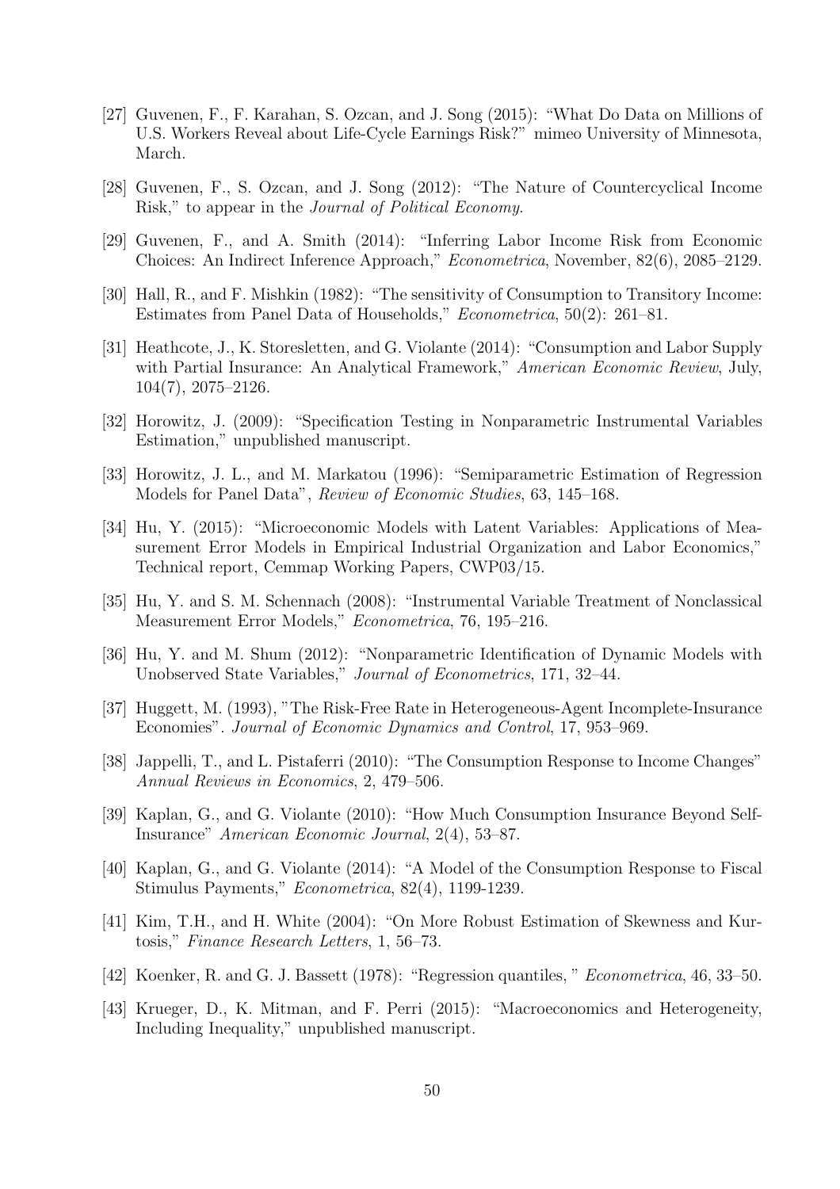[27] Guvenen, F., F. Karahan, S. Ozcan, and J. Song (2015): "What Do Data on Millions of U.S. Workers Reveal about Life-Cycle Earnings Risk?" mimeo University of Minnesota, March.

[28] Guvenen, F., S. Ozcan, and J. Song (2012): "The Nature of Countercyclical Income Risk," to appear in the *Journal of Political Economy*.

[29] Guvenen, F., and A. Smith (2014): "Inferring Labor Income Risk from Economic Choices: An Indirect Inference Approach," *Econometrica*, November, 82(6), 2085–2129.

[30] Hall, R., and F. Mishkin (1982): "The sensitivity of Consumption to Transitory Income: Estimates from Panel Data of Households," *Econometrica*, 50(2): 261–81.

[31] Heathcote, J., K. Storesletten, and G. Violante (2014): "Consumption and Labor Supply with Partial Insurance: An Analytical Framework," *American Economic Review*, July, 104(7), 2075–2126.

[32] Horowitz, J. (2009): "Specification Testing in Nonparametric Instrumental Variables Estimation," unpublished manuscript.

[33] Horowitz, J. L., and M. Markatou (1996): "Semiparametric Estimation of Regression Models for Panel Data", *Review of Economic Studies*, 63, 145–168.

[34] Hu, Y. (2015): "Microeconomic Models with Latent Variables: Applications of Measurement Error Models in Empirical Industrial Organization and Labor Economics," Technical report, Cemmap Working Papers, CWP03/15.

[35] Hu, Y. and S. M. Schennach (2008): "Instrumental Variable Treatment of Nonclassical Measurement Error Models," *Econometrica*, 76, 195–216.

[36] Hu, Y. and M. Shum (2012): "Nonparametric Identification of Dynamic Models with Unobserved State Variables," *Journal of Econometrics*, 171, 32–44.

[37] Huggett, M. (1993), "The Risk-Free Rate in Heterogeneous-Agent Incomplete-Insurance Economies". *Journal of Economic Dynamics and Control*, 17, 953–969.

[38] Jappelli, T., and L. Pistaferri (2010): "The Consumption Response to Income Changes" *Annual Reviews in Economics*, 2, 479–506.

[39] Kaplan, G., and G. Violante (2010): "How Much Consumption Insurance Beyond Self-Insurance" *American Economic Journal*, 2(4), 53–87.

[40] Kaplan, G., and G. Violante (2014): "A Model of the Consumption Response to Fiscal Stimulus Payments," *Econometrica*, 82(4), 1199-1239.

[41] Kim, T.H., and H. White (2004): "On More Robust Estimation of Skewness and Kurtosis," *Finance Research Letters*, 1, 56–73.

[42] Koenker, R. and G. J. Bassett (1978): "Regression quantiles, " *Econometrica*, 46, 33–50.

[43] Krueger, D., K. Mitman, and F. Perri (2015): "Macroeconomics and Heterogeneity, Including Inequality," unpublished manuscript.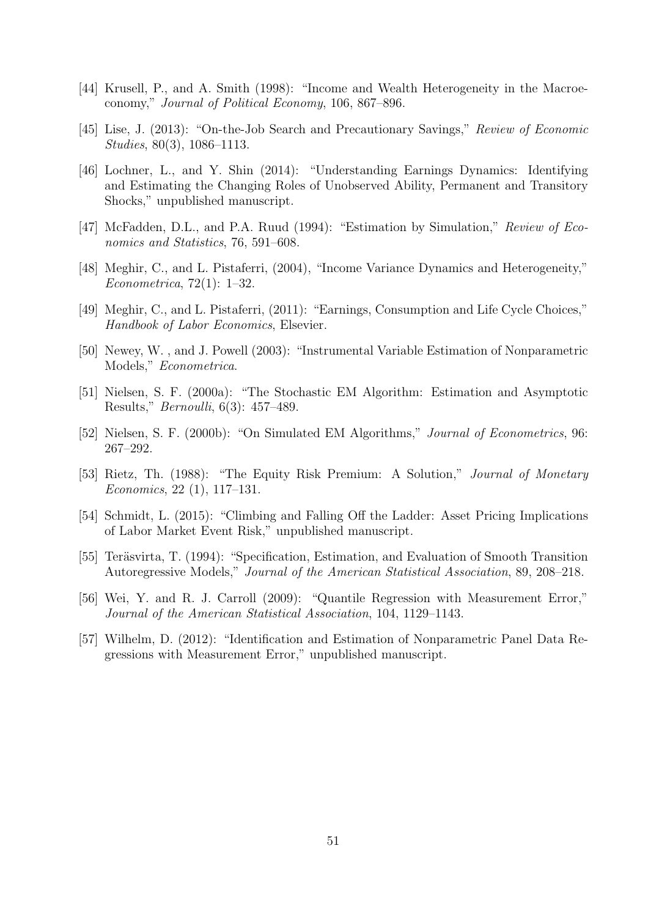[44] Krusell, P., and A. Smith (1998): "Income and Wealth Heterogeneity in the Macroeconomy," *Journal of Political Economy*, 106, 867–896.

[45] Lise, J. (2013): "On-the-Job Search and Precautionary Savings," *Review of Economic Studies*, 80(3), 1086–1113.

[46] Lochner, L., and Y. Shin (2014): "Understanding Earnings Dynamics: Identifying and Estimating the Changing Roles of Unobserved Ability, Permanent and Transitory Shocks," unpublished manuscript.

[47] McFadden, D.L., and P.A. Ruud (1994): "Estimation by Simulation," *Review of Economics and Statistics*, 76, 591–608.

[48] Meghir, C., and L. Pistaferri, (2004), "Income Variance Dynamics and Heterogeneity," *Econometrica*, 72(1): 1–32.

[49] Meghir, C., and L. Pistaferri, (2011): "Earnings, Consumption and Life Cycle Choices," *Handbook of Labor Economics*, Elsevier.

[50] Newey, W. , and J. Powell (2003): "Instrumental Variable Estimation of Nonparametric Models," *Econometrica*.

[51] Nielsen, S. F. (2000a): "The Stochastic EM Algorithm: Estimation and Asymptotic Results," *Bernoulli*, 6(3): 457–489.

[52] Nielsen, S. F. (2000b): "On Simulated EM Algorithms," *Journal of Econometrics*, 96: 267–292.

[53] Rietz, Th. (1988): "The Equity Risk Premium: A Solution," *Journal of Monetary Economics*, 22 (1), 117–131.

[54] Schmidt, L. (2015): "Climbing and Falling Off the Ladder: Asset Pricing Implications of Labor Market Event Risk," unpublished manuscript.

[55] Teräsvirta, T. (1994): "Specification, Estimation, and Evaluation of Smooth Transition Autoregressive Models," *Journal of the American Statistical Association*, 89, 208–218.

[56] Wei, Y. and R. J. Carroll (2009): "Quantile Regression with Measurement Error," *Journal of the American Statistical Association*, 104, 1129–1143.

[57] Wilhelm, D. (2012): "Identification and Estimation of Nonparametric Panel Data Regressions with Measurement Error," unpublished manuscript.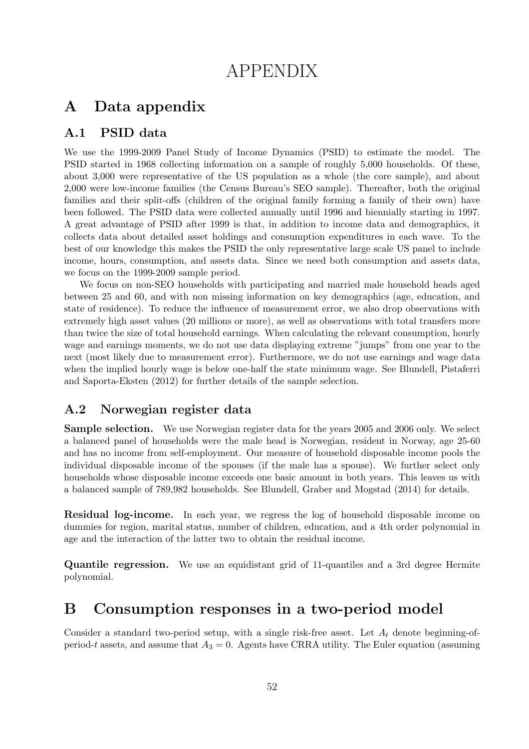# APPENDIX

## A Data appendix

### A.1 PSID data

We use the 1999-2009 Panel Study of Income Dynamics (PSID) to estimate the model. The PSID started in 1968 collecting information on a sample of roughly 5,000 households. Of these, about 3,000 were representative of the US population as a whole (the core sample), and about 2,000 were low-income families (the Census Bureau's SEO sample). Thereafter, both the original families and their split-offs (children of the original family forming a family of their own) have been followed. The PSID data were collected annually until 1996 and biennially starting in 1997. A great advantage of PSID after 1999 is that, in addition to income data and demographics, it collects data about detailed asset holdings and consumption expenditures in each wave. To the best of our knowledge this makes the PSID the only representative large scale US panel to include income, hours, consumption, and assets data. Since we need both consumption and assets data, we focus on the 1999-2009 sample period.

We focus on non-SEO households with participating and married male household heads aged between 25 and 60, and with non missing information on key demographics (age, education, and state of residence). To reduce the influence of measurement error, we also drop observations with extremely high asset values (20 millions or more), as well as observations with total transfers more than twice the size of total household earnings. When calculating the relevant consumption, hourly wage and earnings moments, we do not use data displaying extreme "jumps" from one year to the next (most likely due to measurement error). Furthermore, we do not use earnings and wage data when the implied hourly wage is below one-half the state minimum wage. See Blundell, Pistaferri and Saporta-Eksten (2012) for further details of the sample selection.

### A.2 Norwegian register data

**Sample selection.** We use Norwegian register data for the years 2005 and 2006 only. We select a balanced panel of households were the male head is Norwegian, resident in Norway, age 25-60 and has no income from self-employment. Our measure of household disposable income pools the individual disposable income of the spouses (if the male has a spouse). We further select only households whose disposable income exceeds one basic amount in both years. This leaves us with a balanced sample of 789,982 households. See Blundell, Graber and Mogstad (2014) for details.

**Residual log-income.** In each year, we regress the log of household disposable income on dummies for region, marital status, number of children, education, and a 4th order polynomial in age and the interaction of the latter two to obtain the residual income.

**Quantile regression.** We use an equidistant grid of 11-quantiles and a 3rd degree Hermite polynomial.

## B Consumption responses in a two-period model

Consider a standard two-period setup, with a single risk-free asset. Let $A_t$ denote beginning-of-period-$t$ assets, and assume that $A_3 = 0$. Agents have CRRA utility. The Euler equation (assuming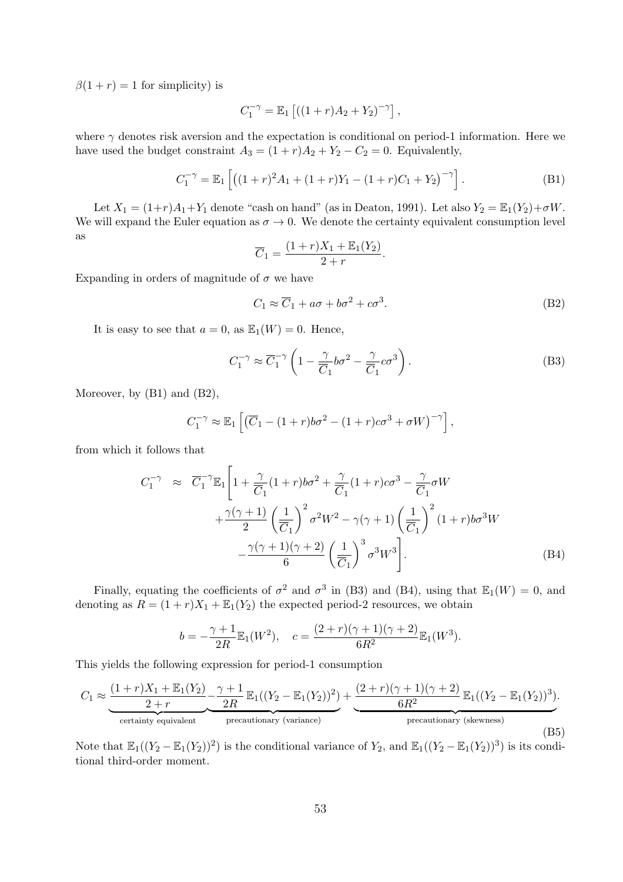$\beta(1+r)=1$ for simplicity) is

$$C_1^{-\gamma} = \mathbb{E}_1\left[((1+r)A_2 + Y_2)^{-\gamma}\right],$$

where $\gamma$ denotes risk aversion and the expectation is conditional on period-1 information. Here we have used the budget constraint $A_3 = (1+r)A_2 + Y_2 - C_2 = 0$. Equivalently,

$$C_1^{-\gamma} = \mathbb{E}_1\left[\left((1+r)^2 A_1 + (1+r)Y_1 - (1+r)C_1 + Y_2\right)^{-\gamma}\right]. \tag{B1}$$

Let $X_1 = (1+r)A_1 + Y_1$ denote "cash on hand" (as in Deaton, 1991). Let also $Y_2 = \mathbb{E}_1(Y_2) + \sigma W$. We will expand the Euler equation as $\sigma \to 0$. We denote the certainty equivalent consumption level as

$$\overline{C}_1 = \frac{(1+r)X_1 + \mathbb{E}_1(Y_2)}{2+r}.$$

Expanding in orders of magnitude of $\sigma$ we have

$$C_1 \approx \overline{C}_1 + a\sigma + b\sigma^2 + c\sigma^3. \tag{B2}$$

It is easy to see that $a = 0$, as $\mathbb{E}_1(W) = 0$. Hence,

$$C_1^{-\gamma} \approx \overline{C}_1^{-\gamma}\left(1 - \frac{\gamma}{\overline{C}_1} b\sigma^2 - \frac{\gamma}{\overline{C}_1} c\sigma^3\right). \tag{B3}$$

Moreover, by (B1) and (B2),

$$C_1^{-\gamma} \approx \mathbb{E}_1\left[\left(\overline{C}_1 - (1+r)b\sigma^2 - (1+r)c\sigma^3 + \sigma W\right)^{-\gamma}\right],$$

from which it follows that

$$\begin{aligned} C_1^{-\gamma} \approx\ & \overline{C}_1^{-\gamma}\mathbb{E}_1\Bigg[1 + \frac{\gamma}{\overline{C}_1}(1+r)b\sigma^2 + \frac{\gamma}{\overline{C}_1}(1+r)c\sigma^3 - \frac{\gamma}{\overline{C}_1}\sigma W \\ & + \frac{\gamma(\gamma+1)}{2}\left(\frac{1}{\overline{C}_1}\right)^2 \sigma^2 W^2 - \gamma(\gamma+1)\left(\frac{1}{\overline{C}_1}\right)^2 (1+r)b\sigma^3 W \\ & - \frac{\gamma(\gamma+1)(\gamma+2)}{6}\left(\frac{1}{\overline{C}_1}\right)^3 \sigma^3 W^3\Bigg]. \end{aligned} \tag{B4}$$

Finally, equating the coefficients of $\sigma^2$ and $\sigma^3$ in (B3) and (B4), using that $\mathbb{E}_1(W) = 0$, and denoting as $R = (1+r)X_1 + \mathbb{E}_1(Y_2)$ the expected period-2 resources, we obtain

$$b = -\frac{\gamma+1}{2R}\mathbb{E}_1(W^2), \quad c = \frac{(2+r)(\gamma+1)(\gamma+2)}{6R^2}\mathbb{E}_1(W^3).$$

This yields the following expression for period-1 consumption

$$C_1 \approx \underbrace{\frac{(1+r)X_1 + \mathbb{E}_1(Y_2)}{2+r}}_{\text{certainty equivalent}} \underbrace{- \frac{\gamma+1}{2R}\,\mathbb{E}_1((Y_2 - \mathbb{E}_1(Y_2))^2)}_{\text{precautionary (variance)}} + \underbrace{\frac{(2+r)(\gamma+1)(\gamma+2)}{6R^2}\,\mathbb{E}_1((Y_2 - \mathbb{E}_1(Y_2))^3)}_{\text{precautionary (skewness)}}. \tag{B5}$$

Note that $\mathbb{E}_1((Y_2 - \mathbb{E}_1(Y_2))^2)$ is the conditional variance of $Y_2$, and $\mathbb{E}_1((Y_2 - \mathbb{E}_1(Y_2))^3)$ is its conditional third-order moment.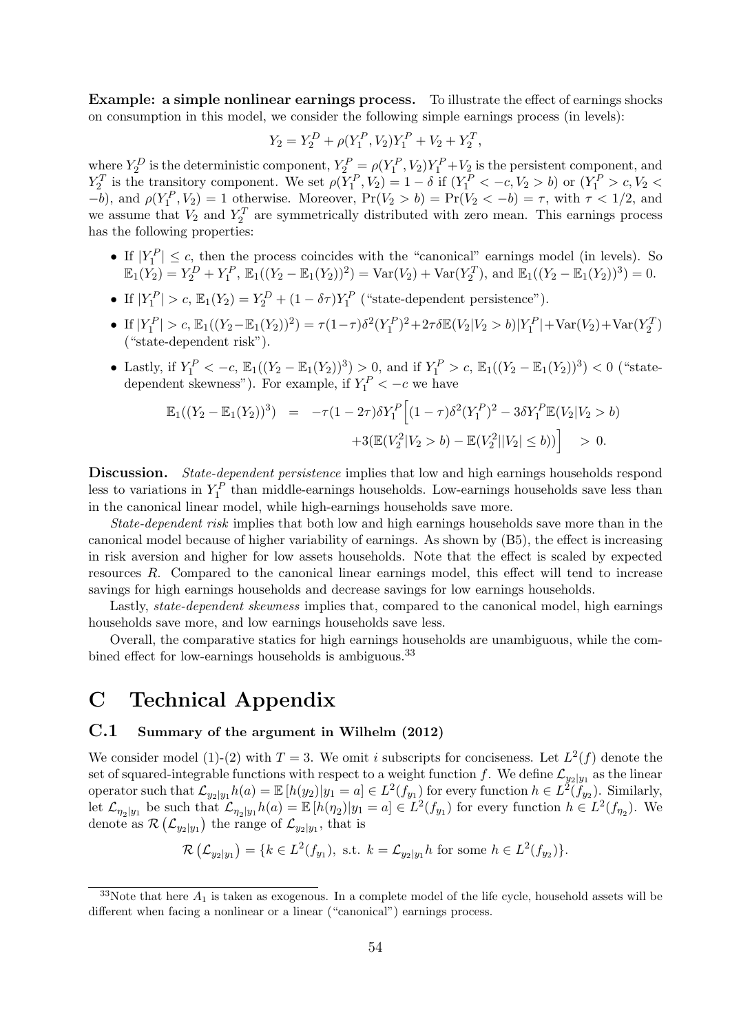**Example: a simple nonlinear earnings process.** To illustrate the effect of earnings shocks on consumption in this model, we consider the following simple earnings process (in levels):

$$Y_2 = Y_2^D + \rho(Y_1^P, V_2)Y_1^P + V_2 + Y_2^T,$$

where $Y_2^D$ is the deterministic component, $Y_2^P = \rho(Y_1^P, V_2)Y_1^P + V_2$ is the persistent component, and $Y_2^T$ is the transitory component. We set $\rho(Y_1^P, V_2) = 1 - \delta$ if $(Y_1^P < -c, V_2 > b)$ or $(Y_1^P > c, V_2 < -b)$, and $\rho(Y_1^P, V_2) = 1$ otherwise. Moreover, $\Pr(V_2 > b) = \Pr(V_2 < -b) = \tau$, with $\tau < 1/2$, and we assume that $V_2$ and $Y_2^T$ are symmetrically distributed with zero mean. This earnings process has the following properties:

- If $|Y_1^P| \leq c$, then the process coincides with the "canonical" earnings model (in levels). So $\mathbb{E}_1(Y_2) = Y_2^D + Y_1^P$, $\mathbb{E}_1((Y_2 - \mathbb{E}_1(Y_2))^2) = \text{Var}(V_2) + \text{Var}(Y_2^T)$, and $\mathbb{E}_1((Y_2 - \mathbb{E}_1(Y_2))^3) = 0$.
- If $|Y_1^P| > c$, $\mathbb{E}_1(Y_2) = Y_2^D + (1 - \delta\tau)Y_1^P$ ("state-dependent persistence").
- If $|Y_1^P| > c$, $\mathbb{E}_1((Y_2 - \mathbb{E}_1(Y_2))^2) = \tau(1-\tau)\delta^2(Y_1^P)^2 + 2\tau\delta\mathbb{E}(V_2|V_2 > b)|Y_1^P| + \text{Var}(V_2) + \text{Var}(Y_2^T)$ ("state-dependent risk").
- Lastly, if $Y_1^P < -c$, $\mathbb{E}_1((Y_2 - \mathbb{E}_1(Y_2))^3) > 0$, and if $Y_1^P > c$, $\mathbb{E}_1((Y_2 - \mathbb{E}_1(Y_2))^3) < 0$ ("state-dependent skewness"). For example, if $Y_1^P < -c$ we have

$$\begin{aligned}
\mathbb{E}_1((Y_2 - \mathbb{E}_1(Y_2))^3) &= -\tau(1-2\tau)\delta Y_1^P \Big[(1-\tau)\delta^2(Y_1^P)^2 - 3\delta Y_1^P \mathbb{E}(V_2|V_2 > b) \\
&\quad + 3(\mathbb{E}(V_2^2|V_2 > b) - \mathbb{E}(V_2^2||V_2| \leq b))\Big] \quad > 0.
\end{aligned}$$

**Discussion.** *State-dependent persistence* implies that low and high earnings households respond less to variations in $Y_1^P$ than middle-earnings households. Low-earnings households save less than in the canonical linear model, while high-earnings households save more.

*State-dependent risk* implies that both low and high earnings households save more than in the canonical model because of higher variability of earnings. As shown by (B5), the effect is increasing in risk aversion and higher for low assets households. Note that the effect is scaled by expected resources $R$. Compared to the canonical linear earnings model, this effect will tend to increase savings for high earnings households and decrease savings for low earnings households.

Lastly, *state-dependent skewness* implies that, compared to the canonical model, high earnings households save more, and low earnings households save less.

Overall, the comparative statics for high earnings households are unambiguous, while the combined effect for low-earnings households is ambiguous.[33]

# C Technical Appendix

## C.1 Summary of the argument in Wilhelm (2012)

We consider model (1)-(2) with $T = 3$. We omit $i$ subscripts for conciseness. Let $L^2(f)$ denote the set of squared-integrable functions with respect to a weight function $f$. We define $\mathcal{L}_{y_2|y_1}$ as the linear operator such that $\mathcal{L}_{y_2|y_1}h(a) = \mathbb{E}\left[h(y_2)|y_1 = a\right] \in L^2(f_{y_1})$ for every function $h \in L^2(f_{y_2})$. Similarly, let $\mathcal{L}_{\eta_2|y_1}$ be such that $\mathcal{L}_{\eta_2|y_1}h(a) = \mathbb{E}\left[h(\eta_2)|y_1 = a\right] \in L^2(f_{y_1})$ for every function $h \in L^2(f_{\eta_2})$. We denote as $\mathcal{R}\left(\mathcal{L}_{y_2|y_1}\right)$ the range of $\mathcal{L}_{y_2|y_1}$, that is

$$\mathcal{R}\left(\mathcal{L}_{y_2|y_1}\right) = \{k \in L^2(f_{y_1}), \text{ s.t. } k = \mathcal{L}_{y_2|y_1}h \text{ for some } h \in L^2(f_{y_2})\}.$$

[33] Note that here $A_1$ is taken as exogenous. In a complete model of the life cycle, household assets will be different when facing a nonlinear or a linear ("canonical") earnings process.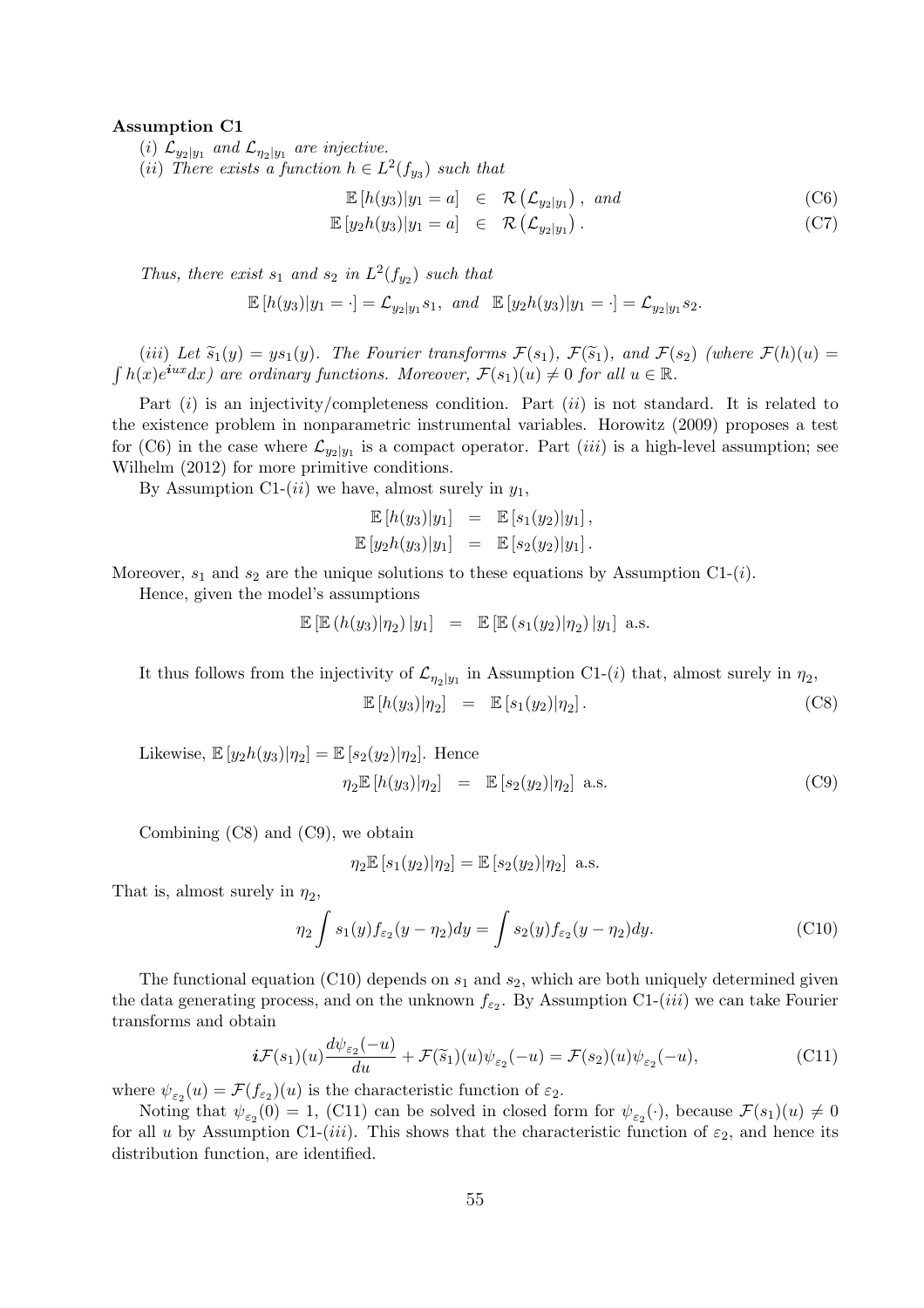**Assumption C1**

(*i*) $\mathcal{L}_{y_2|y_1}$ and $\mathcal{L}_{\eta_2|y_1}$ *are injective.*

(*ii*) *There exists a function* $h \in L^2(f_{y_3})$ *such that*

$$\mathbb{E}\left[h(y_3)|y_1 = a\right] \in \mathcal{R}\left(\mathcal{L}_{y_2|y_1}\right), \text{ and} \tag{C6}$$

$$\mathbb{E}\left[y_2 h(y_3)|y_1 = a\right] \in \mathcal{R}\left(\mathcal{L}_{y_2|y_1}\right). \tag{C7}$$

*Thus, there exist* $s_1$ *and* $s_2$ *in* $L^2(f_{y_2})$ *such that*

$$\mathbb{E}\left[h(y_3)|y_1 = \cdot\right] = \mathcal{L}_{y_2|y_1}s_1, \text{ and } \mathbb{E}\left[y_2 h(y_3)|y_1 = \cdot\right] = \mathcal{L}_{y_2|y_1}s_2.$$

(*iii*) *Let* $\widetilde{s}_1(y) = ys_1(y)$. *The Fourier transforms* $\mathcal{F}(s_1)$, $\mathcal{F}(\widetilde{s}_1)$, *and* $\mathcal{F}(s_2)$ *(where* $\mathcal{F}(h)(u) = \int h(x)e^{\boldsymbol{i}ux}dx$*) are ordinary functions. Moreover,* $\mathcal{F}(s_1)(u) \neq 0$ *for all* $u \in \mathbb{R}$.

Part (*i*) is an injectivity/completeness condition. Part (*ii*) is not standard. It is related to the existence problem in nonparametric instrumental variables. Horowitz (2009) proposes a test for (C6) in the case where $\mathcal{L}_{y_2|y_1}$ is a compact operator. Part (*iii*) is a high-level assumption; see Wilhelm (2012) for more primitive conditions.

By Assumption C1-(*ii*) we have, almost surely in $y_1$,

$$\mathbb{E}\left[h(y_3)|y_1\right] = \mathbb{E}\left[s_1(y_2)|y_1\right],$$

$$\mathbb{E}\left[y_2 h(y_3)|y_1\right] = \mathbb{E}\left[s_2(y_2)|y_1\right].$$

Moreover, $s_1$ and $s_2$ are the unique solutions to these equations by Assumption C1-(*i*).

Hence, given the model's assumptions

$$\mathbb{E}\left[\mathbb{E}\left(h(y_3)|\eta_2\right)|y_1\right] = \mathbb{E}\left[\mathbb{E}\left(s_1(y_2)|\eta_2\right)|y_1\right] \text{ a.s.}$$

It thus follows from the injectivity of $\mathcal{L}_{\eta_2|y_1}$ in Assumption C1-(*i*) that, almost surely in $\eta_2$,

$$\mathbb{E}\left[h(y_3)|\eta_2\right] = \mathbb{E}\left[s_1(y_2)|\eta_2\right]. \tag{C8}$$

Likewise, $\mathbb{E}\left[y_2 h(y_3)|\eta_2\right] = \mathbb{E}\left[s_2(y_2)|\eta_2\right]$. Hence

$$\eta_2\mathbb{E}\left[h(y_3)|\eta_2\right] = \mathbb{E}\left[s_2(y_2)|\eta_2\right] \text{ a.s.} \tag{C9}$$

Combining (C8) and (C9), we obtain

$$\eta_2\mathbb{E}\left[s_1(y_2)|\eta_2\right] = \mathbb{E}\left[s_2(y_2)|\eta_2\right] \text{ a.s.}$$

That is, almost surely in $\eta_2$,

$$\eta_2 \int s_1(y) f_{\varepsilon_2}(y - \eta_2)dy = \int s_2(y) f_{\varepsilon_2}(y - \eta_2)dy. \tag{C10}$$

The functional equation (C10) depends on $s_1$ and $s_2$, which are both uniquely determined given the data generating process, and on the unknown $f_{\varepsilon_2}$. By Assumption C1-(*iii*) we can take Fourier transforms and obtain

$$\boldsymbol{i}\mathcal{F}(s_1)(u)\frac{d\psi_{\varepsilon_2}(-u)}{du} + \mathcal{F}(\widetilde{s}_1)(u)\psi_{\varepsilon_2}(-u) = \mathcal{F}(s_2)(u)\psi_{\varepsilon_2}(-u), \tag{C11}$$

where $\psi_{\varepsilon_2}(u) = \mathcal{F}(f_{\varepsilon_2})(u)$ is the characteristic function of $\varepsilon_2$.

Noting that $\psi_{\varepsilon_2}(0) = 1$, (C11) can be solved in closed form for $\psi_{\varepsilon_2}(\cdot)$, because $\mathcal{F}(s_1)(u) \neq 0$ for all $u$ by Assumption C1-(*iii*). This shows that the characteristic function of $\varepsilon_2$, and hence its distribution function, are identified.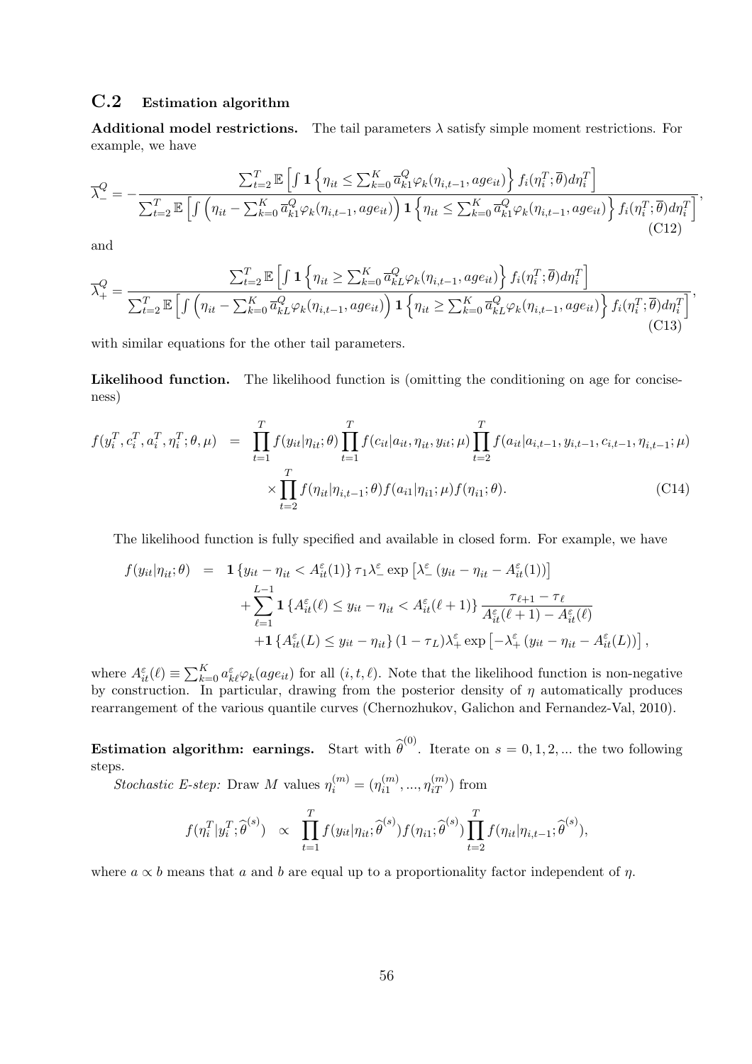### C.2 Estimation algorithm

**Additional model restrictions.** The tail parameters $\lambda$ satisfy simple moment restrictions. For example, we have

$$\overline{\lambda}_{-}^{Q} = -\frac{\sum_{t=2}^{T} \mathbb{E}\left[\int \mathbf{1}\left\{\eta_{it} \leq \sum_{k=0}^{K} \overline{a}_{k1}^{Q} \varphi_k(\eta_{i,t-1}, age_{it})\right\} f_i(\eta_i^T; \overline{\theta}) d\eta_i^T\right]}{\sum_{t=2}^{T} \mathbb{E}\left[\int \left(\eta_{it} - \sum_{k=0}^{K} \overline{a}_{k1}^{Q} \varphi_k(\eta_{i,t-1}, age_{it})\right) \mathbf{1}\left\{\eta_{it} \leq \sum_{k=0}^{K} \overline{a}_{k1}^{Q} \varphi_k(\eta_{i,t-1}, age_{it})\right\} f_i(\eta_i^T; \overline{\theta}) d\eta_i^T\right]}, \tag{C12}$$

and

$$\overline{\lambda}_{+}^{Q} = \frac{\sum_{t=2}^{T} \mathbb{E}\left[\int \mathbf{1}\left\{\eta_{it} \geq \sum_{k=0}^{K} \overline{a}_{kL}^{Q} \varphi_k(\eta_{i,t-1}, age_{it})\right\} f_i(\eta_i^T; \overline{\theta}) d\eta_i^T\right]}{\sum_{t=2}^{T} \mathbb{E}\left[\int \left(\eta_{it} - \sum_{k=0}^{K} \overline{a}_{kL}^{Q} \varphi_k(\eta_{i,t-1}, age_{it})\right) \mathbf{1}\left\{\eta_{it} \geq \sum_{k=0}^{K} \overline{a}_{kL}^{Q} \varphi_k(\eta_{i,t-1}, age_{it})\right\} f_i(\eta_i^T; \overline{\theta}) d\eta_i^T\right]}, \tag{C13}$$

with similar equations for the other tail parameters.

**Likelihood function.** The likelihood function is (omitting the conditioning on age for conciseness)

$$\begin{aligned} f(y_i^T, c_i^T, a_i^T, \eta_i^T; \theta, \mu) &= \prod_{t=1}^{T} f(y_{it}|\eta_{it}; \theta) \prod_{t=1}^{T} f(c_{it}|a_{it}, \eta_{it}, y_{it}; \mu) \prod_{t=2}^{T} f(a_{it}|a_{i,t-1}, y_{i,t-1}, c_{i,t-1}, \eta_{i,t-1}; \mu) \\ &\quad \times \prod_{t=2}^{T} f(\eta_{it}|\eta_{i,t-1}; \theta) f(a_{i1}|\eta_{i1}; \mu) f(\eta_{i1}; \theta). \end{aligned} \tag{C14}$$

The likelihood function is fully specified and available in closed form. For example, we have

$$\begin{aligned} f(y_{it}|\eta_{it}; \theta) &= \mathbf{1}\left\{y_{it} - \eta_{it} < A_{it}^{\varepsilon}(1)\right\} \tau_1 \lambda_{-}^{\varepsilon} \exp\left[\lambda_{-}^{\varepsilon}\left(y_{it} - \eta_{it} - A_{it}^{\varepsilon}(1)\right)\right] \\ &\quad + \sum_{\ell=1}^{L-1} \mathbf{1}\left\{A_{it}^{\varepsilon}(\ell) \leq y_{it} - \eta_{it} < A_{it}^{\varepsilon}(\ell+1)\right\} \frac{\tau_{\ell+1} - \tau_{\ell}}{A_{it}^{\varepsilon}(\ell+1) - A_{it}^{\varepsilon}(\ell)} \\ &\quad + \mathbf{1}\left\{A_{it}^{\varepsilon}(L) \leq y_{it} - \eta_{it}\right\} (1 - \tau_L) \lambda_{+}^{\varepsilon} \exp\left[-\lambda_{+}^{\varepsilon}\left(y_{it} - \eta_{it} - A_{it}^{\varepsilon}(L)\right)\right], \end{aligned}$$

where $A_{it}^{\varepsilon}(\ell) \equiv \sum_{k=0}^{K} a_{k\ell}^{\varepsilon} \varphi_k(age_{it})$ for all $(i, t, \ell)$. Note that the likelihood function is non-negative by construction. In particular, drawing from the posterior density of $\eta$ automatically produces rearrangement of the various quantile curves (Chernozhukov, Galichon and Fernandez-Val, 2010).

**Estimation algorithm: earnings.** Start with $\widehat{\theta}^{(0)}$. Iterate on $s = 0, 1, 2, ...$ the two following steps.

*Stochastic E-step:* Draw $M$ values $\eta_i^{(m)} = (\eta_{i1}^{(m)}, ..., \eta_{iT}^{(m)})$ from

$$f(\eta_i^T | y_i^T; \widehat{\theta}^{(s)}) \quad \propto \quad \prod_{t=1}^{T} f(y_{it}|\eta_{it}; \widehat{\theta}^{(s)}) f(\eta_{i1}; \widehat{\theta}^{(s)}) \prod_{t=2}^{T} f(\eta_{it}|\eta_{i,t-1}; \widehat{\theta}^{(s)}),$$

where $a \propto b$ means that $a$ and $b$ are equal up to a proportionality factor independent of $\eta$.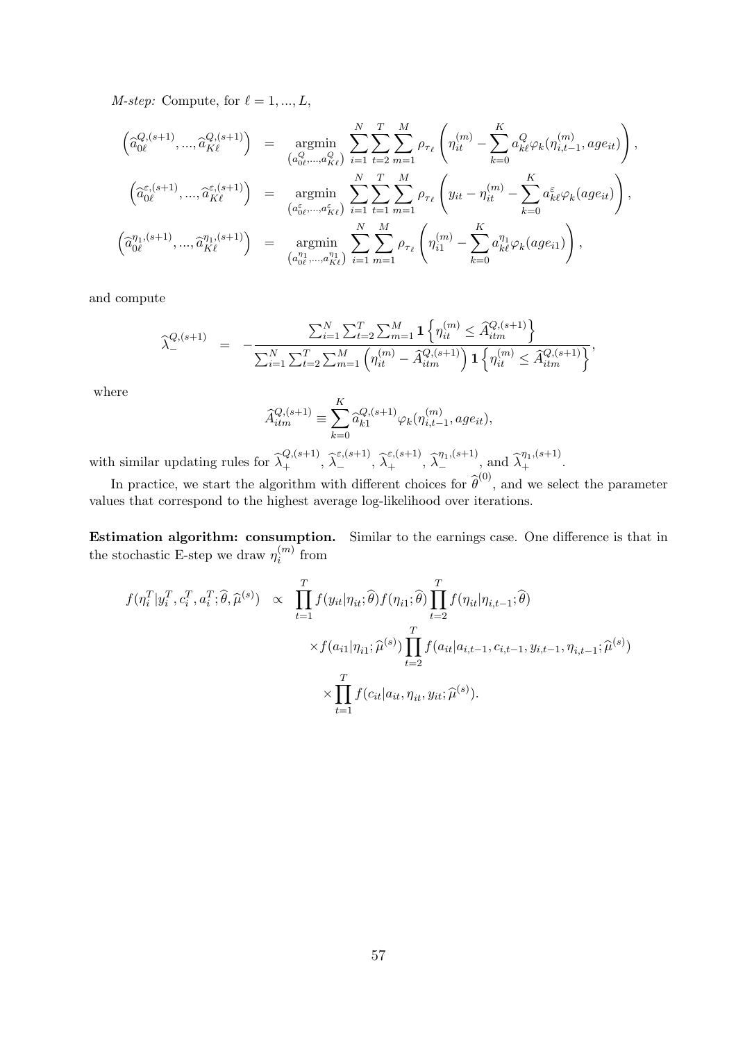*M-step:* Compute, for $\ell = 1, ..., L$,

$$
\begin{aligned}
\left(\widehat{a}_{0\ell}^{Q,(s+1)}, ..., \widehat{a}_{K\ell}^{Q,(s+1)}\right) &= \underset{\left(a_{0\ell}^{Q}, ..., a_{K\ell}^{Q}\right)}{\operatorname{argmin}} \sum_{i=1}^{N} \sum_{t=2}^{T} \sum_{m=1}^{M} \rho_{\tau_\ell}\left(\eta_{it}^{(m)} - \sum_{k=0}^{K} a_{k\ell}^{Q} \varphi_k(\eta_{i,t-1}^{(m)}, age_{it})\right), \\
\left(\widehat{a}_{0\ell}^{\varepsilon,(s+1)}, ..., \widehat{a}_{K\ell}^{\varepsilon,(s+1)}\right) &= \underset{\left(a_{0\ell}^{\varepsilon}, ..., a_{K\ell}^{\varepsilon}\right)}{\operatorname{argmin}} \sum_{i=1}^{N} \sum_{t=1}^{T} \sum_{m=1}^{M} \rho_{\tau_\ell}\left(y_{it} - \eta_{it}^{(m)} - \sum_{k=0}^{K} a_{k\ell}^{\varepsilon} \varphi_k(age_{it})\right), \\
\left(\widehat{a}_{0\ell}^{\eta_1,(s+1)}, ..., \widehat{a}_{K\ell}^{\eta_1,(s+1)}\right) &= \underset{\left(a_{0\ell}^{\eta_1}, ..., a_{K\ell}^{\eta_1}\right)}{\operatorname{argmin}} \sum_{i=1}^{N} \sum_{m=1}^{M} \rho_{\tau_\ell}\left(\eta_{i1}^{(m)} - \sum_{k=0}^{K} a_{k\ell}^{\eta_1} \varphi_k(age_{i1})\right),
\end{aligned}
$$

and compute

$$
\widehat{\lambda}_{-}^{Q,(s+1)} = -\frac{\sum_{i=1}^{N} \sum_{t=2}^{T} \sum_{m=1}^{M} \mathbf{1}\left\{\eta_{it}^{(m)} \leq \widehat{A}_{itm}^{Q,(s+1)}\right\}}{\sum_{i=1}^{N} \sum_{t=2}^{T} \sum_{m=1}^{M} \left(\eta_{it}^{(m)} - \widehat{A}_{itm}^{Q,(s+1)}\right) \mathbf{1}\left\{\eta_{it}^{(m)} \leq \widehat{A}_{itm}^{Q,(s+1)}\right\}},
$$

where

$$
\widehat{A}_{itm}^{Q,(s+1)} \equiv \sum_{k=0}^{K} \widehat{a}_{k1}^{Q,(s+1)} \varphi_k(\eta_{i,t-1}^{(m)}, age_{it}),
$$

with similar updating rules for $\widehat{\lambda}_{+}^{Q,(s+1)}$, $\widehat{\lambda}_{-}^{\varepsilon,(s+1)}$, $\widehat{\lambda}_{+}^{\varepsilon,(s+1)}$, $\widehat{\lambda}_{-}^{\eta_1,(s+1)}$, and $\widehat{\lambda}_{+}^{\eta_1,(s+1)}$.

In practice, we start the algorithm with different choices for $\widehat{\theta}^{(0)}$, and we select the parameter values that correspond to the highest average log-likelihood over iterations.

**Estimation algorithm: consumption.** Similar to the earnings case. One difference is that in the stochastic E-step we draw $\eta_i^{(m)}$ from

$$
\begin{aligned}
f(\eta_i^T | y_i^T, c_i^T, a_i^T; \widehat{\theta}, \widehat{\mu}^{(s)}) \propto & \prod_{t=1}^{T} f(y_{it}|\eta_{it}; \widehat{\theta}) f(\eta_{i1}; \widehat{\theta}) \prod_{t=2}^{T} f(\eta_{it}|\eta_{i,t-1}; \widehat{\theta}) \\
& \times f(a_{i1}|\eta_{i1}; \widehat{\mu}^{(s)}) \prod_{t=2}^{T} f(a_{it}|a_{i,t-1}, c_{i,t-1}, y_{i,t-1}, \eta_{i,t-1}; \widehat{\mu}^{(s)}) \\
& \times \prod_{t=1}^{T} f(c_{it}|a_{it}, \eta_{it}, y_{it}; \widehat{\mu}^{(s)}).
\end{aligned}
$$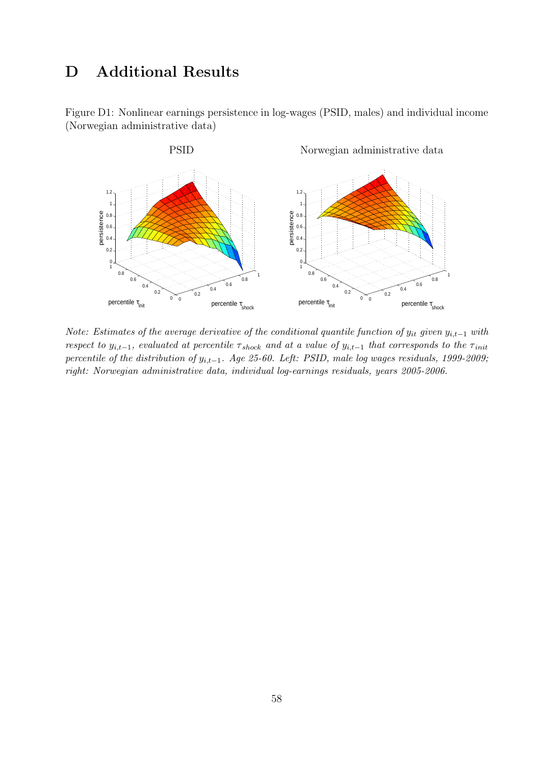# D Additional Results

Figure D1: Nonlinear earnings persistence in log-wages (PSID, males) and individual income (Norwegian administrative data)

*Note: Estimates of the average derivative of the conditional quantile function of $y_{it}$ given $y_{i,t-1}$ with respect to $y_{i,t-1}$, evaluated at percentile $\tau_{shock}$ and at a value of $y_{i,t-1}$ that corresponds to the $\tau_{init}$ percentile of the distribution of $y_{i,t-1}$. Age 25-60. Left: PSID, male log wages residuals, 1999-2009; right: Norwegian administrative data, individual log-earnings residuals, years 2005-2006.*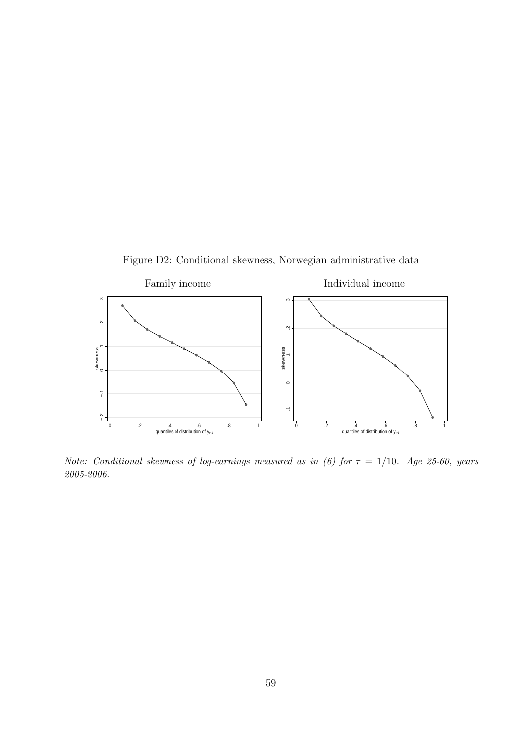Figure D2: Conditional skewness, Norwegian administrative data

Family income

Individual income

*Note: Conditional skewness of log-earnings measured as in (6) for $\tau = 1/10$. Age 25-60, years 2005-2006.*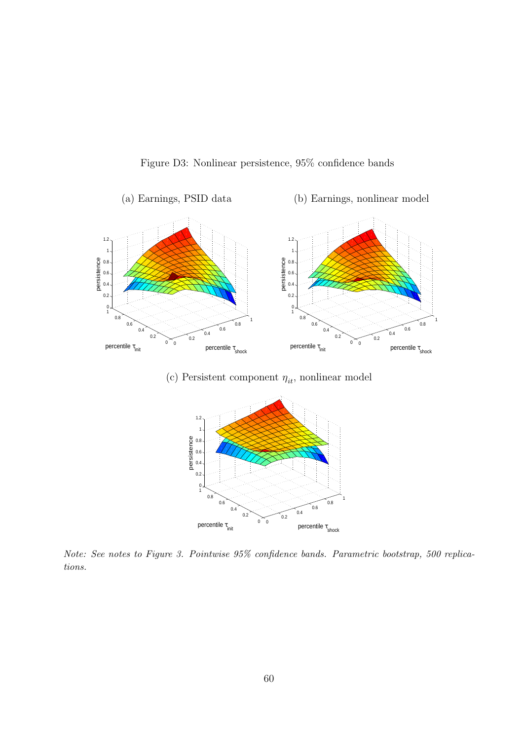Figure D3: Nonlinear persistence, 95% confidence bands

(a) Earnings, PSID data

(b) Earnings, nonlinear model

(c) Persistent component $\eta_{it}$, nonlinear model

*Note: See notes to Figure 3. Pointwise 95% confidence bands. Parametric bootstrap, 500 replications.*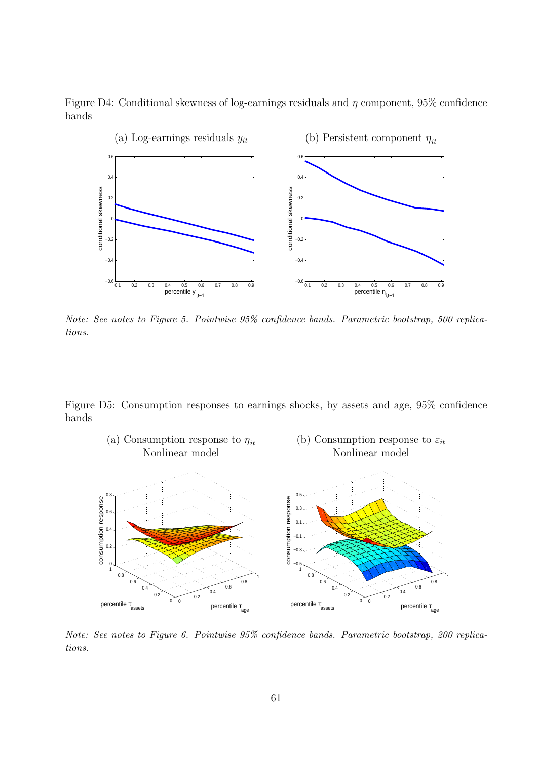Figure D4: Conditional skewness of log-earnings residuals and $\eta$ component, 95% confidence bands

(a) Log-earnings residuals $y_{it}$

(b) Persistent component $\eta_{it}$

*Note: See notes to Figure 5. Pointwise 95% confidence bands. Parametric bootstrap, 500 replications.*

Figure D5: Consumption responses to earnings shocks, by assets and age, 95% confidence bands

(a) Consumption response to $\eta_{it}$
Nonlinear model

(b) Consumption response to $\varepsilon_{it}$
Nonlinear model

*Note: See notes to Figure 6. Pointwise 95% confidence bands. Parametric bootstrap, 200 replications.*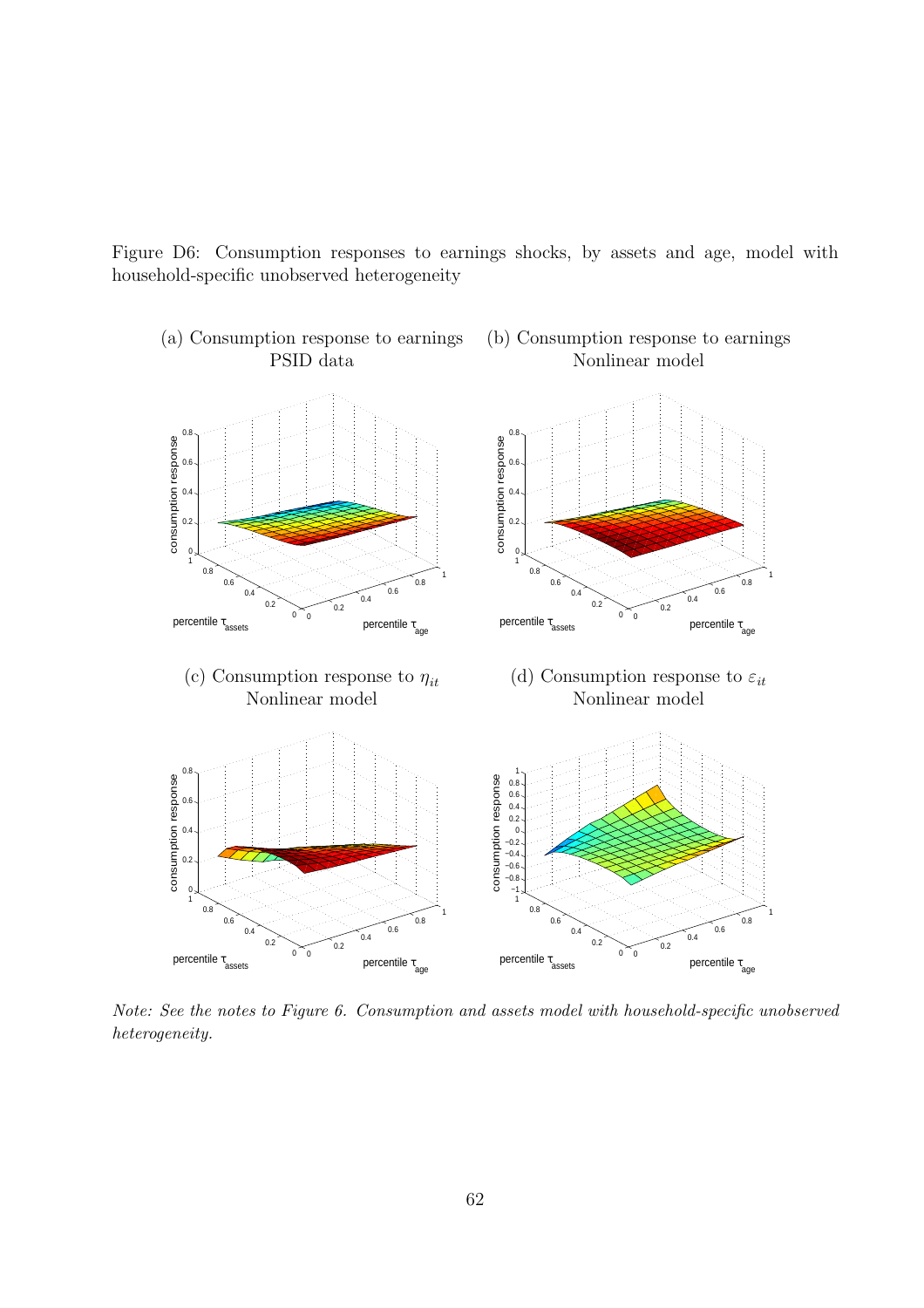Figure D6: Consumption responses to earnings shocks, by assets and age, model with household-specific unobserved heterogeneity

(a) Consumption response to earnings
PSID data

(b) Consumption response to earnings
Nonlinear model

(c) Consumption response to $\eta_{it}$
Nonlinear model

(d) Consumption response to $\varepsilon_{it}$
Nonlinear model

*Note: See the notes to Figure 6. Consumption and assets model with household-specific unobserved heterogeneity.*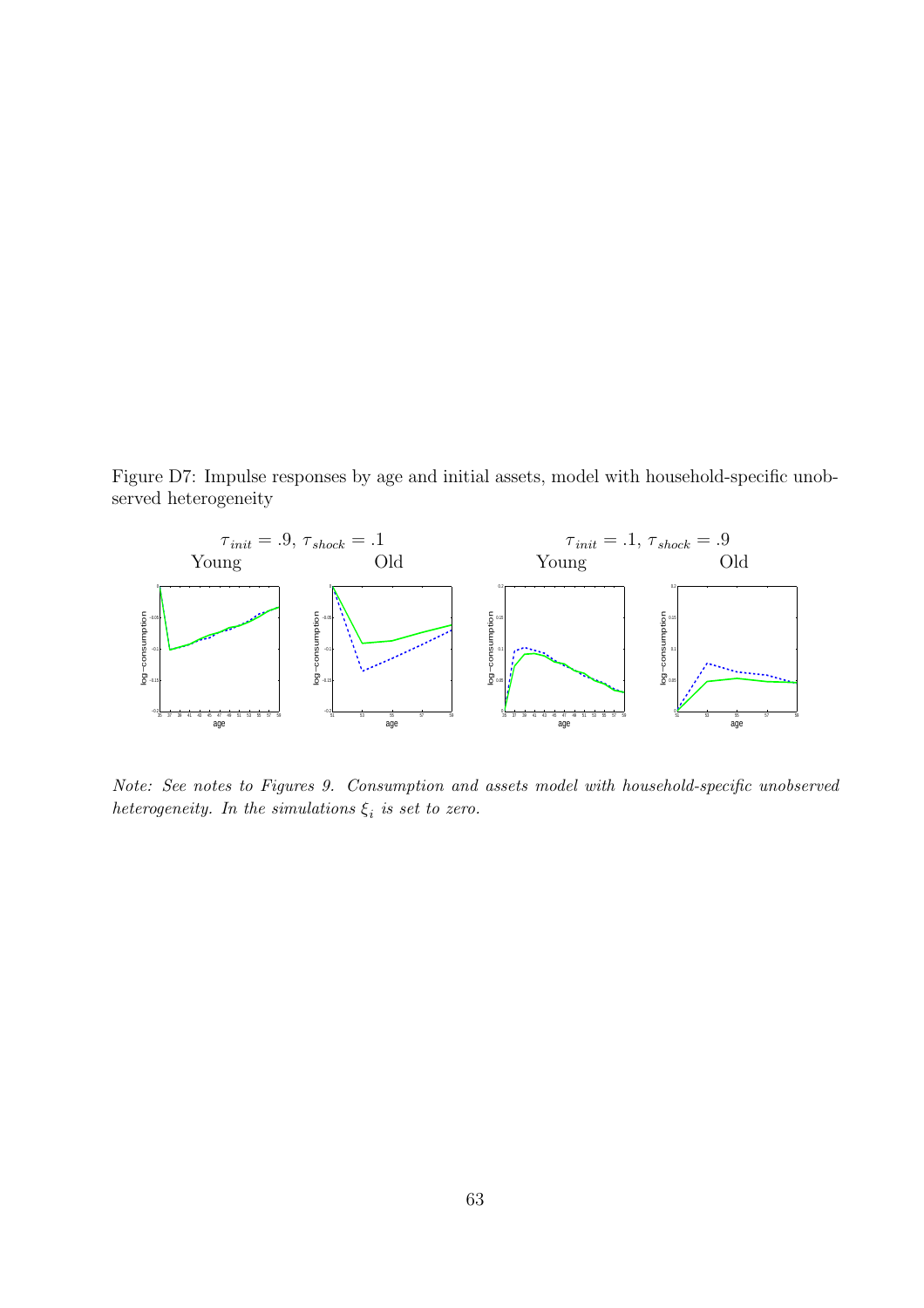Figure D7: Impulse responses by age and initial assets, model with household-specific unobserved heterogeneity

$\tau_{init} = .9$, $\tau_{shock} = .1$

Young

Old

$\tau_{init} = .1$, $\tau_{shock} = .9$

Young

Old

log−consumption

age

*Note: See notes to Figures 9. Consumption and assets model with household-specific unobserved heterogeneity. In the simulations $\xi_i$ is set to zero.*